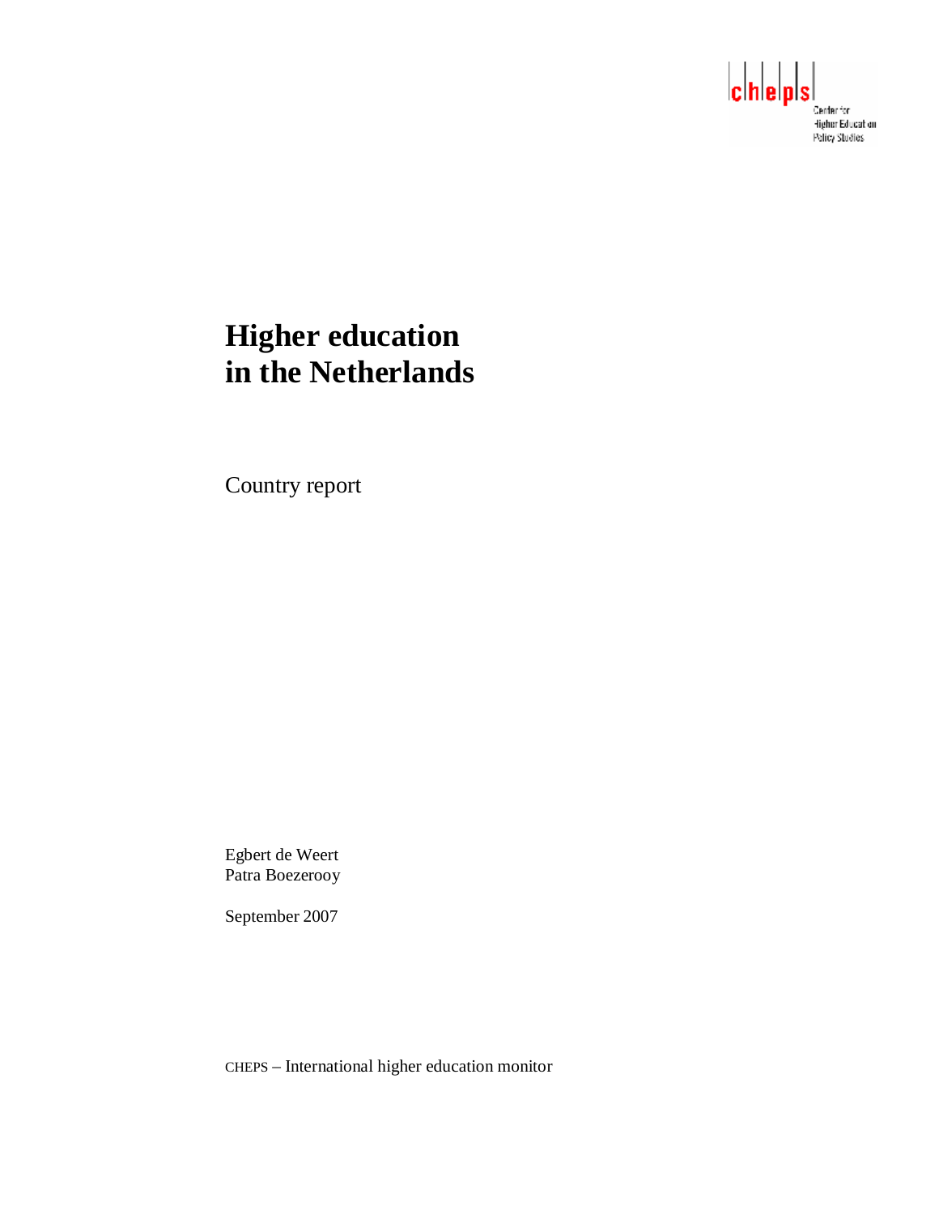cheps

Center for Higher Education Policy Studies

# Higher education in the Netherlands

Country report

Egbert de Weert
Patra Boezerooy

September 2007

CHEPS – International higher education monitor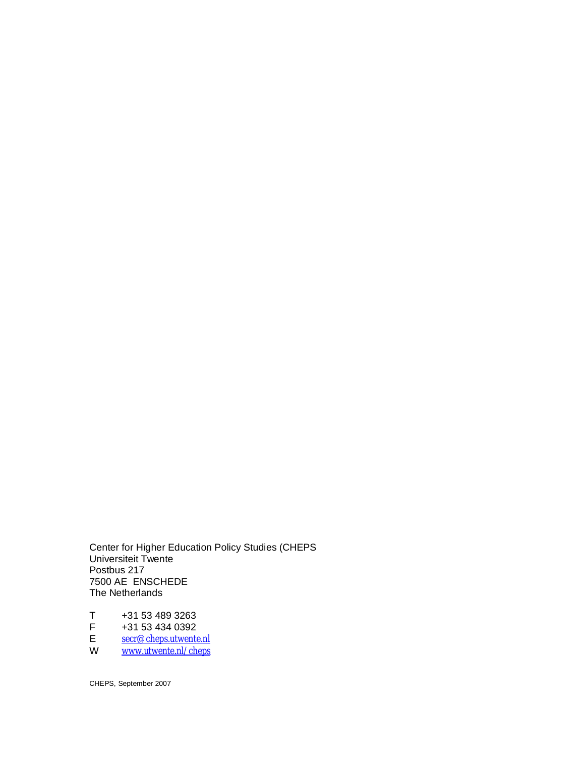Center for Higher Education Policy Studies (CHEPS
Universiteit Twente
Postbus 217
7500 AE  ENSCHEDE
The Netherlands

T	+31 53 489 3263
F	+31 53 434 0392
E	secr@cheps.utwente.nl
W	www.utwente.nl/cheps

CHEPS, September 2007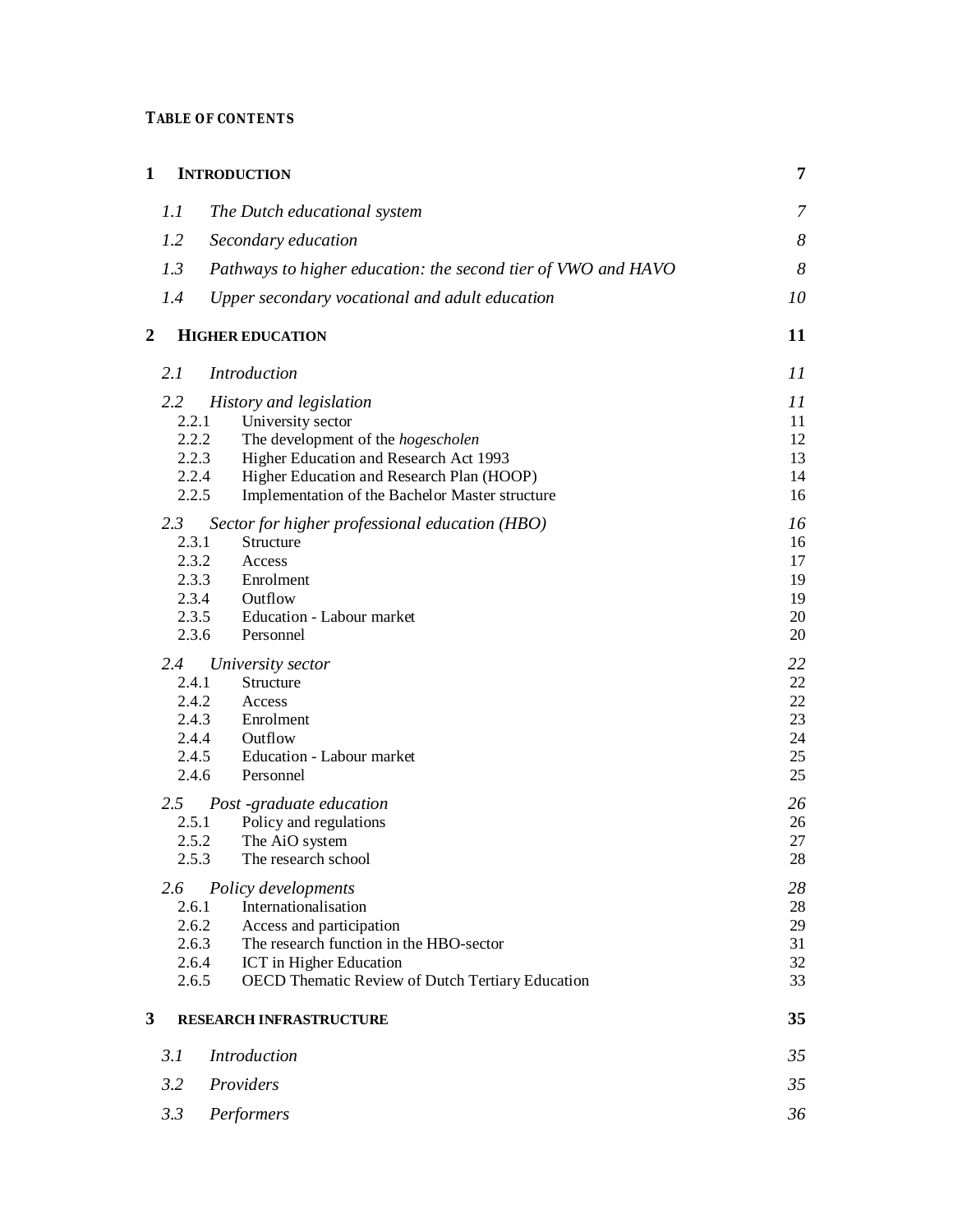**TABLE OF CONTENTS**

| | | |
|---|---|---|
| **1** | **INTRODUCTION** | **7** |
| *1.1* | *The Dutch educational system* | *7* |
| *1.2* | *Secondary education* | *8* |
| *1.3* | *Pathways to higher education: the second tier of VWO and HAVO* | *8* |
| *1.4* | *Upper secondary vocational and adult education* | *10* |
| **2** | **HIGHER EDUCATION** | **11** |
| *2.1* | *Introduction* | *11* |
| *2.2* | *History and legislation* | *11* |
| 2.2.1 | University sector | 11 |
| 2.2.2 | The development of the *hogescholen* | 12 |
| 2.2.3 | Higher Education and Research Act 1993 | 13 |
| 2.2.4 | Higher Education and Research Plan (HOOP) | 14 |
| 2.2.5 | Implementation of the Bachelor Master structure | 16 |
| *2.3* | *Sector for higher professional education (HBO)* | *16* |
| 2.3.1 | Structure | 16 |
| 2.3.2 | Access | 17 |
| 2.3.3 | Enrolment | 19 |
| 2.3.4 | Outflow | 19 |
| 2.3.5 | Education - Labour market | 20 |
| 2.3.6 | Personnel | 20 |
| *2.4* | *University sector* | *22* |
| 2.4.1 | Structure | 22 |
| 2.4.2 | Access | 22 |
| 2.4.3 | Enrolment | 23 |
| 2.4.4 | Outflow | 24 |
| 2.4.5 | Education - Labour market | 25 |
| 2.4.6 | Personnel | 25 |
| *2.5* | *Post -graduate education* | *26* |
| 2.5.1 | Policy and regulations | 26 |
| 2.5.2 | The AiO system | 27 |
| 2.5.3 | The research school | 28 |
| *2.6* | *Policy developments* | *28* |
| 2.6.1 | Internationalisation | 28 |
| 2.6.2 | Access and participation | 29 |
| 2.6.3 | The research function in the HBO-sector | 31 |
| 2.6.4 | ICT in Higher Education | 32 |
| 2.6.5 | OECD Thematic Review of Dutch Tertiary Education | 33 |
| **3** | **RESEARCH INFRASTRUCTURE** | **35** |
| *3.1* | *Introduction* | *35* |
| *3.2* | *Providers* | *35* |
| *3.3* | *Performers* | *36* |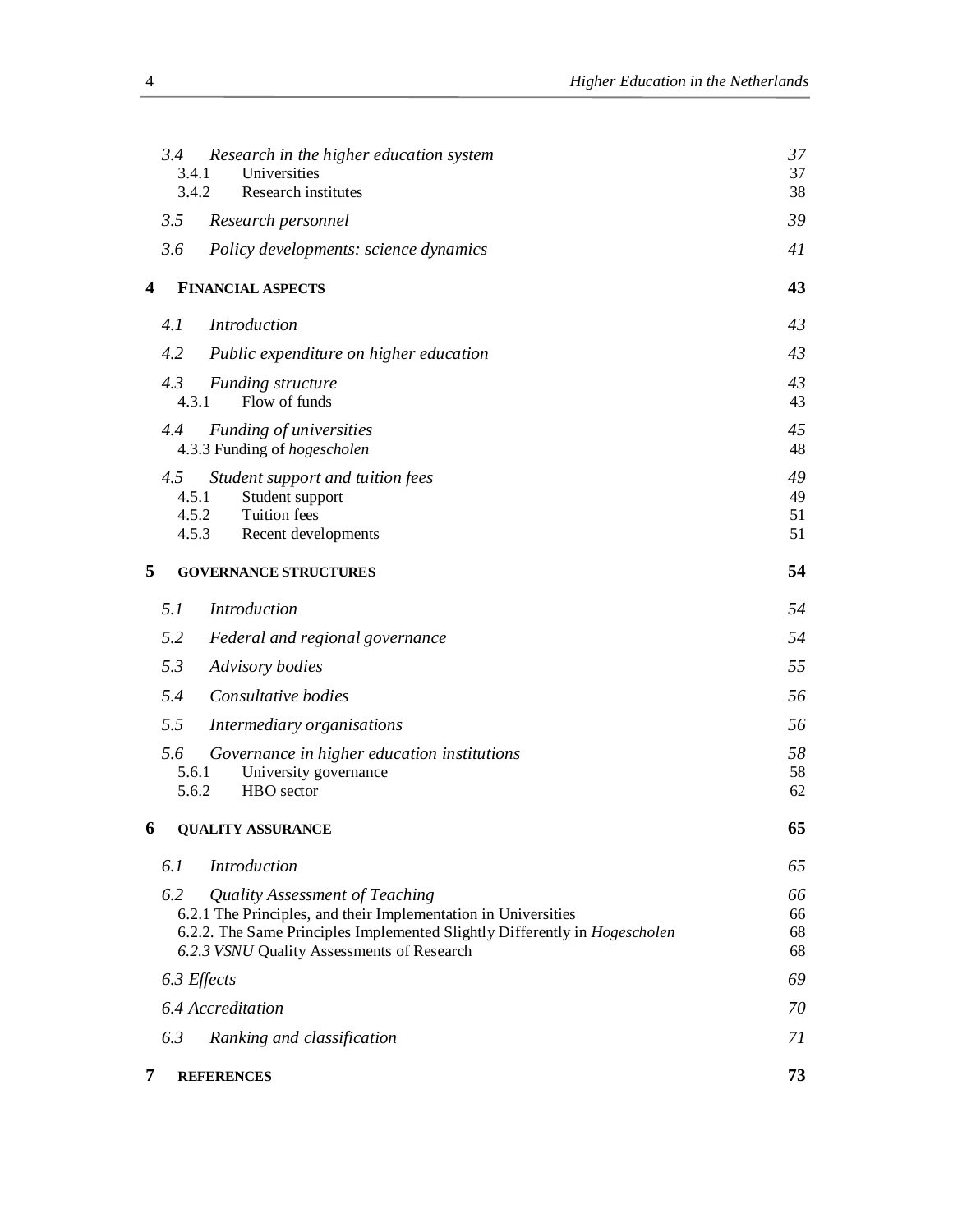| | |
|---|---|
| *3.4 Research in the higher education system* | *37* |
| 3.4.1 Universities | 37 |
| 3.4.2 Research institutes | 38 |
| *3.5 Research personnel* | *39* |
| *3.6 Policy developments: science dynamics* | *41* |
| **4 FINANCIAL ASPECTS** | **43** |
| *4.1 Introduction* | *43* |
| *4.2 Public expenditure on higher education* | *43* |
| *4.3 Funding structure* | *43* |
| 4.3.1 Flow of funds | 43 |
| *4.4 Funding of universities* | *45* |
| 4.3.3 Funding of *hogescholen* | 48 |
| *4.5 Student support and tuition fees* | *49* |
| 4.5.1 Student support | 49 |
| 4.5.2 Tuition fees | 51 |
| 4.5.3 Recent developments | 51 |
| **5 GOVERNANCE STRUCTURES** | **54** |
| *5.1 Introduction* | *54* |
| *5.2 Federal and regional governance* | *54* |
| *5.3 Advisory bodies* | *55* |
| *5.4 Consultative bodies* | *56* |
| *5.5 Intermediary organisations* | *56* |
| *5.6 Governance in higher education institutions* | *58* |
| 5.6.1 University governance | 58 |
| 5.6.2 HBO sector | 62 |
| **6 QUALITY ASSURANCE** | **65** |
| *6.1 Introduction* | *65* |
| *6.2 Quality Assessment of Teaching* | *66* |
| 6.2.1 The Principles, and their Implementation in Universities | 66 |
| 6.2.2. The Same Principles Implemented Slightly Differently in *Hogescholen* | 68 |
| *6.2.3 VSNU* Quality Assessments of Research | 68 |
| *6.3 Effects* | *69* |
| *6.4 Accreditation* | *70* |
| *6.3 Ranking and classification* | *71* |
| **7 REFERENCES** | **73** |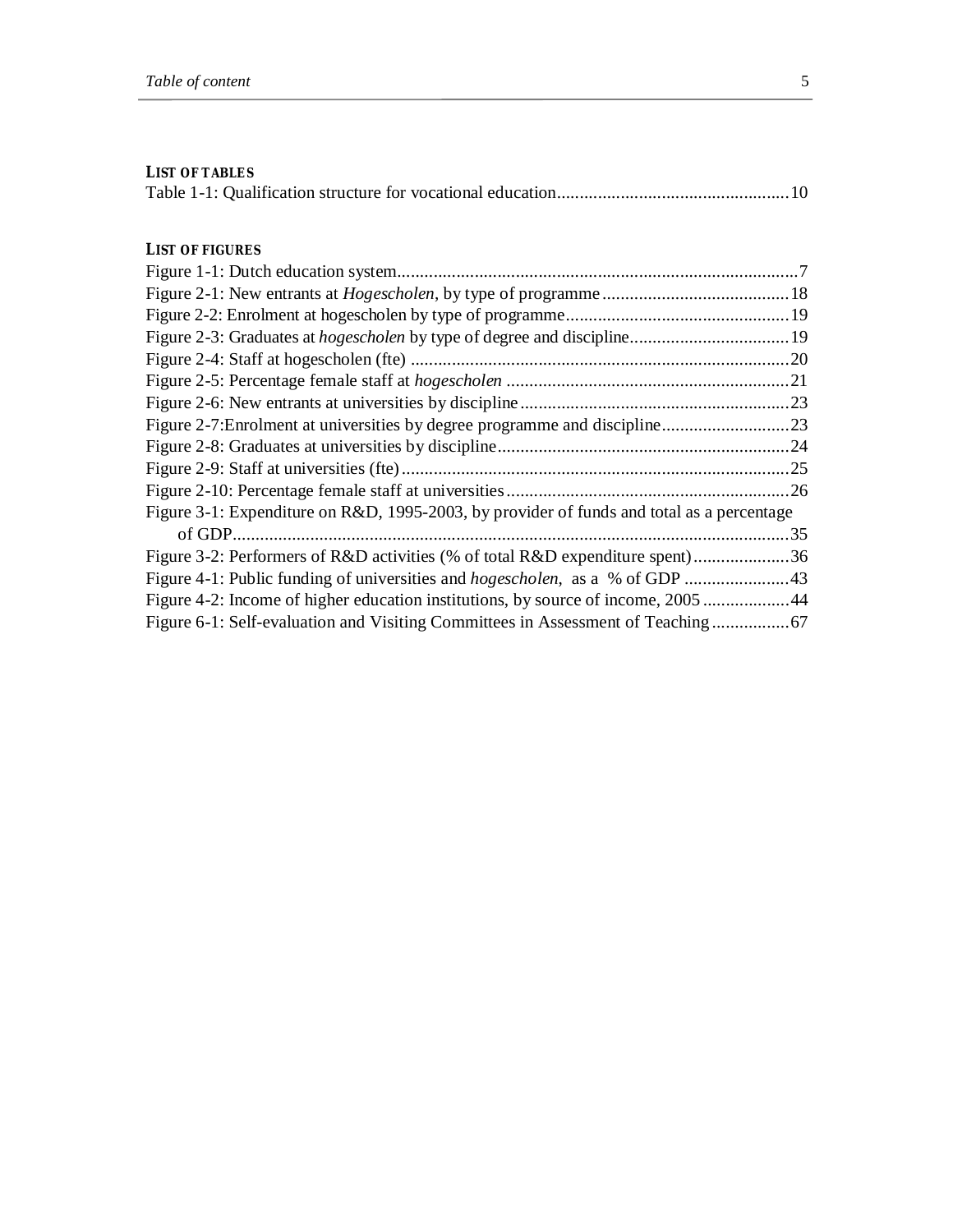## LIST OF TABLES

Table 1-1: Qualification structure for vocational education....................................................10

## LIST OF FIGURES

Figure 1-1: Dutch education system.........................................................................................7
Figure 2-1: New entrants at *Hogescholen*, by type of programme.........................................18
Figure 2-2: Enrolment at hogescholen by type of programme.................................................19
Figure 2-3: Graduates at *hogescholen* by type of degree and discipline..................................19
Figure 2-4: Staff at hogescholen (fte) ...................................................................................20
Figure 2-5: Percentage female staff at *hogescholen* ..............................................................21
Figure 2-6: New entrants at universities by discipline...........................................................23
Figure 2-7:Enrolment at universities by degree programme and discipline............................23
Figure 2-8: Graduates at universities by discipline.................................................................24
Figure 2-9: Staff at universities (fte)......................................................................................25
Figure 2-10: Percentage female staff at universities...............................................................26
Figure 3-1: Expenditure on R&D, 1995-2003, by provider of funds and total as a percentage of GDP...........................................................................................................................35
Figure 3-2: Performers of R&D activities (% of total R&D expenditure spent).....................36
Figure 4-1: Public funding of universities and *hogescholen*, as a % of GDP .......................43
Figure 4-2: Income of higher education institutions, by source of income, 2005...................44
Figure 6-1: Self-evaluation and Visiting Committees in Assessment of Teaching.................67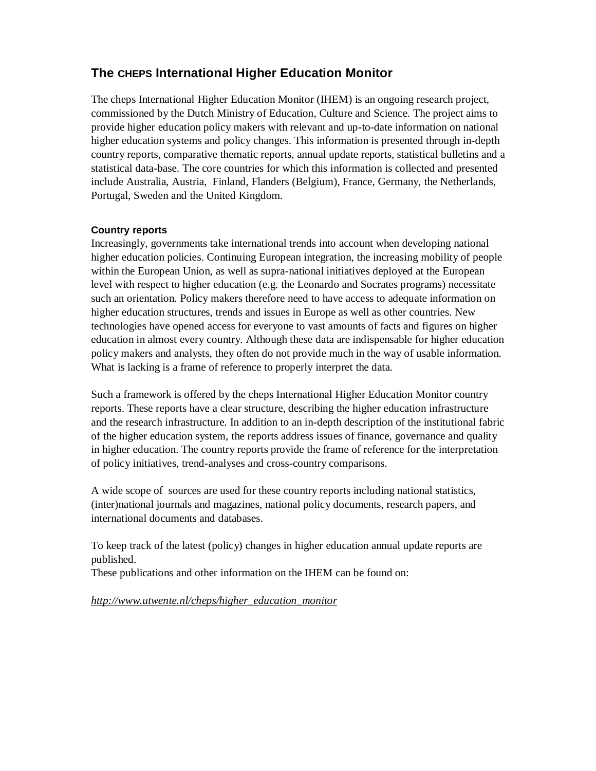## The CHEPS International Higher Education Monitor

The cheps International Higher Education Monitor (IHEM) is an ongoing research project, commissioned by the Dutch Ministry of Education, Culture and Science. The project aims to provide higher education policy makers with relevant and up-to-date information on national higher education systems and policy changes. This information is presented through in-depth country reports, comparative thematic reports, annual update reports, statistical bulletins and a statistical data-base. The core countries for which this information is collected and presented include Australia, Austria, Finland, Flanders (Belgium), France, Germany, the Netherlands, Portugal, Sweden and the United Kingdom.

### Country reports

Increasingly, governments take international trends into account when developing national higher education policies. Continuing European integration, the increasing mobility of people within the European Union, as well as supra-national initiatives deployed at the European level with respect to higher education (e.g. the Leonardo and Socrates programs) necessitate such an orientation. Policy makers therefore need to have access to adequate information on higher education structures, trends and issues in Europe as well as other countries. New technologies have opened access for everyone to vast amounts of facts and figures on higher education in almost every country. Although these data are indispensable for higher education policy makers and analysts, they often do not provide much in the way of usable information. What is lacking is a frame of reference to properly interpret the data.

Such a framework is offered by the cheps International Higher Education Monitor country reports. These reports have a clear structure, describing the higher education infrastructure and the research infrastructure. In addition to an in-depth description of the institutional fabric of the higher education system, the reports address issues of finance, governance and quality in higher education. The country reports provide the frame of reference for the interpretation of policy initiatives, trend-analyses and cross-country comparisons.

A wide scope of sources are used for these country reports including national statistics, (inter)national journals and magazines, national policy documents, research papers, and international documents and databases.

To keep track of the latest (policy) changes in higher education annual update reports are published.
These publications and other information on the IHEM can be found on:

*http://www.utwente.nl/cheps/higher_education_monitor*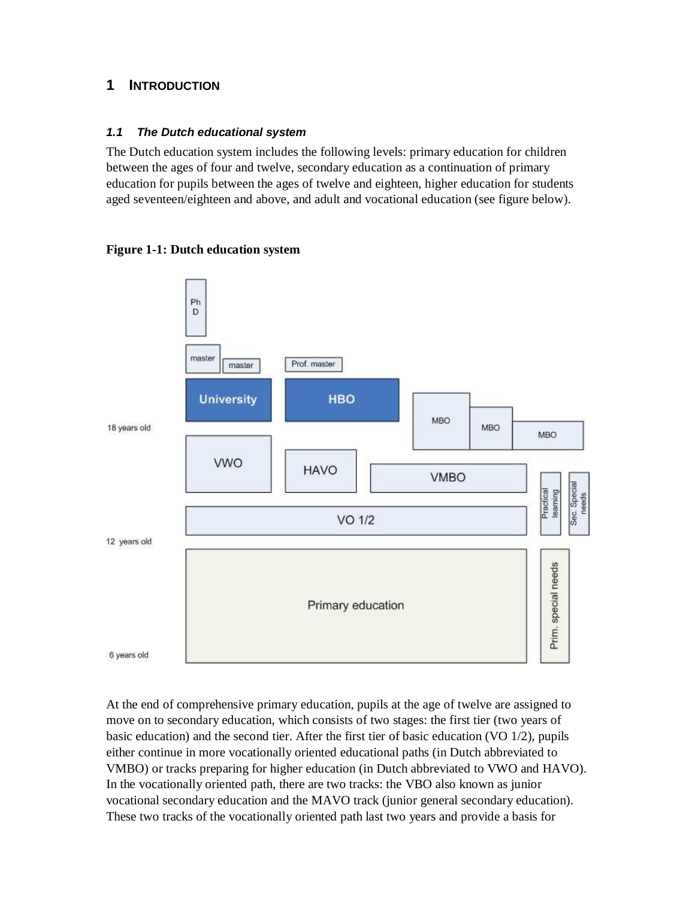# 1 INTRODUCTION

### *1.1 The Dutch educational system*

The Dutch education system includes the following levels: primary education for children between the ages of four and twelve, secondary education as a continuation of primary education for pupils between the ages of twelve and eighteen, higher education for students aged seventeen/eighteen and above, and adult and vocational education (see figure below).

**Figure 1-1: Dutch education system**

At the end of comprehensive primary education, pupils at the age of twelve are assigned to move on to secondary education, which consists of two stages: the first tier (two years of basic education) and the second tier. After the first tier of basic education (VO 1/2), pupils either continue in more vocationally oriented educational paths (in Dutch abbreviated to VMBO) or tracks preparing for higher education (in Dutch abbreviated to VWO and HAVO). In the vocationally oriented path, there are two tracks: the VBO also known as junior vocational secondary education and the MAVO track (junior general secondary education). These two tracks of the vocationally oriented path last two years and provide a basis for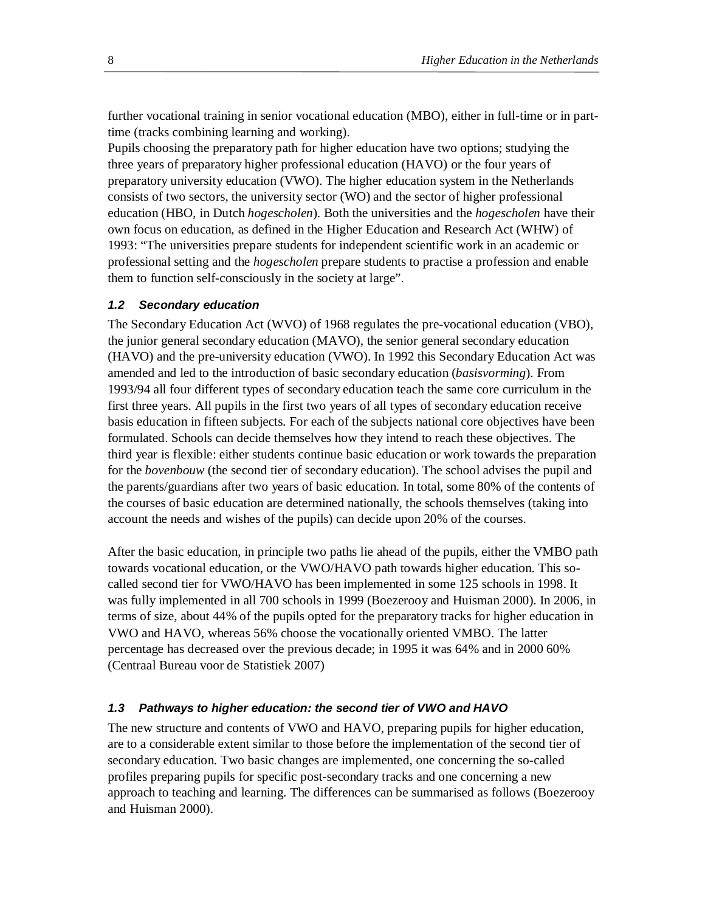further vocational training in senior vocational education (MBO), either in full-time or in part-time (tracks combining learning and working).
Pupils choosing the preparatory path for higher education have two options; studying the three years of preparatory higher professional education (HAVO) or the four years of preparatory university education (VWO). The higher education system in the Netherlands consists of two sectors, the university sector (WO) and the sector of higher professional education (HBO, in Dutch *hogescholen*). Both the universities and the *hogescholen* have their own focus on education, as defined in the Higher Education and Research Act (WHW) of 1993: "The universities prepare students for independent scientific work in an academic or professional setting and the *hogescholen* prepare students to practise a profession and enable them to function self-consciously in the society at large".

### *1.2 Secondary education*

The Secondary Education Act (WVO) of 1968 regulates the pre-vocational education (VBO), the junior general secondary education (MAVO), the senior general secondary education (HAVO) and the pre-university education (VWO). In 1992 this Secondary Education Act was amended and led to the introduction of basic secondary education (*basisvorming*). From 1993/94 all four different types of secondary education teach the same core curriculum in the first three years. All pupils in the first two years of all types of secondary education receive basis education in fifteen subjects. For each of the subjects national core objectives have been formulated. Schools can decide themselves how they intend to reach these objectives. The third year is flexible: either students continue basic education or work towards the preparation for the *bovenbouw* (the second tier of secondary education). The school advises the pupil and the parents/guardians after two years of basic education. In total, some 80% of the contents of the courses of basic education are determined nationally, the schools themselves (taking into account the needs and wishes of the pupils) can decide upon 20% of the courses.

After the basic education, in principle two paths lie ahead of the pupils, either the VMBO path towards vocational education, or the VWO/HAVO path towards higher education. This so-called second tier for VWO/HAVO has been implemented in some 125 schools in 1998. It was fully implemented in all 700 schools in 1999 (Boezerooy and Huisman 2000). In 2006, in terms of size, about 44% of the pupils opted for the preparatory tracks for higher education in VWO and HAVO, whereas 56% choose the vocationally oriented VMBO. The latter percentage has decreased over the previous decade; in 1995 it was 64% and in 2000 60% (Centraal Bureau voor de Statistiek 2007)

### *1.3 Pathways to higher education: the second tier of VWO and HAVO*

The new structure and contents of VWO and HAVO, preparing pupils for higher education, are to a considerable extent similar to those before the implementation of the second tier of secondary education. Two basic changes are implemented, one concerning the so-called profiles preparing pupils for specific post-secondary tracks and one concerning a new approach to teaching and learning. The differences can be summarised as follows (Boezerooy and Huisman 2000).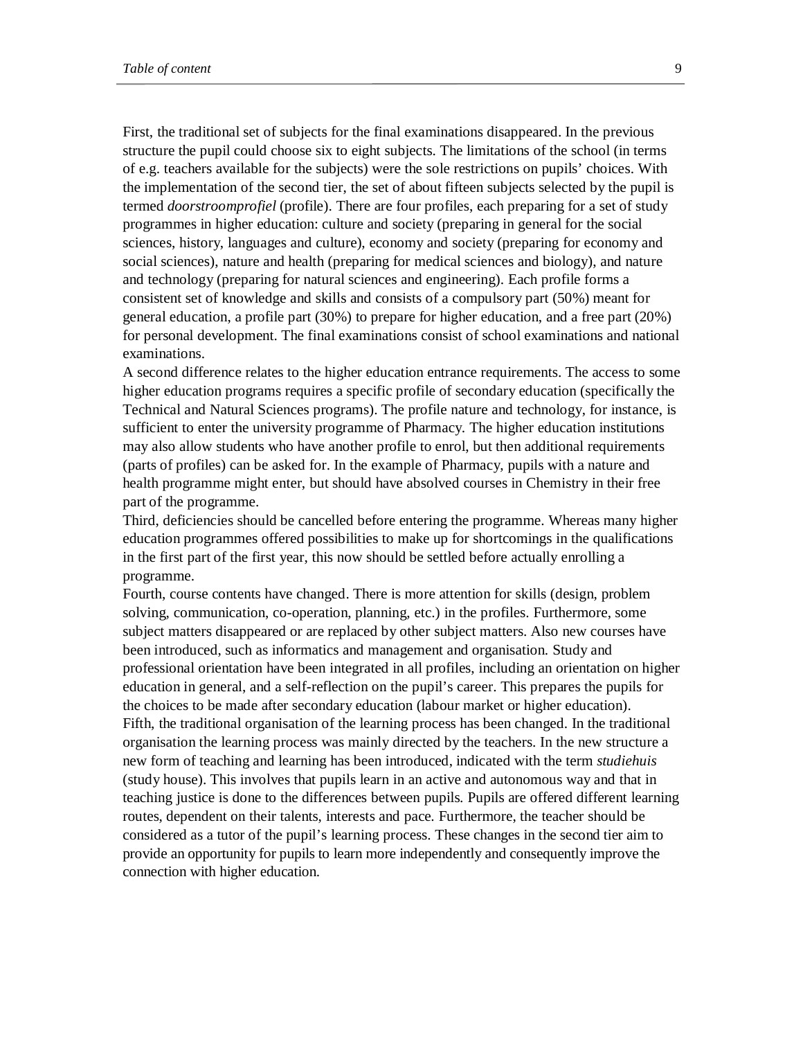First, the traditional set of subjects for the final examinations disappeared. In the previous structure the pupil could choose six to eight subjects. The limitations of the school (in terms of e.g. teachers available for the subjects) were the sole restrictions on pupils' choices. With the implementation of the second tier, the set of about fifteen subjects selected by the pupil is termed *doorstroomprofiel* (profile). There are four profiles, each preparing for a set of study programmes in higher education: culture and society (preparing in general for the social sciences, history, languages and culture), economy and society (preparing for economy and social sciences), nature and health (preparing for medical sciences and biology), and nature and technology (preparing for natural sciences and engineering). Each profile forms a consistent set of knowledge and skills and consists of a compulsory part (50%) meant for general education, a profile part (30%) to prepare for higher education, and a free part (20%) for personal development. The final examinations consist of school examinations and national examinations.

A second difference relates to the higher education entrance requirements. The access to some higher education programs requires a specific profile of secondary education (specifically the Technical and Natural Sciences programs). The profile nature and technology, for instance, is sufficient to enter the university programme of Pharmacy. The higher education institutions may also allow students who have another profile to enrol, but then additional requirements (parts of profiles) can be asked for. In the example of Pharmacy, pupils with a nature and health programme might enter, but should have absolved courses in Chemistry in their free part of the programme.

Third, deficiencies should be cancelled before entering the programme. Whereas many higher education programmes offered possibilities to make up for shortcomings in the qualifications in the first part of the first year, this now should be settled before actually enrolling a programme.

Fourth, course contents have changed. There is more attention for skills (design, problem solving, communication, co-operation, planning, etc.) in the profiles. Furthermore, some subject matters disappeared or are replaced by other subject matters. Also new courses have been introduced, such as informatics and management and organisation. Study and professional orientation have been integrated in all profiles, including an orientation on higher education in general, and a self-reflection on the pupil's career. This prepares the pupils for the choices to be made after secondary education (labour market or higher education).

Fifth, the traditional organisation of the learning process has been changed. In the traditional organisation the learning process was mainly directed by the teachers. In the new structure a new form of teaching and learning has been introduced, indicated with the term *studiehuis* (study house). This involves that pupils learn in an active and autonomous way and that in teaching justice is done to the differences between pupils. Pupils are offered different learning routes, dependent on their talents, interests and pace. Furthermore, the teacher should be considered as a tutor of the pupil's learning process. These changes in the second tier aim to provide an opportunity for pupils to learn more independently and consequently improve the connection with higher education.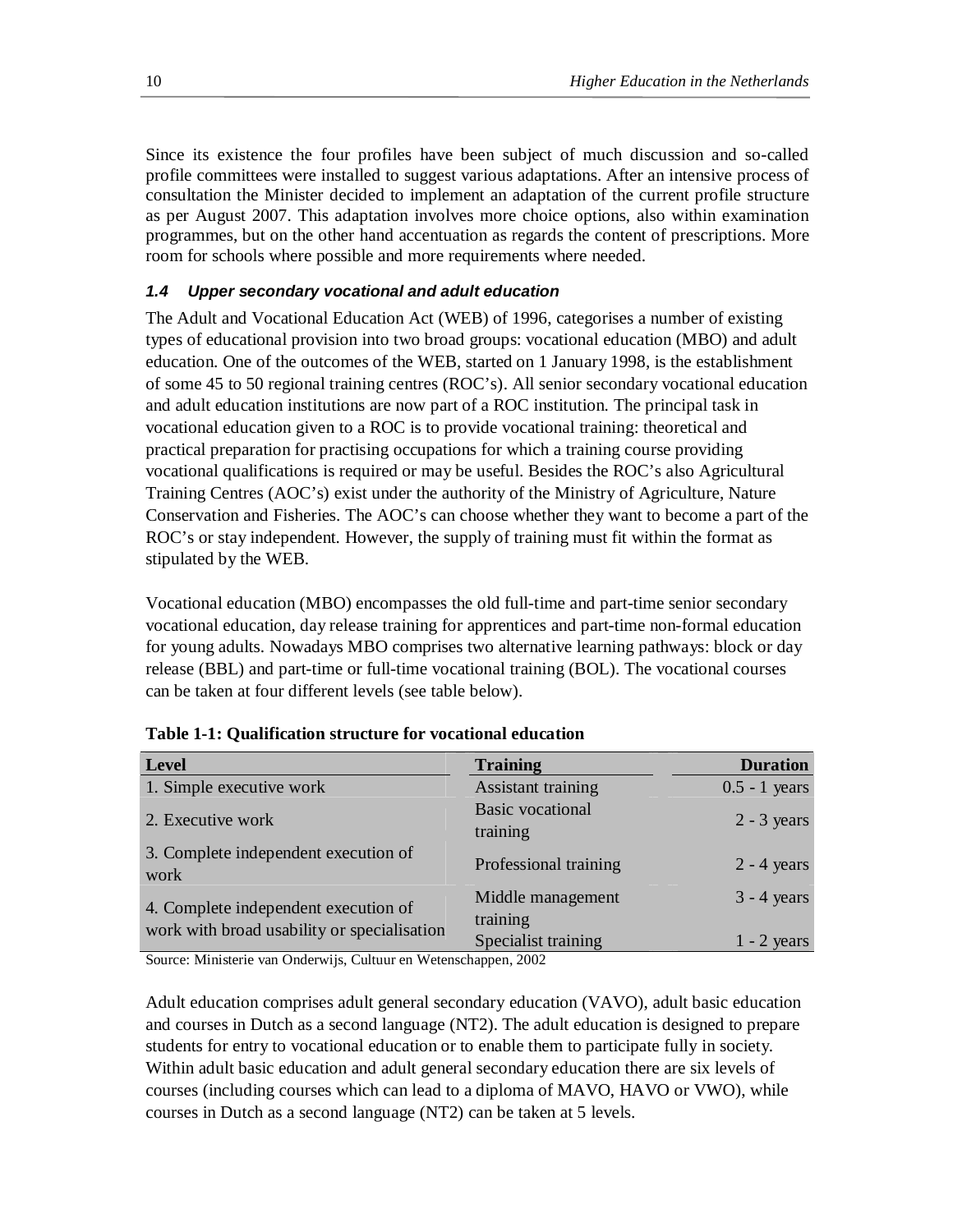Since its existence the four profiles have been subject of much discussion and so-called profile committees were installed to suggest various adaptations. After an intensive process of consultation the Minister decided to implement an adaptation of the current profile structure as per August 2007. This adaptation involves more choice options, also within examination programmes, but on the other hand accentuation as regards the content of prescriptions. More room for schools where possible and more requirements where needed.

### *1.4 Upper secondary vocational and adult education*

The Adult and Vocational Education Act (WEB) of 1996, categorises a number of existing types of educational provision into two broad groups: vocational education (MBO) and adult education. One of the outcomes of the WEB, started on 1 January 1998, is the establishment of some 45 to 50 regional training centres (ROC's). All senior secondary vocational education and adult education institutions are now part of a ROC institution. The principal task in vocational education given to a ROC is to provide vocational training: theoretical and practical preparation for practising occupations for which a training course providing vocational qualifications is required or may be useful. Besides the ROC's also Agricultural Training Centres (AOC's) exist under the authority of the Ministry of Agriculture, Nature Conservation and Fisheries. The AOC's can choose whether they want to become a part of the ROC's or stay independent. However, the supply of training must fit within the format as stipulated by the WEB.

Vocational education (MBO) encompasses the old full-time and part-time senior secondary vocational education, day release training for apprentices and part-time non-formal education for young adults. Nowadays MBO comprises two alternative learning pathways: block or day release (BBL) and part-time or full-time vocational training (BOL). The vocational courses can be taken at four different levels (see table below).

**Table 1-1: Qualification structure for vocational education**

| Level | Training | Duration |
|---|---|---|
| 1. Simple executive work | Assistant training | 0.5 - 1 years |
| 2. Executive work | Basic vocational training | 2 - 3 years |
| 3. Complete independent execution of work | Professional training | 2 - 4 years |
| 4. Complete independent execution of work with broad usability or specialisation | Middle management training | 3 - 4 years |
| | Specialist training | 1 - 2 years |

Source: Ministerie van Onderwijs, Cultuur en Wetenschappen, 2002

Adult education comprises adult general secondary education (VAVO), adult basic education and courses in Dutch as a second language (NT2). The adult education is designed to prepare students for entry to vocational education or to enable them to participate fully in society. Within adult basic education and adult general secondary education there are six levels of courses (including courses which can lead to a diploma of MAVO, HAVO or VWO), while courses in Dutch as a second language (NT2) can be taken at 5 levels.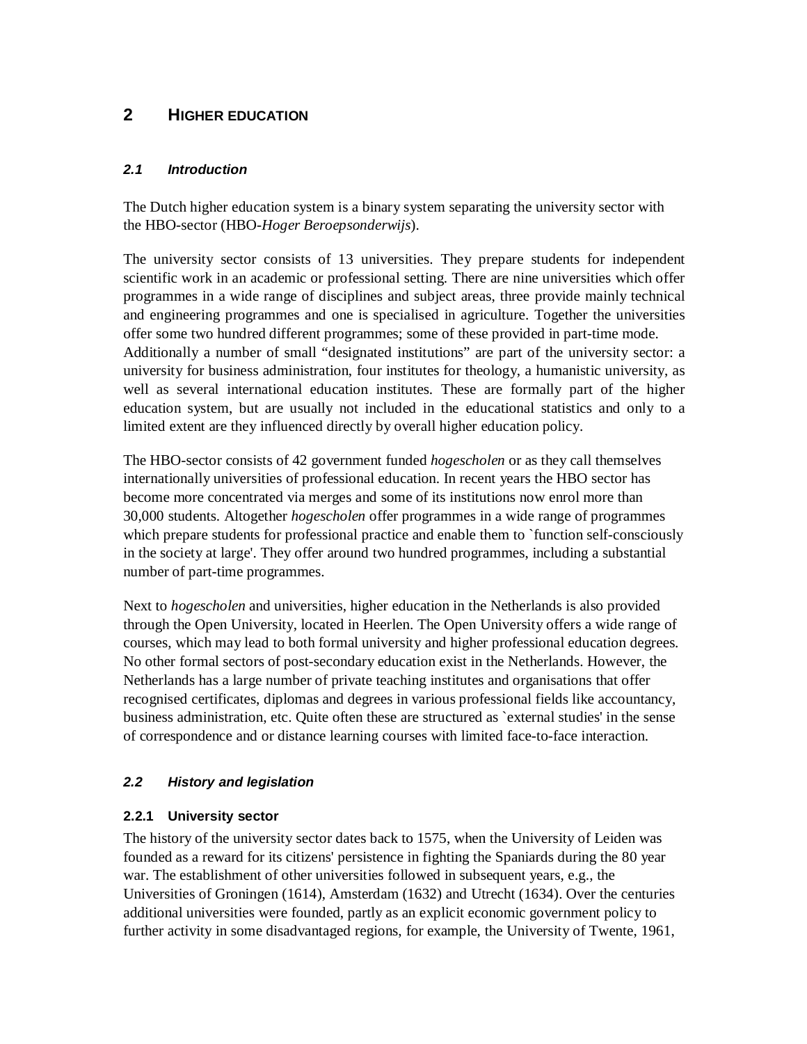# 2 HIGHER EDUCATION

## 2.1 Introduction

The Dutch higher education system is a binary system separating the university sector with the HBO-sector (HBO-*Hoger Beroepsonderwijs*).

The university sector consists of 13 universities. They prepare students for independent scientific work in an academic or professional setting. There are nine universities which offer programmes in a wide range of disciplines and subject areas, three provide mainly technical and engineering programmes and one is specialised in agriculture. Together the universities offer some two hundred different programmes; some of these provided in part-time mode. Additionally a number of small "designated institutions" are part of the university sector: a university for business administration, four institutes for theology, a humanistic university, as well as several international education institutes. These are formally part of the higher education system, but are usually not included in the educational statistics and only to a limited extent are they influenced directly by overall higher education policy.

The HBO-sector consists of 42 government funded *hogescholen* or as they call themselves internationally universities of professional education. In recent years the HBO sector has become more concentrated via merges and some of its institutions now enrol more than 30,000 students. Altogether *hogescholen* offer programmes in a wide range of programmes which prepare students for professional practice and enable them to `function self-consciously in the society at large'. They offer around two hundred programmes, including a substantial number of part-time programmes.

Next to *hogescholen* and universities, higher education in the Netherlands is also provided through the Open University, located in Heerlen. The Open University offers a wide range of courses, which may lead to both formal university and higher professional education degrees. No other formal sectors of post-secondary education exist in the Netherlands. However, the Netherlands has a large number of private teaching institutes and organisations that offer recognised certificates, diplomas and degrees in various professional fields like accountancy, business administration, etc. Quite often these are structured as `external studies' in the sense of correspondence and or distance learning courses with limited face-to-face interaction.

## 2.2 History and legislation

### 2.2.1 University sector

The history of the university sector dates back to 1575, when the University of Leiden was founded as a reward for its citizens' persistence in fighting the Spaniards during the 80 year war. The establishment of other universities followed in subsequent years, e.g., the Universities of Groningen (1614), Amsterdam (1632) and Utrecht (1634). Over the centuries additional universities were founded, partly as an explicit economic government policy to further activity in some disadvantaged regions, for example, the University of Twente, 1961,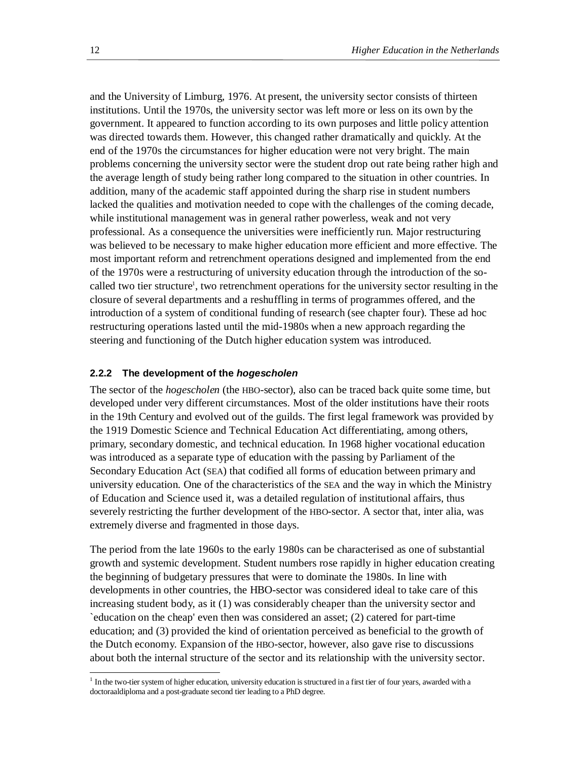and the University of Limburg, 1976. At present, the university sector consists of thirteen institutions. Until the 1970s, the university sector was left more or less on its own by the government. It appeared to function according to its own purposes and little policy attention was directed towards them. However, this changed rather dramatically and quickly. At the end of the 1970s the circumstances for higher education were not very bright. The main problems concerning the university sector were the student drop out rate being rather high and the average length of study being rather long compared to the situation in other countries. In addition, many of the academic staff appointed during the sharp rise in student numbers lacked the qualities and motivation needed to cope with the challenges of the coming decade, while institutional management was in general rather powerless, weak and not very professional. As a consequence the universities were inefficiently run. Major restructuring was believed to be necessary to make higher education more efficient and more effective. The most important reform and retrenchment operations designed and implemented from the end of the 1970s were a restructuring of university education through the introduction of the so-called two tier structure[1], two retrenchment operations for the university sector resulting in the closure of several departments and a reshuffling in terms of programmes offered, and the introduction of a system of conditional funding of research (see chapter four). These ad hoc restructuring operations lasted until the mid-1980s when a new approach regarding the steering and functioning of the Dutch higher education system was introduced.

### 2.2.2 The development of the *hogescholen*

The sector of the *hogescholen* (the HBO-sector), also can be traced back quite some time, but developed under very different circumstances. Most of the older institutions have their roots in the 19th Century and evolved out of the guilds. The first legal framework was provided by the 1919 Domestic Science and Technical Education Act differentiating, among others, primary, secondary domestic, and technical education. In 1968 higher vocational education was introduced as a separate type of education with the passing by Parliament of the Secondary Education Act (SEA) that codified all forms of education between primary and university education. One of the characteristics of the SEA and the way in which the Ministry of Education and Science used it, was a detailed regulation of institutional affairs, thus severely restricting the further development of the HBO-sector. A sector that, inter alia, was extremely diverse and fragmented in those days.

The period from the late 1960s to the early 1980s can be characterised as one of substantial growth and systemic development. Student numbers rose rapidly in higher education creating the beginning of budgetary pressures that were to dominate the 1980s. In line with developments in other countries, the HBO-sector was considered ideal to take care of this increasing student body, as it (1) was considerably cheaper than the university sector and `education on the cheap' even then was considered an asset; (2) catered for part-time education; and (3) provided the kind of orientation perceived as beneficial to the growth of the Dutch economy. Expansion of the HBO-sector, however, also gave rise to discussions about both the internal structure of the sector and its relationship with the university sector.

[1] In the two-tier system of higher education, university education is structured in a first tier of four years, awarded with a doctoraaldiploma and a post-graduate second tier leading to a PhD degree.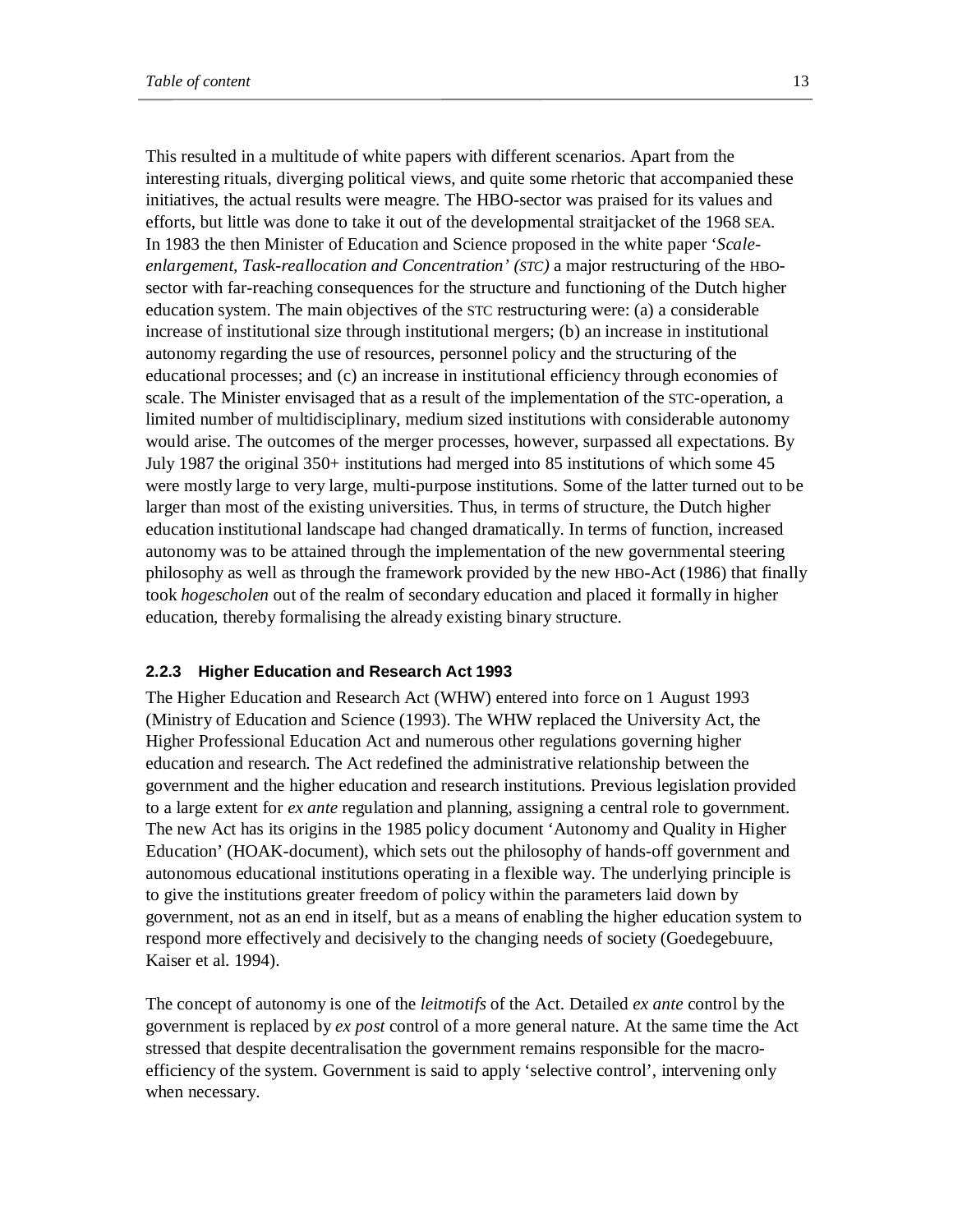This resulted in a multitude of white papers with different scenarios. Apart from the interesting rituals, diverging political views, and quite some rhetoric that accompanied these initiatives, the actual results were meagre. The HBO-sector was praised for its values and efforts, but little was done to take it out of the developmental straitjacket of the 1968 SEA. In 1983 the then Minister of Education and Science proposed in the white paper '*Scale-enlargement, Task-reallocation and Concentration' (STC)* a major restructuring of the HBO-sector with far-reaching consequences for the structure and functioning of the Dutch higher education system. The main objectives of the STC restructuring were: (a) a considerable increase of institutional size through institutional mergers; (b) an increase in institutional autonomy regarding the use of resources, personnel policy and the structuring of the educational processes; and (c) an increase in institutional efficiency through economies of scale. The Minister envisaged that as a result of the implementation of the STC-operation, a limited number of multidisciplinary, medium sized institutions with considerable autonomy would arise. The outcomes of the merger processes, however, surpassed all expectations. By July 1987 the original 350+ institutions had merged into 85 institutions of which some 45 were mostly large to very large, multi-purpose institutions. Some of the latter turned out to be larger than most of the existing universities. Thus, in terms of structure, the Dutch higher education institutional landscape had changed dramatically. In terms of function, increased autonomy was to be attained through the implementation of the new governmental steering philosophy as well as through the framework provided by the new HBO-Act (1986) that finally took *hogescholen* out of the realm of secondary education and placed it formally in higher education, thereby formalising the already existing binary structure.

### 2.2.3 Higher Education and Research Act 1993

The Higher Education and Research Act (WHW) entered into force on 1 August 1993 (Ministry of Education and Science (1993). The WHW replaced the University Act, the Higher Professional Education Act and numerous other regulations governing higher education and research. The Act redefined the administrative relationship between the government and the higher education and research institutions. Previous legislation provided to a large extent for *ex ante* regulation and planning, assigning a central role to government. The new Act has its origins in the 1985 policy document 'Autonomy and Quality in Higher Education' (HOAK-document), which sets out the philosophy of hands-off government and autonomous educational institutions operating in a flexible way. The underlying principle is to give the institutions greater freedom of policy within the parameters laid down by government, not as an end in itself, but as a means of enabling the higher education system to respond more effectively and decisively to the changing needs of society (Goedegebuure, Kaiser et al. 1994).

The concept of autonomy is one of the *leitmotifs* of the Act. Detailed *ex ante* control by the government is replaced by *ex post* control of a more general nature. At the same time the Act stressed that despite decentralisation the government remains responsible for the macro-efficiency of the system. Government is said to apply 'selective control', intervening only when necessary.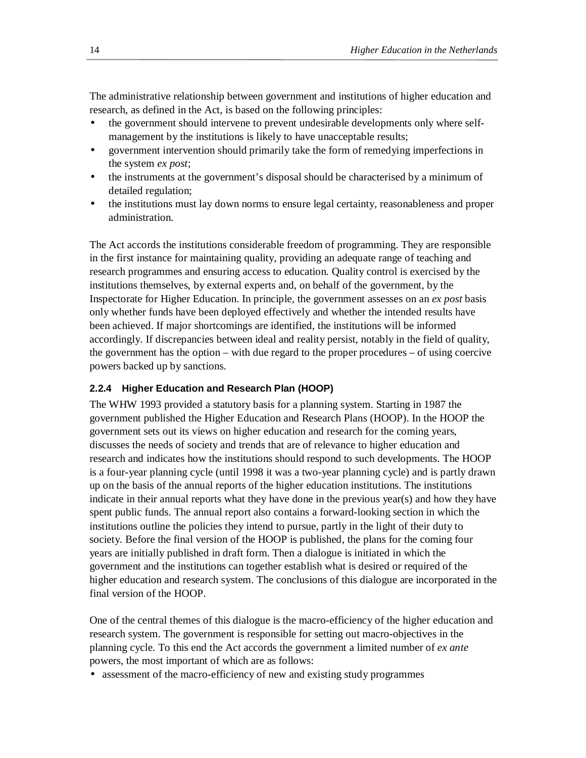The administrative relationship between government and institutions of higher education and research, as defined in the Act, is based on the following principles:

- the government should intervene to prevent undesirable developments only where self-management by the institutions is likely to have unacceptable results;
- government intervention should primarily take the form of remedying imperfections in the system *ex post*;
- the instruments at the government's disposal should be characterised by a minimum of detailed regulation;
- the institutions must lay down norms to ensure legal certainty, reasonableness and proper administration.

The Act accords the institutions considerable freedom of programming. They are responsible in the first instance for maintaining quality, providing an adequate range of teaching and research programmes and ensuring access to education. Quality control is exercised by the institutions themselves, by external experts and, on behalf of the government, by the Inspectorate for Higher Education. In principle, the government assesses on an *ex post* basis only whether funds have been deployed effectively and whether the intended results have been achieved. If major shortcomings are identified, the institutions will be informed accordingly. If discrepancies between ideal and reality persist, notably in the field of quality, the government has the option – with due regard to the proper procedures – of using coercive powers backed up by sanctions.

#### 2.2.4 Higher Education and Research Plan (HOOP)

The WHW 1993 provided a statutory basis for a planning system. Starting in 1987 the government published the Higher Education and Research Plans (HOOP). In the HOOP the government sets out its views on higher education and research for the coming years, discusses the needs of society and trends that are of relevance to higher education and research and indicates how the institutions should respond to such developments. The HOOP is a four-year planning cycle (until 1998 it was a two-year planning cycle) and is partly drawn up on the basis of the annual reports of the higher education institutions. The institutions indicate in their annual reports what they have done in the previous year(s) and how they have spent public funds. The annual report also contains a forward-looking section in which the institutions outline the policies they intend to pursue, partly in the light of their duty to society. Before the final version of the HOOP is published, the plans for the coming four years are initially published in draft form. Then a dialogue is initiated in which the government and the institutions can together establish what is desired or required of the higher education and research system. The conclusions of this dialogue are incorporated in the final version of the HOOP.

One of the central themes of this dialogue is the macro-efficiency of the higher education and research system. The government is responsible for setting out macro-objectives in the planning cycle. To this end the Act accords the government a limited number of *ex ante* powers, the most important of which are as follows:

- assessment of the macro-efficiency of new and existing study programmes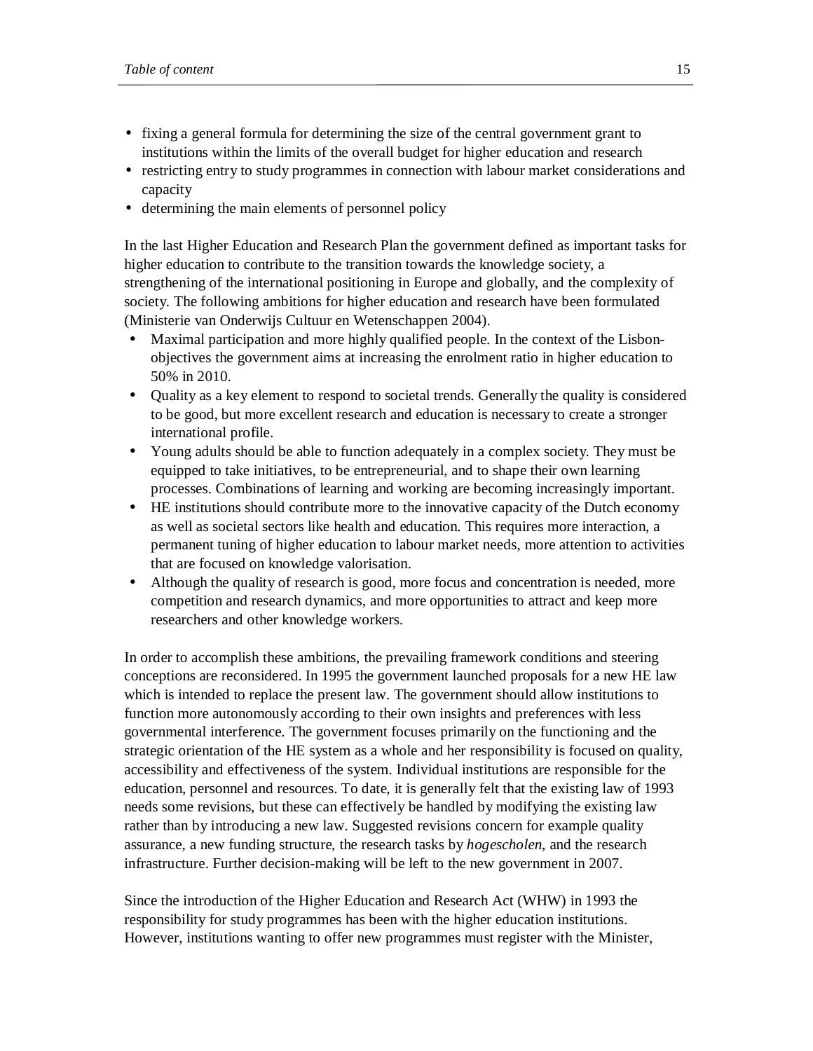- fixing a general formula for determining the size of the central government grant to institutions within the limits of the overall budget for higher education and research
- restricting entry to study programmes in connection with labour market considerations and capacity
- determining the main elements of personnel policy

In the last Higher Education and Research Plan the government defined as important tasks for higher education to contribute to the transition towards the knowledge society, a strengthening of the international positioning in Europe and globally, and the complexity of society. The following ambitions for higher education and research have been formulated (Ministerie van Onderwijs Cultuur en Wetenschappen 2004).

- Maximal participation and more highly qualified people. In the context of the Lisbon-objectives the government aims at increasing the enrolment ratio in higher education to 50% in 2010.
- Quality as a key element to respond to societal trends. Generally the quality is considered to be good, but more excellent research and education is necessary to create a stronger international profile.
- Young adults should be able to function adequately in a complex society. They must be equipped to take initiatives, to be entrepreneurial, and to shape their own learning processes. Combinations of learning and working are becoming increasingly important.
- HE institutions should contribute more to the innovative capacity of the Dutch economy as well as societal sectors like health and education. This requires more interaction, a permanent tuning of higher education to labour market needs, more attention to activities that are focused on knowledge valorisation.
- Although the quality of research is good, more focus and concentration is needed, more competition and research dynamics, and more opportunities to attract and keep more researchers and other knowledge workers.

In order to accomplish these ambitions, the prevailing framework conditions and steering conceptions are reconsidered. In 1995 the government launched proposals for a new HE law which is intended to replace the present law. The government should allow institutions to function more autonomously according to their own insights and preferences with less governmental interference. The government focuses primarily on the functioning and the strategic orientation of the HE system as a whole and her responsibility is focused on quality, accessibility and effectiveness of the system. Individual institutions are responsible for the education, personnel and resources. To date, it is generally felt that the existing law of 1993 needs some revisions, but these can effectively be handled by modifying the existing law rather than by introducing a new law. Suggested revisions concern for example quality assurance, a new funding structure, the research tasks by *hogescholen*, and the research infrastructure. Further decision-making will be left to the new government in 2007.

Since the introduction of the Higher Education and Research Act (WHW) in 1993 the responsibility for study programmes has been with the higher education institutions. However, institutions wanting to offer new programmes must register with the Minister,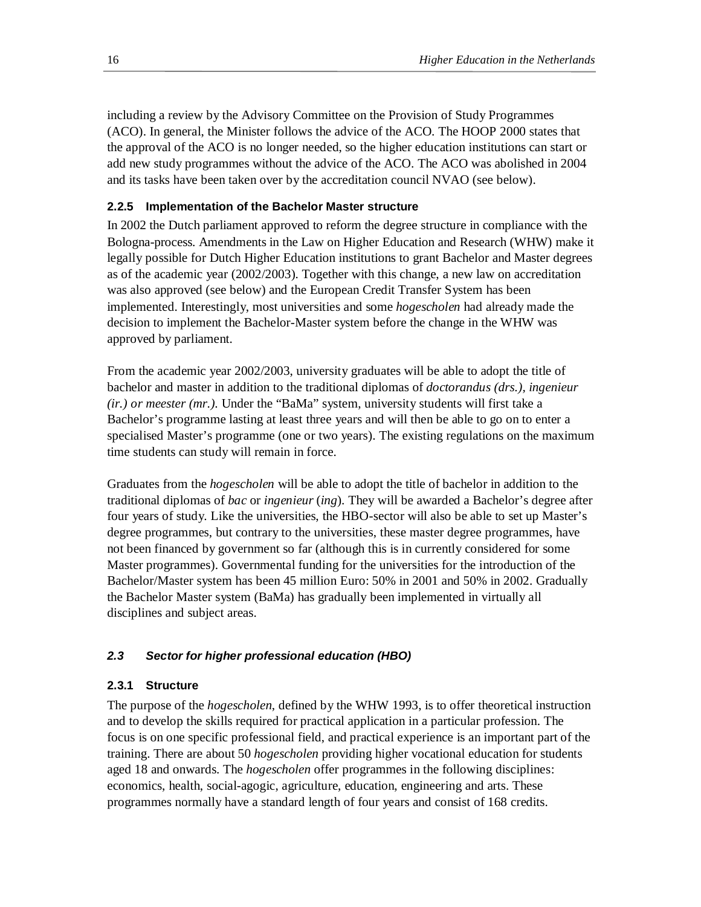including a review by the Advisory Committee on the Provision of Study Programmes (ACO). In general, the Minister follows the advice of the ACO. The HOOP 2000 states that the approval of the ACO is no longer needed, so the higher education institutions can start or add new study programmes without the advice of the ACO. The ACO was abolished in 2004 and its tasks have been taken over by the accreditation council NVAO (see below).

### 2.2.5 Implementation of the Bachelor Master structure

In 2002 the Dutch parliament approved to reform the degree structure in compliance with the Bologna-process. Amendments in the Law on Higher Education and Research (WHW) make it legally possible for Dutch Higher Education institutions to grant Bachelor and Master degrees as of the academic year (2002/2003). Together with this change, a new law on accreditation was also approved (see below) and the European Credit Transfer System has been implemented. Interestingly, most universities and some *hogescholen* had already made the decision to implement the Bachelor-Master system before the change in the WHW was approved by parliament.

From the academic year 2002/2003, university graduates will be able to adopt the title of bachelor and master in addition to the traditional diplomas of *doctorandus (drs.), ingenieur (ir.) or meester (mr.).* Under the "BaMa" system, university students will first take a Bachelor's programme lasting at least three years and will then be able to go on to enter a specialised Master's programme (one or two years). The existing regulations on the maximum time students can study will remain in force.

Graduates from the *hogescholen* will be able to adopt the title of bachelor in addition to the traditional diplomas of *bac* or *ingenieur* (*ing*). They will be awarded a Bachelor's degree after four years of study. Like the universities, the HBO-sector will also be able to set up Master's degree programmes, but contrary to the universities, these master degree programmes, have not been financed by government so far (although this is in currently considered for some Master programmes). Governmental funding for the universities for the introduction of the Bachelor/Master system has been 45 million Euro: 50% in 2001 and 50% in 2002. Gradually the Bachelor Master system (BaMa) has gradually been implemented in virtually all disciplines and subject areas.

## *2.3 Sector for higher professional education (HBO)*

### 2.3.1 Structure

The purpose of the *hogescholen*, defined by the WHW 1993, is to offer theoretical instruction and to develop the skills required for practical application in a particular profession. The focus is on one specific professional field, and practical experience is an important part of the training. There are about 50 *hogescholen* providing higher vocational education for students aged 18 and onwards. The *hogescholen* offer programmes in the following disciplines: economics, health, social-agogic, agriculture, education, engineering and arts. These programmes normally have a standard length of four years and consist of 168 credits.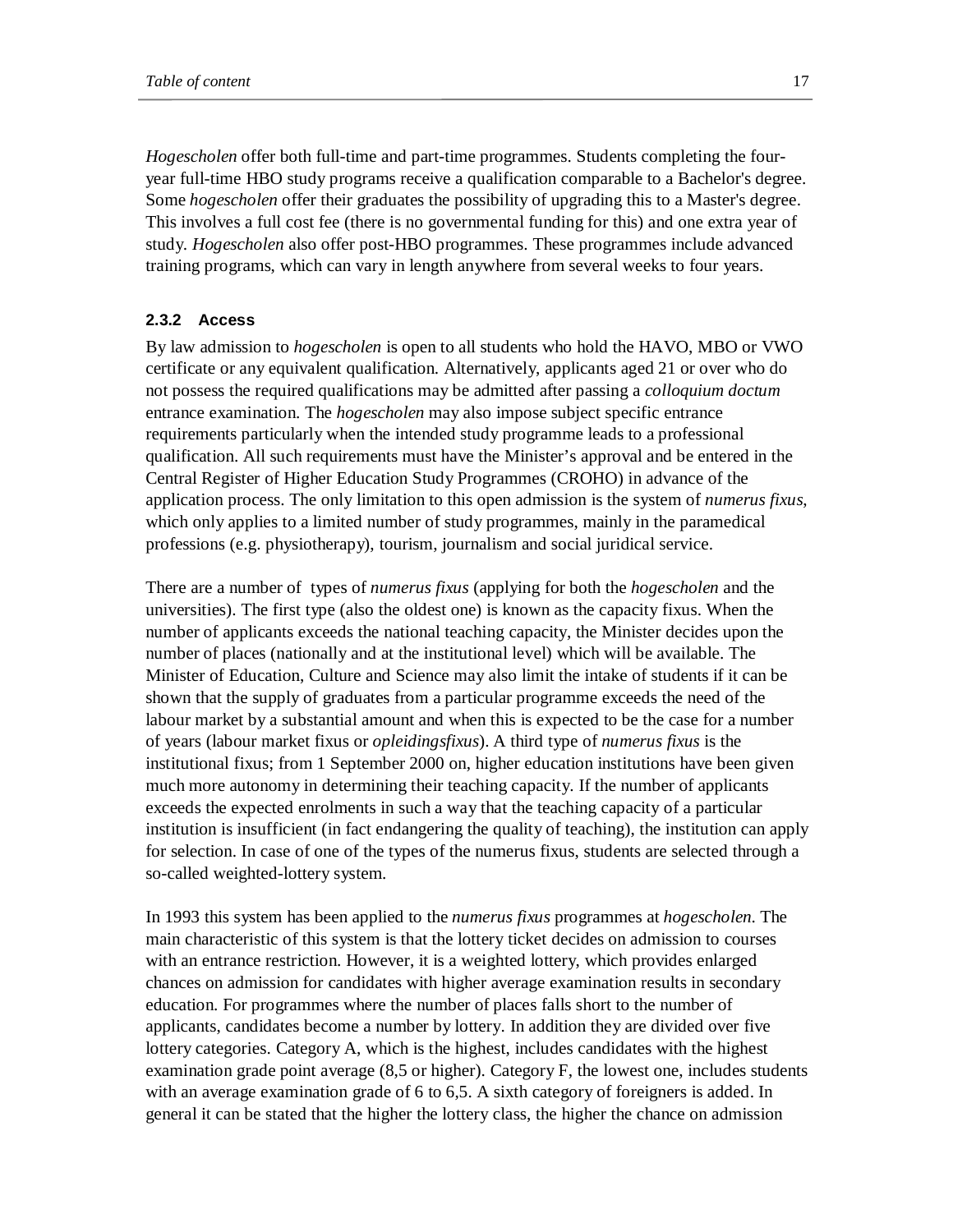*Hogescholen* offer both full-time and part-time programmes. Students completing the four-year full-time HBO study programs receive a qualification comparable to a Bachelor's degree. Some *hogescholen* offer their graduates the possibility of upgrading this to a Master's degree. This involves a full cost fee (there is no governmental funding for this) and one extra year of study. *Hogescholen* also offer post-HBO programmes. These programmes include advanced training programs, which can vary in length anywhere from several weeks to four years.

### 2.3.2 Access

By law admission to *hogescholen* is open to all students who hold the HAVO, MBO or VWO certificate or any equivalent qualification. Alternatively, applicants aged 21 or over who do not possess the required qualifications may be admitted after passing a *colloquium doctum* entrance examination. The *hogescholen* may also impose subject specific entrance requirements particularly when the intended study programme leads to a professional qualification. All such requirements must have the Minister's approval and be entered in the Central Register of Higher Education Study Programmes (CROHO) in advance of the application process. The only limitation to this open admission is the system of *numerus fixus*, which only applies to a limited number of study programmes, mainly in the paramedical professions (e.g. physiotherapy), tourism, journalism and social juridical service.

There are a number of types of *numerus fixus* (applying for both the *hogescholen* and the universities). The first type (also the oldest one) is known as the capacity fixus. When the number of applicants exceeds the national teaching capacity, the Minister decides upon the number of places (nationally and at the institutional level) which will be available. The Minister of Education, Culture and Science may also limit the intake of students if it can be shown that the supply of graduates from a particular programme exceeds the need of the labour market by a substantial amount and when this is expected to be the case for a number of years (labour market fixus or *opleidingsfixus*). A third type of *numerus fixus* is the institutional fixus; from 1 September 2000 on, higher education institutions have been given much more autonomy in determining their teaching capacity. If the number of applicants exceeds the expected enrolments in such a way that the teaching capacity of a particular institution is insufficient (in fact endangering the quality of teaching), the institution can apply for selection. In case of one of the types of the numerus fixus, students are selected through a so-called weighted-lottery system.

In 1993 this system has been applied to the *numerus fixus* programmes at *hogescholen*. The main characteristic of this system is that the lottery ticket decides on admission to courses with an entrance restriction. However, it is a weighted lottery, which provides enlarged chances on admission for candidates with higher average examination results in secondary education. For programmes where the number of places falls short to the number of applicants, candidates become a number by lottery. In addition they are divided over five lottery categories. Category A, which is the highest, includes candidates with the highest examination grade point average (8,5 or higher). Category F, the lowest one, includes students with an average examination grade of 6 to 6,5. A sixth category of foreigners is added. In general it can be stated that the higher the lottery class, the higher the chance on admission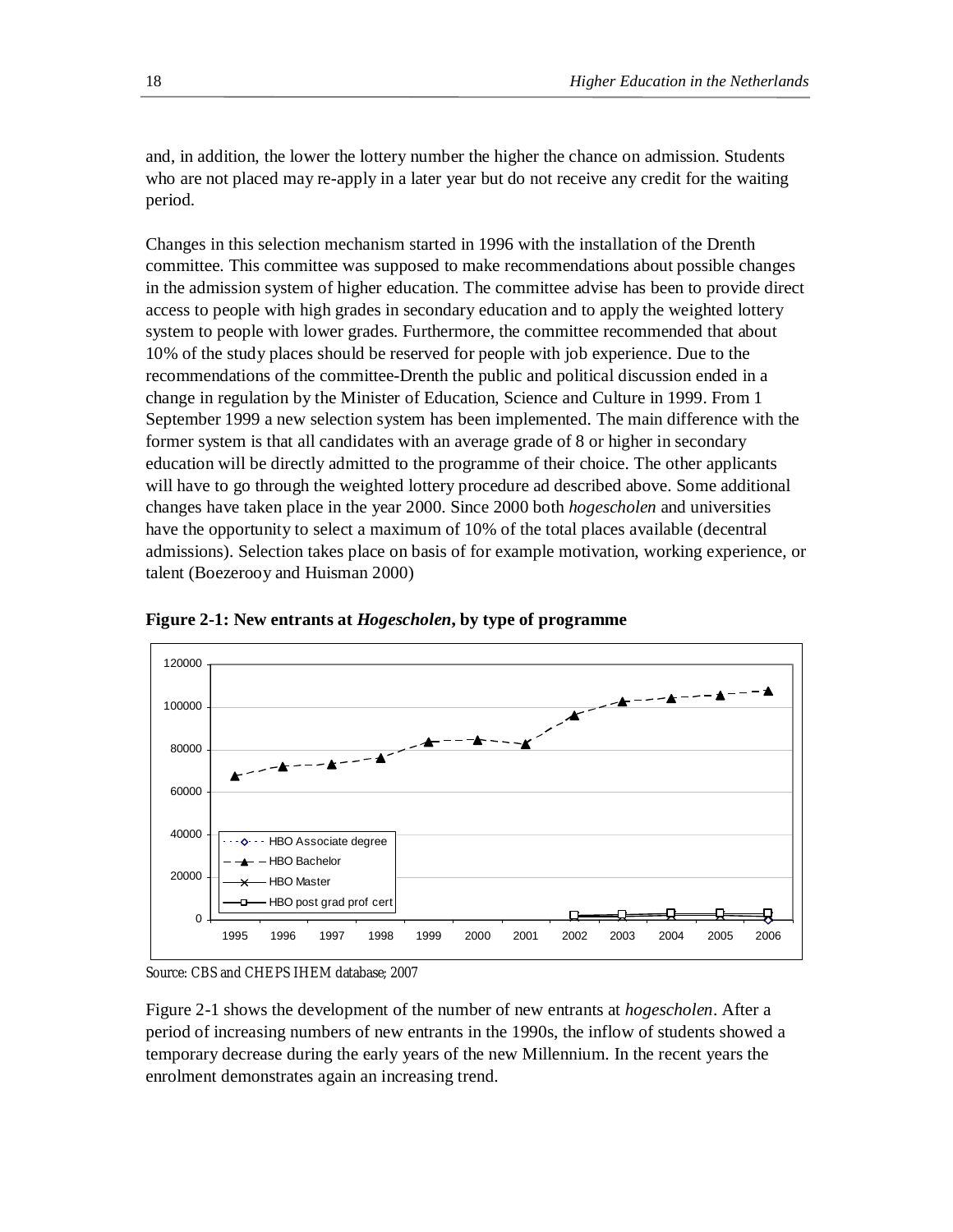and, in addition, the lower the lottery number the higher the chance on admission. Students who are not placed may re-apply in a later year but do not receive any credit for the waiting period.

Changes in this selection mechanism started in 1996 with the installation of the Drenth committee. This committee was supposed to make recommendations about possible changes in the admission system of higher education. The committee advise has been to provide direct access to people with high grades in secondary education and to apply the weighted lottery system to people with lower grades. Furthermore, the committee recommended that about 10% of the study places should be reserved for people with job experience. Due to the recommendations of the committee-Drenth the public and political discussion ended in a change in regulation by the Minister of Education, Science and Culture in 1999. From 1 September 1999 a new selection system has been implemented. The main difference with the former system is that all candidates with an average grade of 8 or higher in secondary education will be directly admitted to the programme of their choice. The other applicants will have to go through the weighted lottery procedure ad described above. Some additional changes have taken place in the year 2000. Since 2000 both *hogescholen* and universities have the opportunity to select a maximum of 10% of the total places available (decentral admissions). Selection takes place on basis of for example motivation, working experience, or talent (Boezerooy and Huisman 2000)

**Figure 2-1: New entrants at *Hogescholen*, by type of programme**

Source: CBS and CHEPS IHEM database; 2007

Figure 2-1 shows the development of the number of new entrants at *hogescholen*. After a period of increasing numbers of new entrants in the 1990s, the inflow of students showed a temporary decrease during the early years of the new Millennium. In the recent years the enrolment demonstrates again an increasing trend.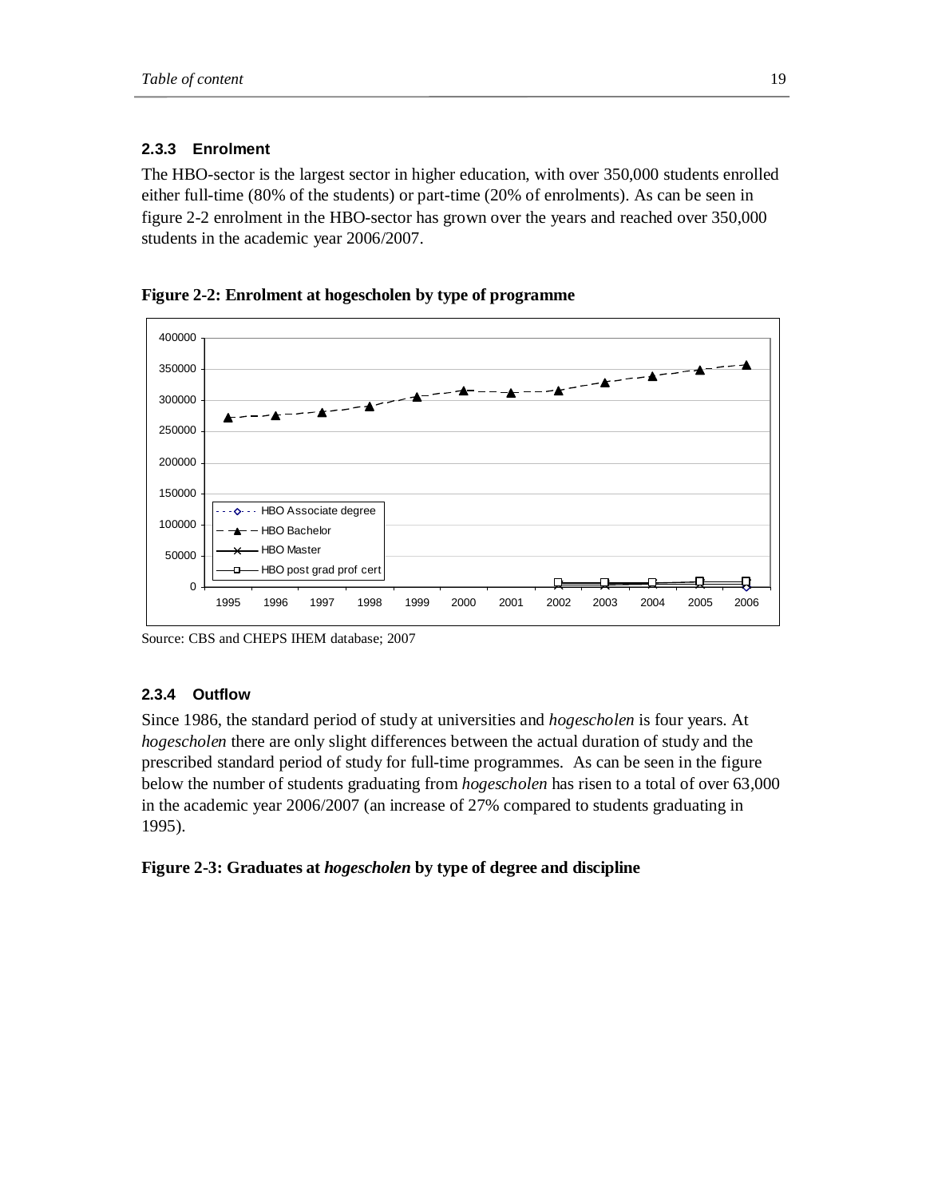### 2.3.3 Enrolment

The HBO-sector is the largest sector in higher education, with over 350,000 students enrolled either full-time (80% of the students) or part-time (20% of enrolments). As can be seen in figure 2-2 enrolment in the HBO-sector has grown over the years and reached over 350,000 students in the academic year 2006/2007.

**Figure 2-2: Enrolment at hogescholen by type of programme**

Source: CBS and CHEPS IHEM database; 2007

### 2.3.4 Outflow

Since 1986, the standard period of study at universities and *hogescholen* is four years. At *hogescholen* there are only slight differences between the actual duration of study and the prescribed standard period of study for full-time programmes. As can be seen in the figure below the number of students graduating from *hogescholen* has risen to a total of over 63,000 in the academic year 2006/2007 (an increase of 27% compared to students graduating in 1995).

**Figure 2-3: Graduates at *hogescholen* by type of degree and discipline**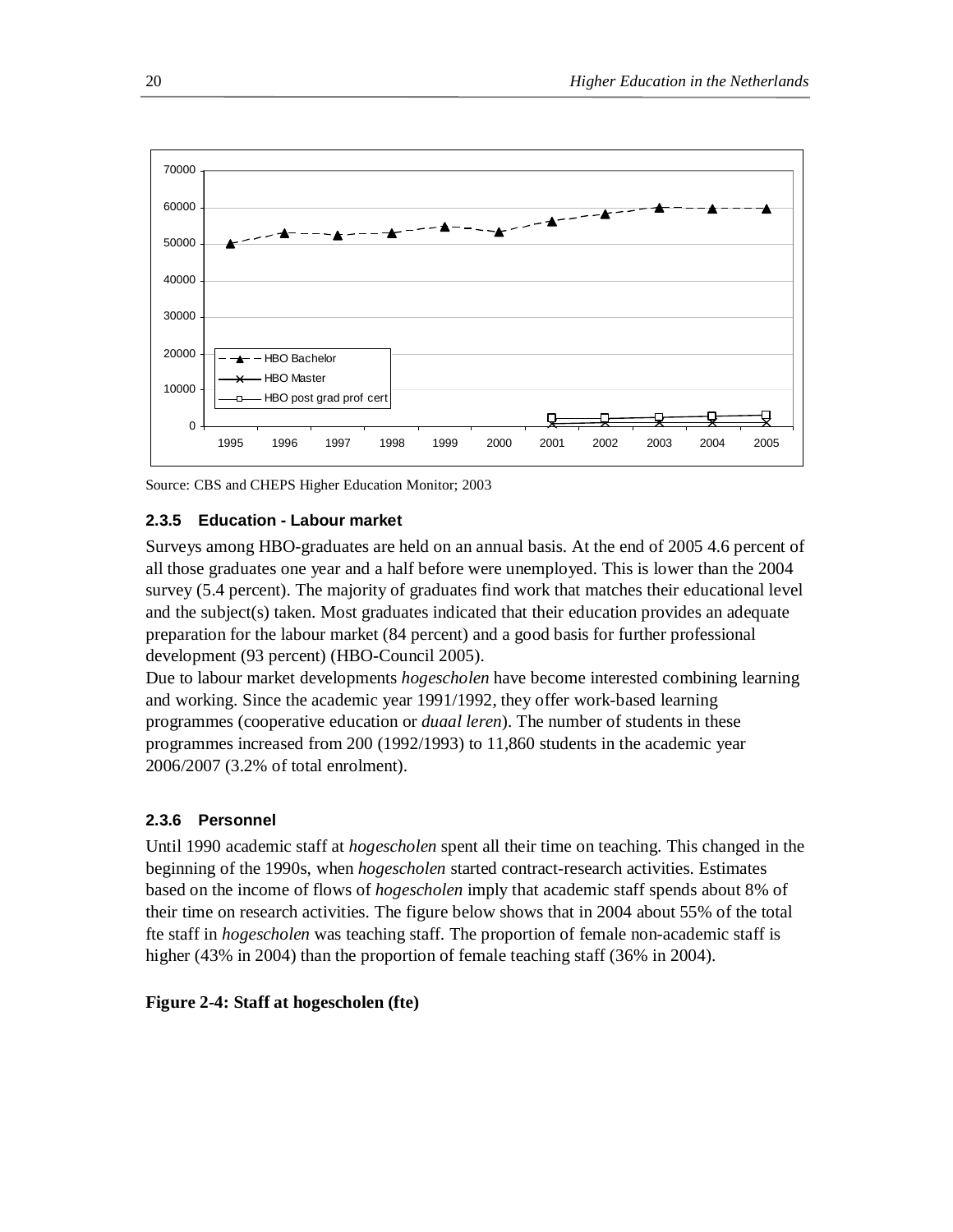Source: CBS and CHEPS Higher Education Monitor; 2003

### 2.3.5 Education - Labour market

Surveys among HBO-graduates are held on an annual basis. At the end of 2005 4.6 percent of all those graduates one year and a half before were unemployed. This is lower than the 2004 survey (5.4 percent). The majority of graduates find work that matches their educational level and the subject(s) taken. Most graduates indicated that their education provides an adequate preparation for the labour market (84 percent) and a good basis for further professional development (93 percent) (HBO-Council 2005).

Due to labour market developments *hogescholen* have become interested combining learning and working. Since the academic year 1991/1992, they offer work-based learning programmes (cooperative education or *duaal leren*). The number of students in these programmes increased from 200 (1992/1993) to 11,860 students in the academic year 2006/2007 (3.2% of total enrolment).

### 2.3.6 Personnel

Until 1990 academic staff at *hogescholen* spent all their time on teaching. This changed in the beginning of the 1990s, when *hogescholen* started contract-research activities. Estimates based on the income of flows of *hogescholen* imply that academic staff spends about 8% of their time on research activities. The figure below shows that in 2004 about 55% of the total fte staff in *hogescholen* was teaching staff. The proportion of female non-academic staff is higher (43% in 2004) than the proportion of female teaching staff (36% in 2004).

**Figure 2-4: Staff at hogescholen (fte)**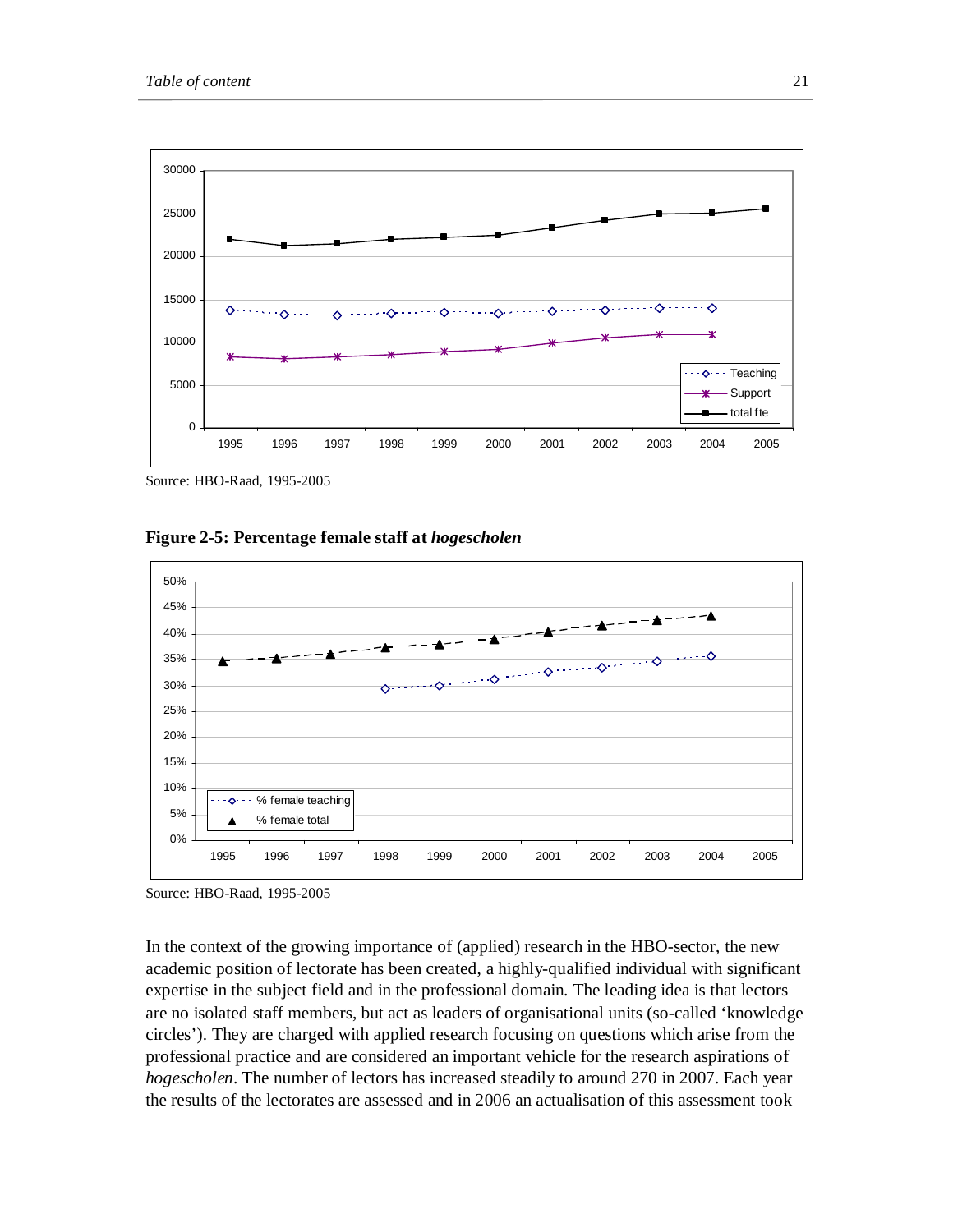Source: HBO-Raad, 1995-2005

**Figure 2-5: Percentage female staff at *hogescholen***

Source: HBO-Raad, 1995-2005

In the context of the growing importance of (applied) research in the HBO-sector, the new academic position of lectorate has been created, a highly-qualified individual with significant expertise in the subject field and in the professional domain. The leading idea is that lectors are no isolated staff members, but act as leaders of organisational units (so-called 'knowledge circles'). They are charged with applied research focusing on questions which arise from the professional practice and are considered an important vehicle for the research aspirations of *hogescholen*. The number of lectors has increased steadily to around 270 in 2007. Each year the results of the lectorates are assessed and in 2006 an actualisation of this assessment took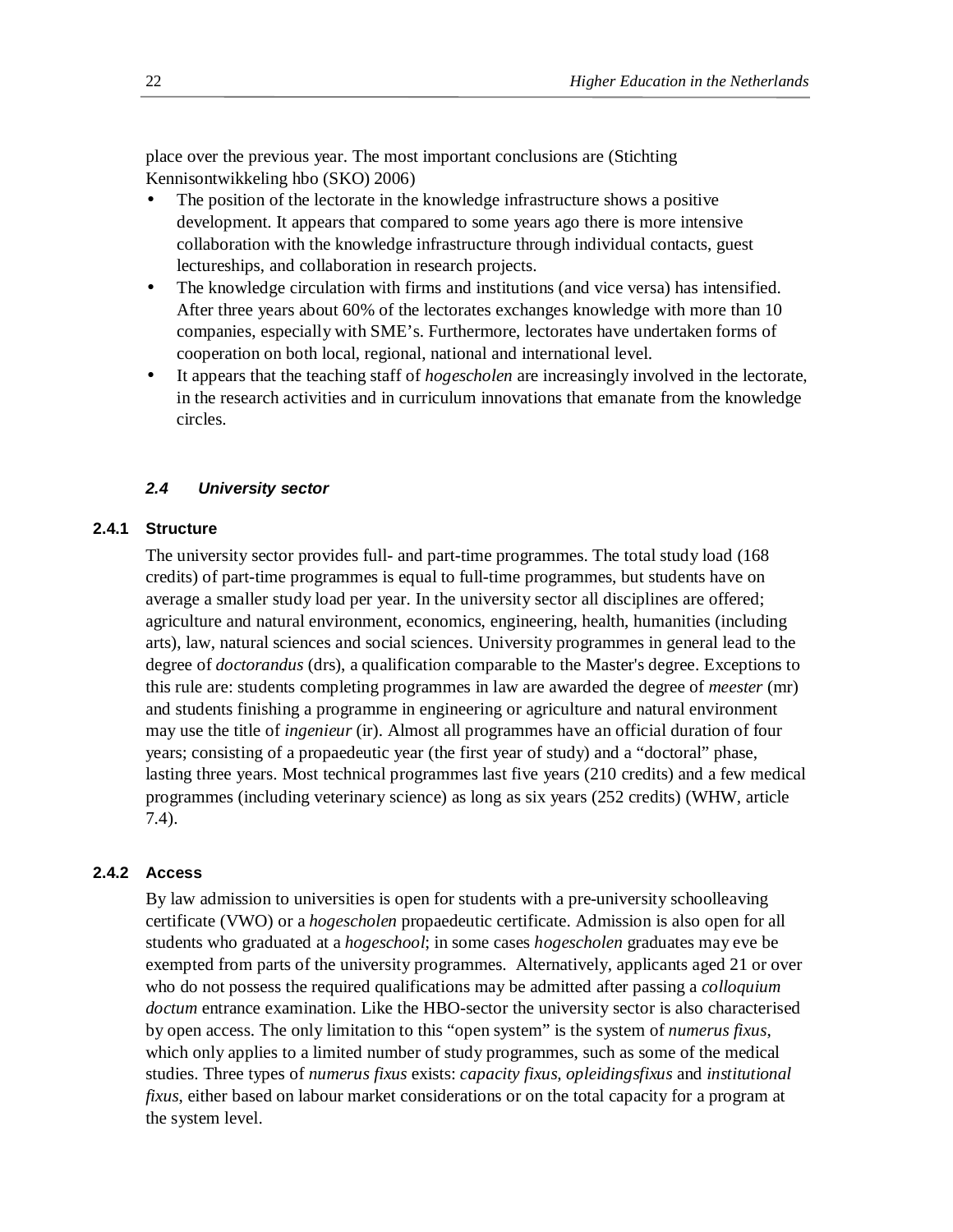place over the previous year. The most important conclusions are (Stichting Kennisontwikkeling hbo (SKO) 2006)

- The position of the lectorate in the knowledge infrastructure shows a positive development. It appears that compared to some years ago there is more intensive collaboration with the knowledge infrastructure through individual contacts, guest lectureships, and collaboration in research projects.
- The knowledge circulation with firms and institutions (and vice versa) has intensified. After three years about 60% of the lectorates exchanges knowledge with more than 10 companies, especially with SME's. Furthermore, lectorates have undertaken forms of cooperation on both local, regional, national and international level.
- It appears that the teaching staff of *hogescholen* are increasingly involved in the lectorate, in the research activities and in curriculum innovations that emanate from the knowledge circles.

## 2.4 University sector

### 2.4.1 Structure

The university sector provides full- and part-time programmes. The total study load (168 credits) of part-time programmes is equal to full-time programmes, but students have on average a smaller study load per year. In the university sector all disciplines are offered; agriculture and natural environment, economics, engineering, health, humanities (including arts), law, natural sciences and social sciences. University programmes in general lead to the degree of *doctorandus* (drs), a qualification comparable to the Master's degree. Exceptions to this rule are: students completing programmes in law are awarded the degree of *meester* (mr) and students finishing a programme in engineering or agriculture and natural environment may use the title of *ingenieur* (ir). Almost all programmes have an official duration of four years; consisting of a propaedeutic year (the first year of study) and a "doctoral" phase, lasting three years. Most technical programmes last five years (210 credits) and a few medical programmes (including veterinary science) as long as six years (252 credits) (WHW, article 7.4).

### 2.4.2 Access

By law admission to universities is open for students with a pre-university schoolleaving certificate (VWO) or a *hogescholen* propaedeutic certificate. Admission is also open for all students who graduated at a *hogeschool*; in some cases *hogescholen* graduates may eve be exempted from parts of the university programmes. Alternatively, applicants aged 21 or over who do not possess the required qualifications may be admitted after passing a *colloquium doctum* entrance examination. Like the HBO-sector the university sector is also characterised by open access. The only limitation to this "open system" is the system of *numerus fixus*, which only applies to a limited number of study programmes, such as some of the medical studies. Three types of *numerus fixus* exists: *capacity fixus*, *opleidingsfixus* and *institutional fixus*, either based on labour market considerations or on the total capacity for a program at the system level.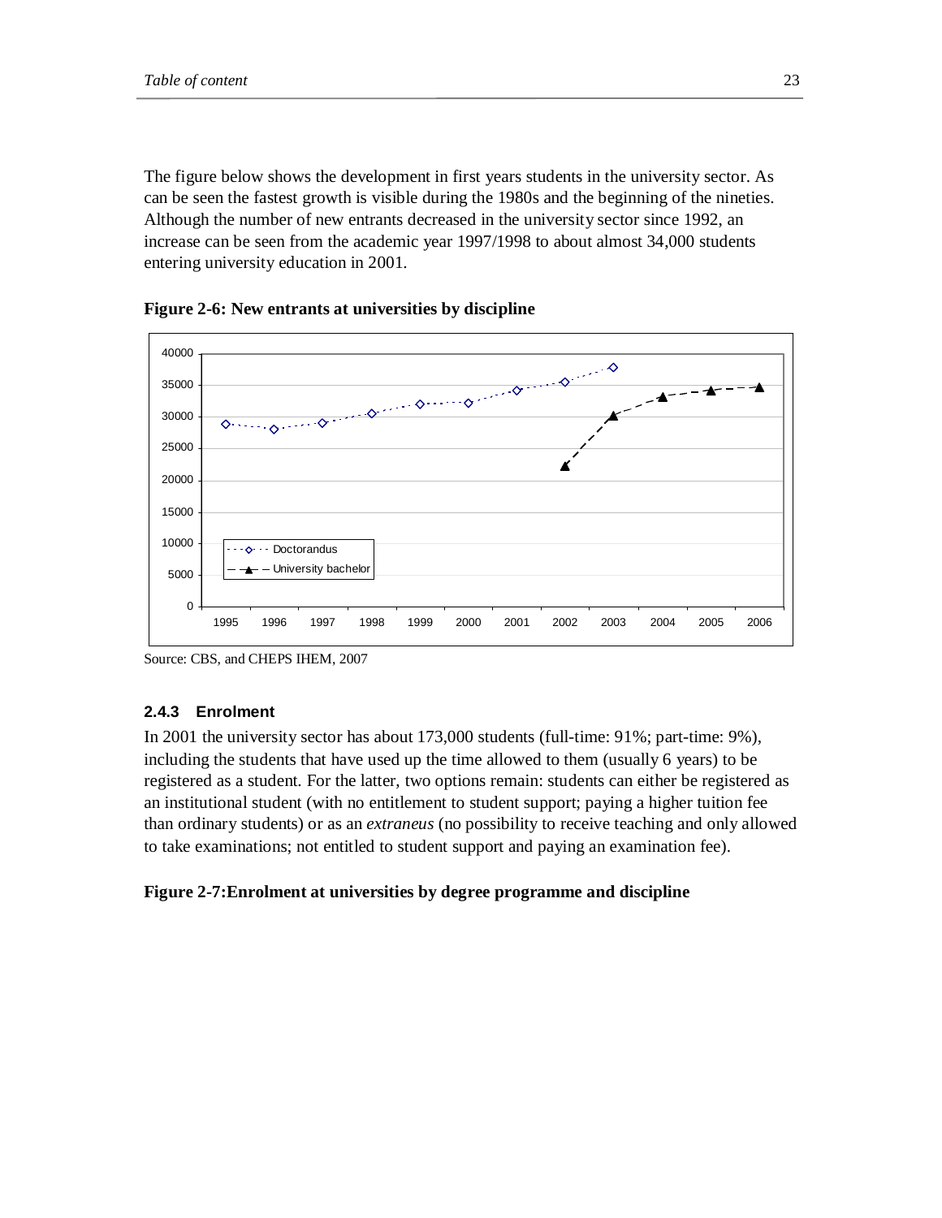The figure below shows the development in first years students in the university sector. As can be seen the fastest growth is visible during the 1980s and the beginning of the nineties. Although the number of new entrants decreased in the university sector since 1992, an increase can be seen from the academic year 1997/1998 to about almost 34,000 students entering university education in 2001.

**Figure 2-6: New entrants at universities by discipline**

Source: CBS, and CHEPS IHEM, 2007

### 2.4.3 Enrolment

In 2001 the university sector has about 173,000 students (full-time: 91%; part-time: 9%), including the students that have used up the time allowed to them (usually 6 years) to be registered as a student. For the latter, two options remain: students can either be registered as an institutional student (with no entitlement to student support; paying a higher tuition fee than ordinary students) or as an *extraneus* (no possibility to receive teaching and only allowed to take examinations; not entitled to student support and paying an examination fee).

**Figure 2-7:Enrolment at universities by degree programme and discipline**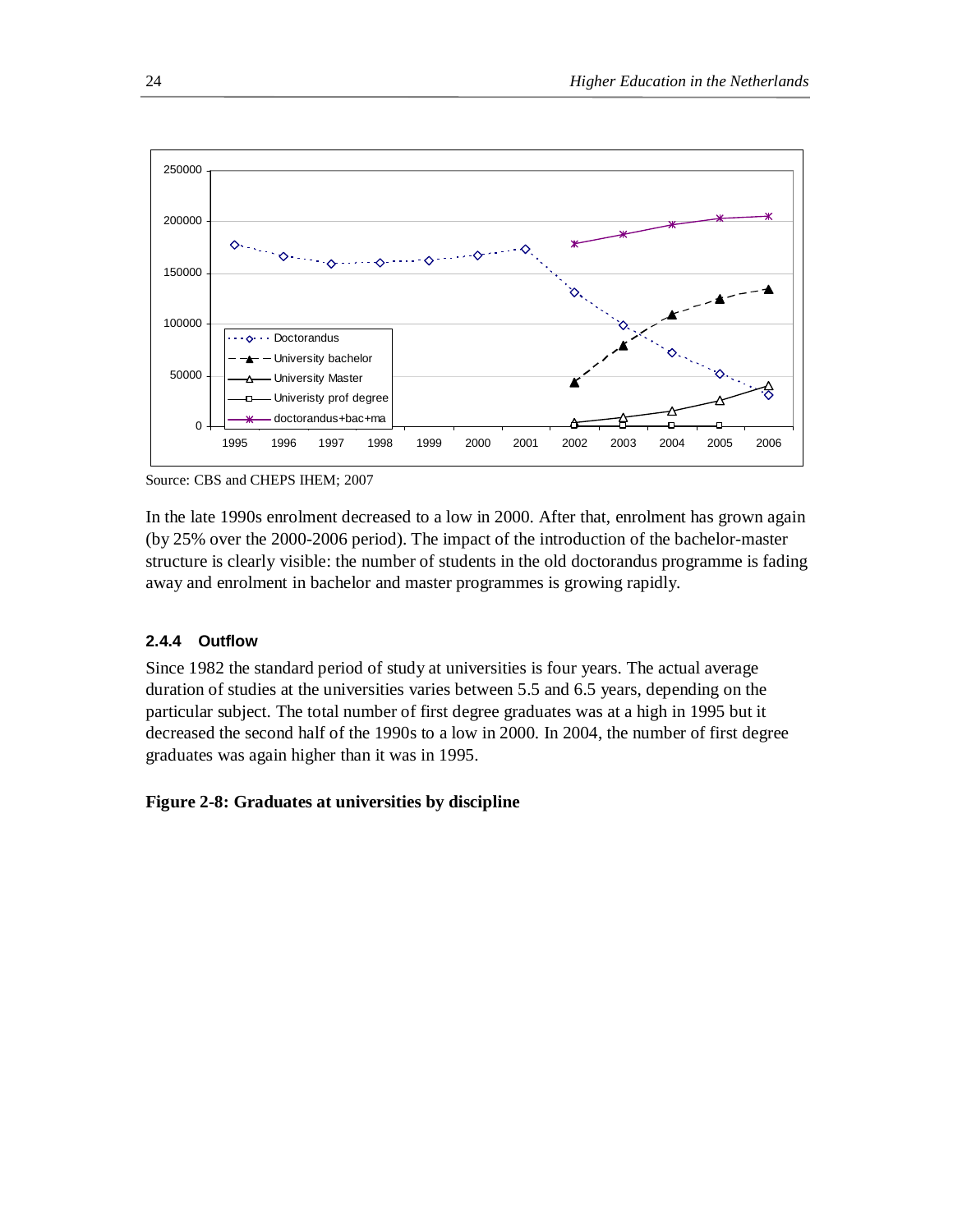Source: CBS and CHEPS IHEM; 2007

In the late 1990s enrolment decreased to a low in 2000. After that, enrolment has grown again (by 25% over the 2000-2006 period). The impact of the introduction of the bachelor-master structure is clearly visible: the number of students in the old doctorandus programme is fading away and enrolment in bachelor and master programmes is growing rapidly.

### 2.4.4 Outflow

Since 1982 the standard period of study at universities is four years. The actual average duration of studies at the universities varies between 5.5 and 6.5 years, depending on the particular subject. The total number of first degree graduates was at a high in 1995 but it decreased the second half of the 1990s to a low in 2000. In 2004, the number of first degree graduates was again higher than it was in 1995.

**Figure 2-8: Graduates at universities by discipline**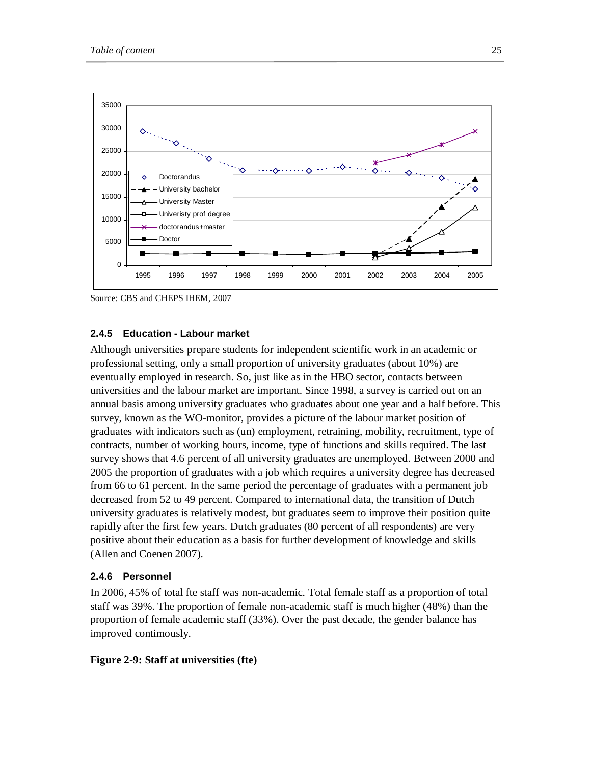Source: CBS and CHEPS IHEM, 2007

### 2.4.5 Education - Labour market

Although universities prepare students for independent scientific work in an academic or professional setting, only a small proportion of university graduates (about 10%) are eventually employed in research. So, just like as in the HBO sector, contacts between universities and the labour market are important. Since 1998, a survey is carried out on an annual basis among university graduates who graduates about one year and a half before. This survey, known as the WO-monitor, provides a picture of the labour market position of graduates with indicators such as (un) employment, retraining, mobility, recruitment, type of contracts, number of working hours, income, type of functions and skills required. The last survey shows that 4.6 percent of all university graduates are unemployed. Between 2000 and 2005 the proportion of graduates with a job which requires a university degree has decreased from 66 to 61 percent. In the same period the percentage of graduates with a permanent job decreased from 52 to 49 percent. Compared to international data, the transition of Dutch university graduates is relatively modest, but graduates seem to improve their position quite rapidly after the first few years. Dutch graduates (80 percent of all respondents) are very positive about their education as a basis for further development of knowledge and skills (Allen and Coenen 2007).

### 2.4.6 Personnel

In 2006, 45% of total fte staff was non-academic. Total female staff as a proportion of total staff was 39%. The proportion of female non-academic staff is much higher (48%) than the proportion of female academic staff (33%). Over the past decade, the gender balance has improved contimously.

**Figure 2-9: Staff at universities (fte)**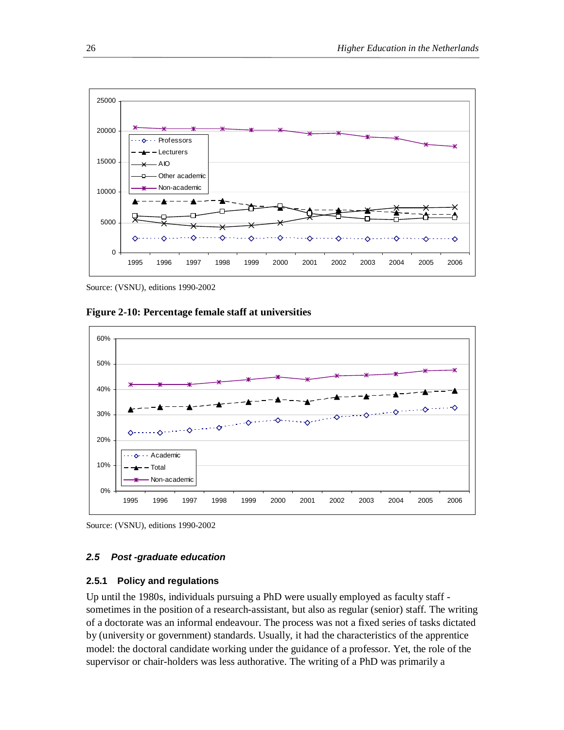Source: (VSNU), editions 1990-2002

**Figure 2-10: Percentage female staff at universities**

Source: (VSNU), editions 1990-2002

### *2.5 Post -graduate education*

#### 2.5.1 Policy and regulations

Up until the 1980s, individuals pursuing a PhD were usually employed as faculty staff - sometimes in the position of a research-assistant, but also as regular (senior) staff. The writing of a doctorate was an informal endeavour. The process was not a fixed series of tasks dictated by (university or government) standards. Usually, it had the characteristics of the apprentice model: the doctoral candidate working under the guidance of a professor. Yet, the role of the supervisor or chair-holders was less authorative. The writing of a PhD was primarily a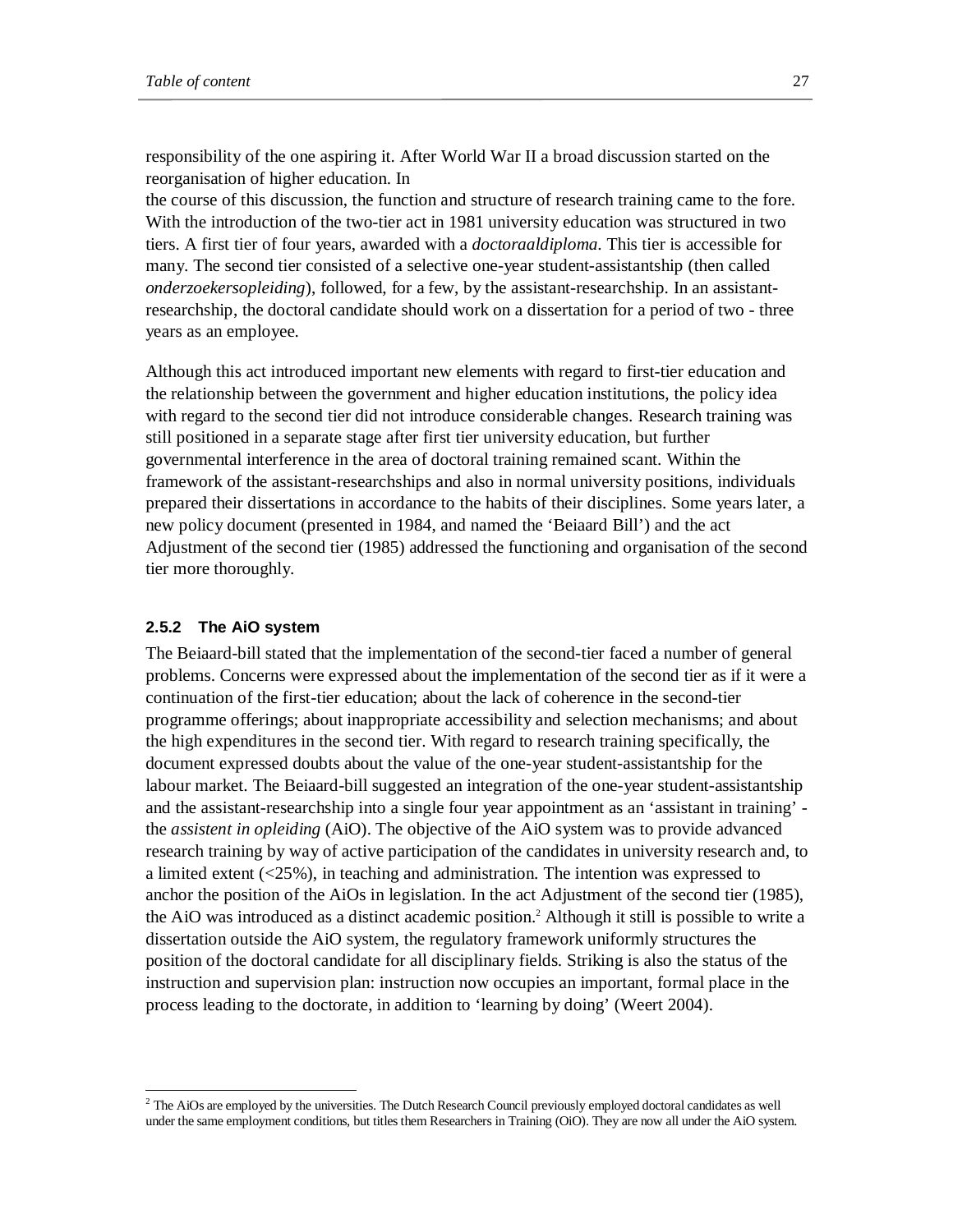responsibility of the one aspiring it. After World War II a broad discussion started on the reorganisation of higher education. In the course of this discussion, the function and structure of research training came to the fore. With the introduction of the two-tier act in 1981 university education was structured in two tiers. A first tier of four years, awarded with a *doctoraaldiploma*. This tier is accessible for many. The second tier consisted of a selective one-year student-assistantship (then called *onderzoekersopleiding*), followed, for a few, by the assistant-researchship. In an assistant-researchship, the doctoral candidate should work on a dissertation for a period of two - three years as an employee.

Although this act introduced important new elements with regard to first-tier education and the relationship between the government and higher education institutions, the policy idea with regard to the second tier did not introduce considerable changes. Research training was still positioned in a separate stage after first tier university education, but further governmental interference in the area of doctoral training remained scant. Within the framework of the assistant-researchships and also in normal university positions, individuals prepared their dissertations in accordance to the habits of their disciplines. Some years later, a new policy document (presented in 1984, and named the 'Beiaard Bill') and the act Adjustment of the second tier (1985) addressed the functioning and organisation of the second tier more thoroughly.

### 2.5.2 The AiO system

The Beiaard-bill stated that the implementation of the second-tier faced a number of general problems. Concerns were expressed about the implementation of the second tier as if it were a continuation of the first-tier education; about the lack of coherence in the second-tier programme offerings; about inappropriate accessibility and selection mechanisms; and about the high expenditures in the second tier. With regard to research training specifically, the document expressed doubts about the value of the one-year student-assistantship for the labour market. The Beiaard-bill suggested an integration of the one-year student-assistantship and the assistant-researchship into a single four year appointment as an 'assistant in training' - the *assistent in opleiding* (AiO). The objective of the AiO system was to provide advanced research training by way of active participation of the candidates in university research and, to a limited extent (<25%), in teaching and administration. The intention was expressed to anchor the position of the AiOs in legislation. In the act Adjustment of the second tier (1985), the AiO was introduced as a distinct academic position.[2] Although it still is possible to write a dissertation outside the AiO system, the regulatory framework uniformly structures the position of the doctoral candidate for all disciplinary fields. Striking is also the status of the instruction and supervision plan: instruction now occupies an important, formal place in the process leading to the doctorate, in addition to 'learning by doing' (Weert 2004).

[2] The AiOs are employed by the universities. The Dutch Research Council previously employed doctoral candidates as well under the same employment conditions, but titles them Researchers in Training (OiO). They are now all under the AiO system.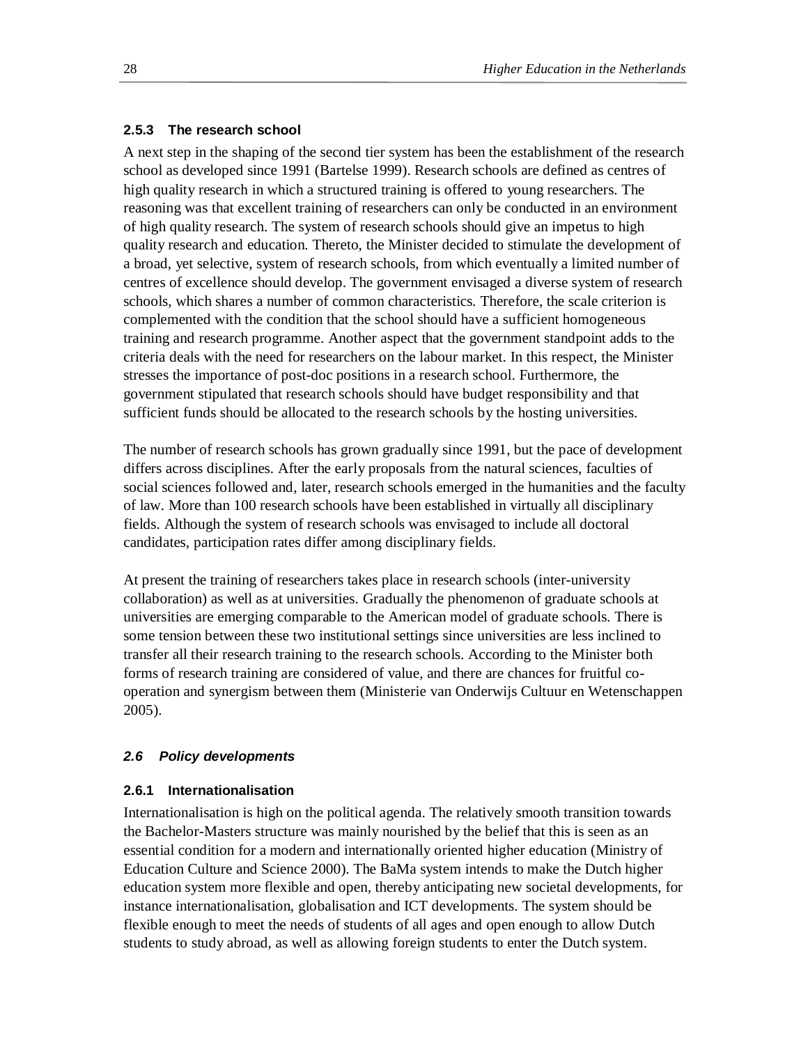### 2.5.3 The research school

A next step in the shaping of the second tier system has been the establishment of the research school as developed since 1991 (Bartelse 1999). Research schools are defined as centres of high quality research in which a structured training is offered to young researchers. The reasoning was that excellent training of researchers can only be conducted in an environment of high quality research. The system of research schools should give an impetus to high quality research and education. Thereto, the Minister decided to stimulate the development of a broad, yet selective, system of research schools, from which eventually a limited number of centres of excellence should develop. The government envisaged a diverse system of research schools, which shares a number of common characteristics. Therefore, the scale criterion is complemented with the condition that the school should have a sufficient homogeneous training and research programme. Another aspect that the government standpoint adds to the criteria deals with the need for researchers on the labour market. In this respect, the Minister stresses the importance of post-doc positions in a research school. Furthermore, the government stipulated that research schools should have budget responsibility and that sufficient funds should be allocated to the research schools by the hosting universities.

The number of research schools has grown gradually since 1991, but the pace of development differs across disciplines. After the early proposals from the natural sciences, faculties of social sciences followed and, later, research schools emerged in the humanities and the faculty of law. More than 100 research schools have been established in virtually all disciplinary fields. Although the system of research schools was envisaged to include all doctoral candidates, participation rates differ among disciplinary fields.

At present the training of researchers takes place in research schools (inter-university collaboration) as well as at universities. Gradually the phenomenon of graduate schools at universities are emerging comparable to the American model of graduate schools. There is some tension between these two institutional settings since universities are less inclined to transfer all their research training to the research schools. According to the Minister both forms of research training are considered of value, and there are chances for fruitful co-operation and synergism between them (Ministerie van Onderwijs Cultuur en Wetenschappen 2005).

## *2.6 Policy developments*

### 2.6.1 Internationalisation

Internationalisation is high on the political agenda. The relatively smooth transition towards the Bachelor-Masters structure was mainly nourished by the belief that this is seen as an essential condition for a modern and internationally oriented higher education (Ministry of Education Culture and Science 2000). The BaMa system intends to make the Dutch higher education system more flexible and open, thereby anticipating new societal developments, for instance internationalisation, globalisation and ICT developments. The system should be flexible enough to meet the needs of students of all ages and open enough to allow Dutch students to study abroad, as well as allowing foreign students to enter the Dutch system.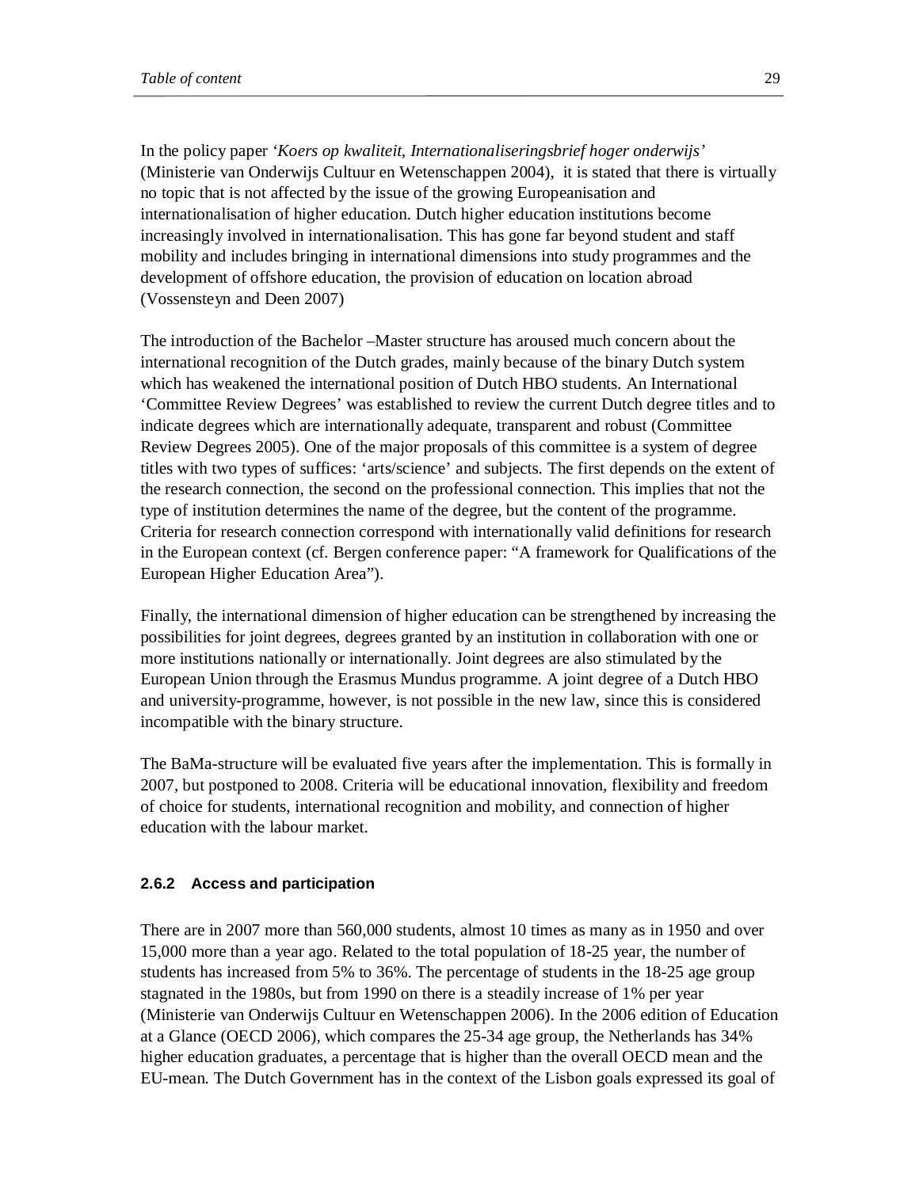In the policy paper *'Koers op kwaliteit, Internationaliseringsbrief hoger onderwijs'* (Ministerie van Onderwijs Cultuur en Wetenschappen 2004), it is stated that there is virtually no topic that is not affected by the issue of the growing Europeanisation and internationalisation of higher education. Dutch higher education institutions become increasingly involved in internationalisation. This has gone far beyond student and staff mobility and includes bringing in international dimensions into study programmes and the development of offshore education, the provision of education on location abroad (Vossensteyn and Deen 2007)

The introduction of the Bachelor –Master structure has aroused much concern about the international recognition of the Dutch grades, mainly because of the binary Dutch system which has weakened the international position of Dutch HBO students. An International 'Committee Review Degrees' was established to review the current Dutch degree titles and to indicate degrees which are internationally adequate, transparent and robust (Committee Review Degrees 2005). One of the major proposals of this committee is a system of degree titles with two types of suffices: 'arts/science' and subjects. The first depends on the extent of the research connection, the second on the professional connection. This implies that not the type of institution determines the name of the degree, but the content of the programme. Criteria for research connection correspond with internationally valid definitions for research in the European context (cf. Bergen conference paper: "A framework for Qualifications of the European Higher Education Area").

Finally, the international dimension of higher education can be strengthened by increasing the possibilities for joint degrees, degrees granted by an institution in collaboration with one or more institutions nationally or internationally. Joint degrees are also stimulated by the European Union through the Erasmus Mundus programme. A joint degree of a Dutch HBO and university-programme, however, is not possible in the new law, since this is considered incompatible with the binary structure.

The BaMa-structure will be evaluated five years after the implementation. This is formally in 2007, but postponed to 2008. Criteria will be educational innovation, flexibility and freedom of choice for students, international recognition and mobility, and connection of higher education with the labour market.

#### 2.6.2 Access and participation

There are in 2007 more than 560,000 students, almost 10 times as many as in 1950 and over 15,000 more than a year ago. Related to the total population of 18-25 year, the number of students has increased from 5% to 36%. The percentage of students in the 18-25 age group stagnated in the 1980s, but from 1990 on there is a steadily increase of 1% per year (Ministerie van Onderwijs Cultuur en Wetenschappen 2006). In the 2006 edition of Education at a Glance (OECD 2006), which compares the 25-34 age group, the Netherlands has 34% higher education graduates, a percentage that is higher than the overall OECD mean and the EU-mean. The Dutch Government has in the context of the Lisbon goals expressed its goal of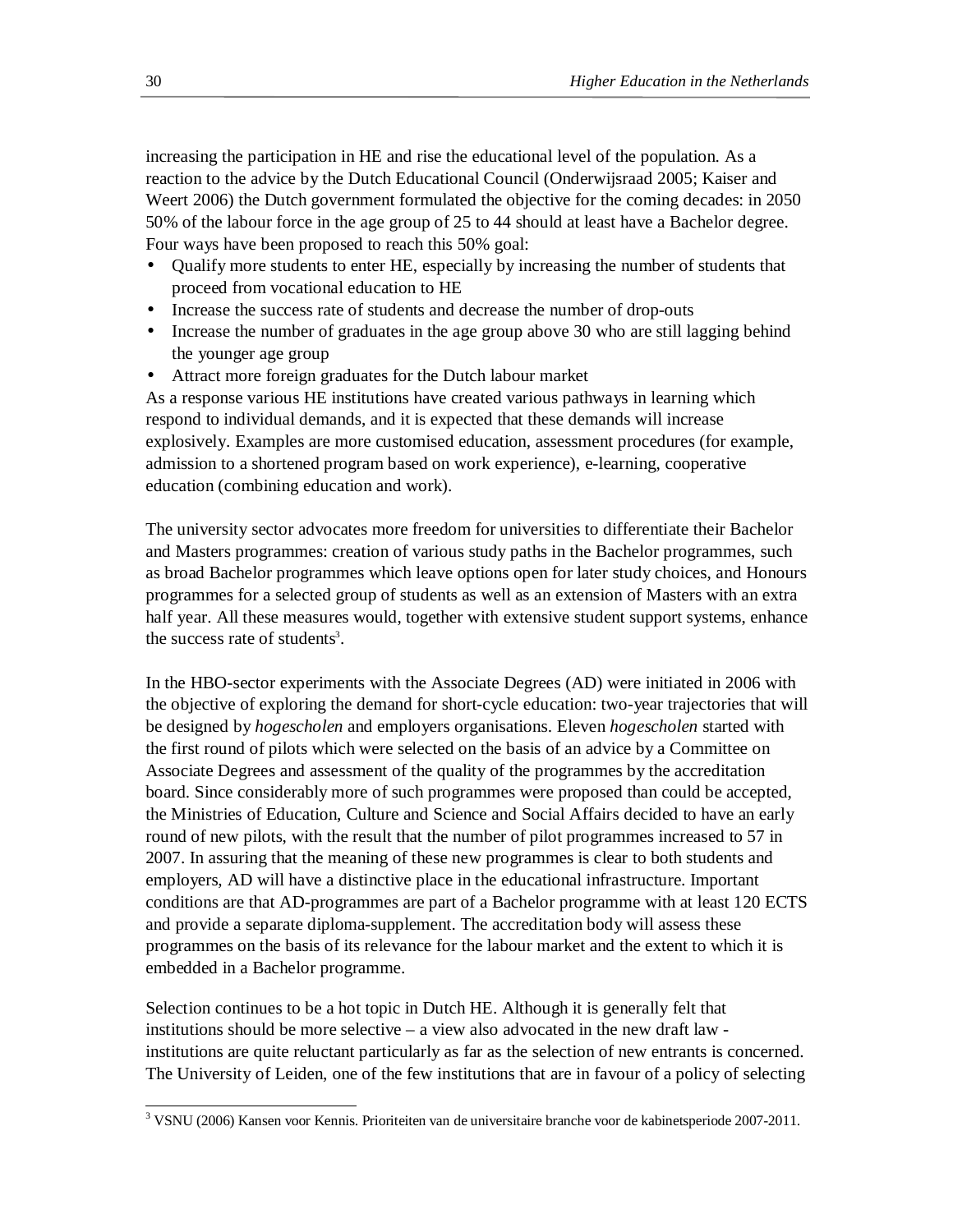increasing the participation in HE and rise the educational level of the population. As a reaction to the advice by the Dutch Educational Council (Onderwijsraad 2005; Kaiser and Weert 2006) the Dutch government formulated the objective for the coming decades: in 2050 50% of the labour force in the age group of 25 to 44 should at least have a Bachelor degree. Four ways have been proposed to reach this 50% goal:

- Qualify more students to enter HE, especially by increasing the number of students that proceed from vocational education to HE
- Increase the success rate of students and decrease the number of drop-outs
- Increase the number of graduates in the age group above 30 who are still lagging behind the younger age group
- Attract more foreign graduates for the Dutch labour market

As a response various HE institutions have created various pathways in learning which respond to individual demands, and it is expected that these demands will increase explosively. Examples are more customised education, assessment procedures (for example, admission to a shortened program based on work experience), e-learning, cooperative education (combining education and work).

The university sector advocates more freedom for universities to differentiate their Bachelor and Masters programmes: creation of various study paths in the Bachelor programmes, such as broad Bachelor programmes which leave options open for later study choices, and Honours programmes for a selected group of students as well as an extension of Masters with an extra half year. All these measures would, together with extensive student support systems, enhance the success rate of students[3].

In the HBO-sector experiments with the Associate Degrees (AD) were initiated in 2006 with the objective of exploring the demand for short-cycle education: two-year trajectories that will be designed by *hogescholen* and employers organisations. Eleven *hogescholen* started with the first round of pilots which were selected on the basis of an advice by a Committee on Associate Degrees and assessment of the quality of the programmes by the accreditation board. Since considerably more of such programmes were proposed than could be accepted, the Ministries of Education, Culture and Science and Social Affairs decided to have an early round of new pilots, with the result that the number of pilot programmes increased to 57 in 2007. In assuring that the meaning of these new programmes is clear to both students and employers, AD will have a distinctive place in the educational infrastructure. Important conditions are that AD-programmes are part of a Bachelor programme with at least 120 ECTS and provide a separate diploma-supplement. The accreditation body will assess these programmes on the basis of its relevance for the labour market and the extent to which it is embedded in a Bachelor programme.

Selection continues to be a hot topic in Dutch HE. Although it is generally felt that institutions should be more selective – a view also advocated in the new draft law - institutions are quite reluctant particularly as far as the selection of new entrants is concerned. The University of Leiden, one of the few institutions that are in favour of a policy of selecting

---

[3] VSNU (2006) Kansen voor Kennis. Prioriteiten van de universitaire branche voor de kabinetsperiode 2007-2011.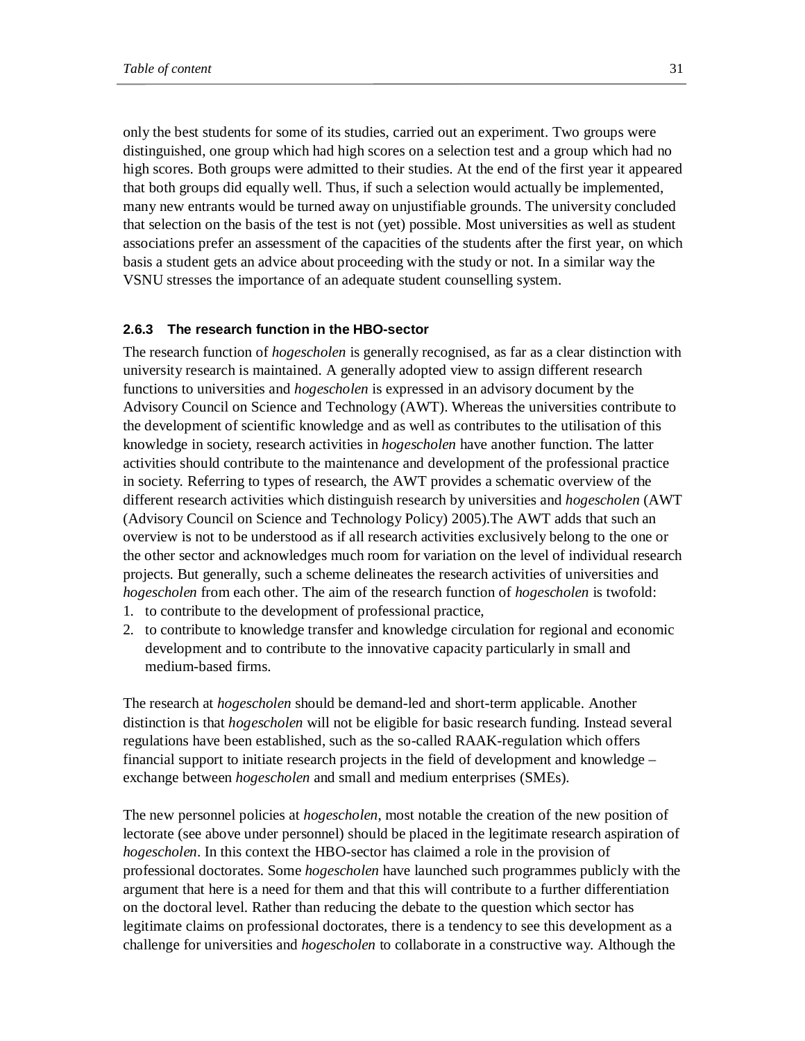only the best students for some of its studies, carried out an experiment. Two groups were distinguished, one group which had high scores on a selection test and a group which had no high scores. Both groups were admitted to their studies. At the end of the first year it appeared that both groups did equally well. Thus, if such a selection would actually be implemented, many new entrants would be turned away on unjustifiable grounds. The university concluded that selection on the basis of the test is not (yet) possible. Most universities as well as student associations prefer an assessment of the capacities of the students after the first year, on which basis a student gets an advice about proceeding with the study or not. In a similar way the VSNU stresses the importance of an adequate student counselling system.

### 2.6.3 The research function in the HBO-sector

The research function of *hogescholen* is generally recognised, as far as a clear distinction with university research is maintained. A generally adopted view to assign different research functions to universities and *hogescholen* is expressed in an advisory document by the Advisory Council on Science and Technology (AWT). Whereas the universities contribute to the development of scientific knowledge and as well as contributes to the utilisation of this knowledge in society, research activities in *hogescholen* have another function. The latter activities should contribute to the maintenance and development of the professional practice in society. Referring to types of research, the AWT provides a schematic overview of the different research activities which distinguish research by universities and *hogescholen* (AWT (Advisory Council on Science and Technology Policy) 2005).The AWT adds that such an overview is not to be understood as if all research activities exclusively belong to the one or the other sector and acknowledges much room for variation on the level of individual research projects. But generally, such a scheme delineates the research activities of universities and *hogescholen* from each other. The aim of the research function of *hogescholen* is twofold:

1. to contribute to the development of professional practice,
2. to contribute to knowledge transfer and knowledge circulation for regional and economic development and to contribute to the innovative capacity particularly in small and medium-based firms.

The research at *hogescholen* should be demand-led and short-term applicable. Another distinction is that *hogescholen* will not be eligible for basic research funding. Instead several regulations have been established, such as the so-called RAAK-regulation which offers financial support to initiate research projects in the field of development and knowledge – exchange between *hogescholen* and small and medium enterprises (SMEs).

The new personnel policies at *hogescholen*, most notable the creation of the new position of lectorate (see above under personnel) should be placed in the legitimate research aspiration of *hogescholen*. In this context the HBO-sector has claimed a role in the provision of professional doctorates. Some *hogescholen* have launched such programmes publicly with the argument that here is a need for them and that this will contribute to a further differentiation on the doctoral level. Rather than reducing the debate to the question which sector has legitimate claims on professional doctorates, there is a tendency to see this development as a challenge for universities and *hogescholen* to collaborate in a constructive way. Although the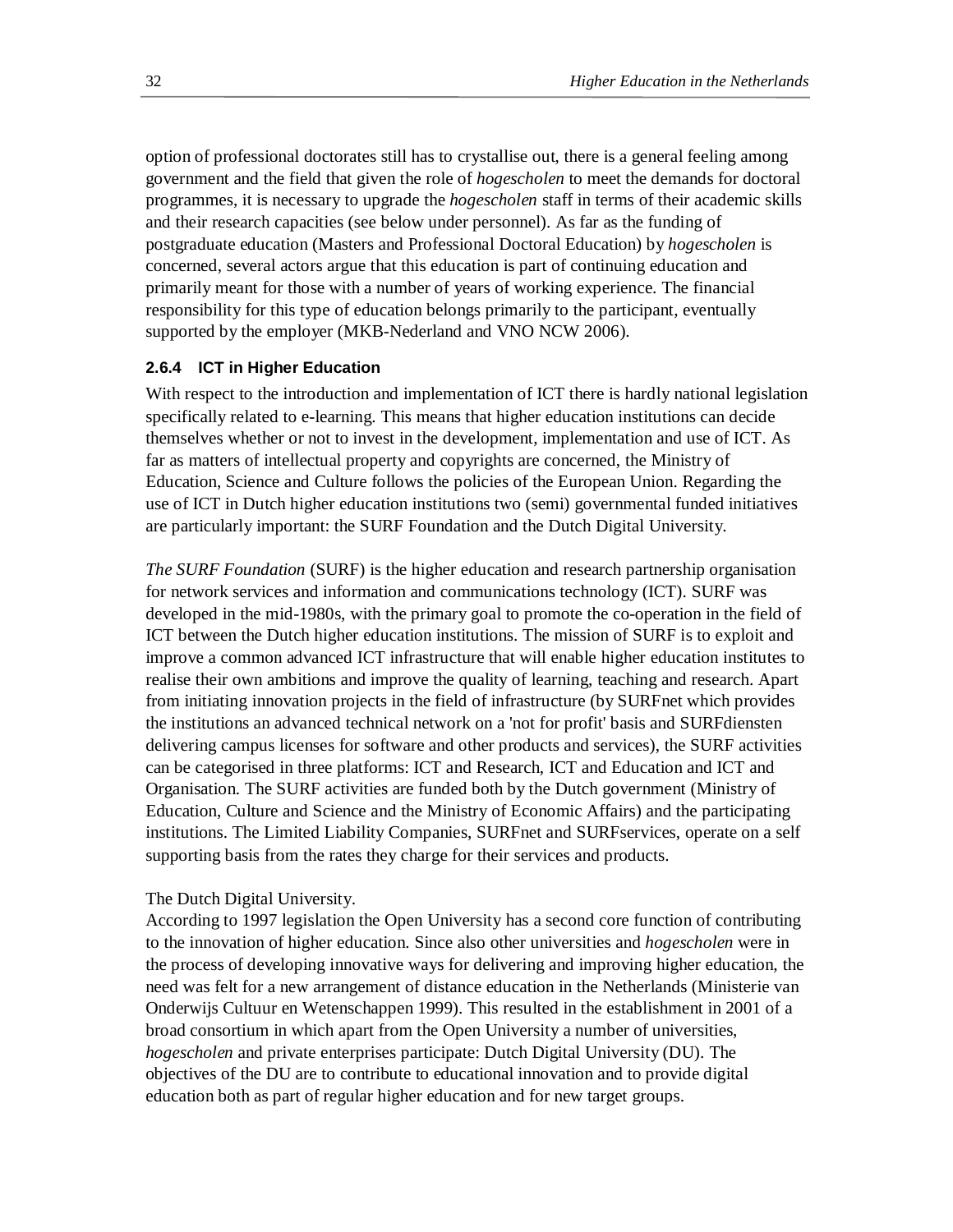option of professional doctorates still has to crystallise out, there is a general feeling among government and the field that given the role of *hogescholen* to meet the demands for doctoral programmes, it is necessary to upgrade the *hogescholen* staff in terms of their academic skills and their research capacities (see below under personnel). As far as the funding of postgraduate education (Masters and Professional Doctoral Education) by *hogescholen* is concerned, several actors argue that this education is part of continuing education and primarily meant for those with a number of years of working experience. The financial responsibility for this type of education belongs primarily to the participant, eventually supported by the employer (MKB-Nederland and VNO NCW 2006).

#### 2.6.4 ICT in Higher Education

With respect to the introduction and implementation of ICT there is hardly national legislation specifically related to e-learning. This means that higher education institutions can decide themselves whether or not to invest in the development, implementation and use of ICT. As far as matters of intellectual property and copyrights are concerned, the Ministry of Education, Science and Culture follows the policies of the European Union. Regarding the use of ICT in Dutch higher education institutions two (semi) governmental funded initiatives are particularly important: the SURF Foundation and the Dutch Digital University.

*The SURF Foundation* (SURF) is the higher education and research partnership organisation for network services and information and communications technology (ICT). SURF was developed in the mid-1980s, with the primary goal to promote the co-operation in the field of ICT between the Dutch higher education institutions. The mission of SURF is to exploit and improve a common advanced ICT infrastructure that will enable higher education institutes to realise their own ambitions and improve the quality of learning, teaching and research. Apart from initiating innovation projects in the field of infrastructure (by SURFnet which provides the institutions an advanced technical network on a 'not for profit' basis and SURFdiensten delivering campus licenses for software and other products and services), the SURF activities can be categorised in three platforms: ICT and Research, ICT and Education and ICT and Organisation. The SURF activities are funded both by the Dutch government (Ministry of Education, Culture and Science and the Ministry of Economic Affairs) and the participating institutions. The Limited Liability Companies, SURFnet and SURFservices, operate on a self supporting basis from the rates they charge for their services and products.

The Dutch Digital University.
According to 1997 legislation the Open University has a second core function of contributing to the innovation of higher education. Since also other universities and *hogescholen* were in the process of developing innovative ways for delivering and improving higher education, the need was felt for a new arrangement of distance education in the Netherlands (Ministerie van Onderwijs Cultuur en Wetenschappen 1999). This resulted in the establishment in 2001 of a broad consortium in which apart from the Open University a number of universities, *hogescholen* and private enterprises participate: Dutch Digital University (DU). The objectives of the DU are to contribute to educational innovation and to provide digital education both as part of regular higher education and for new target groups.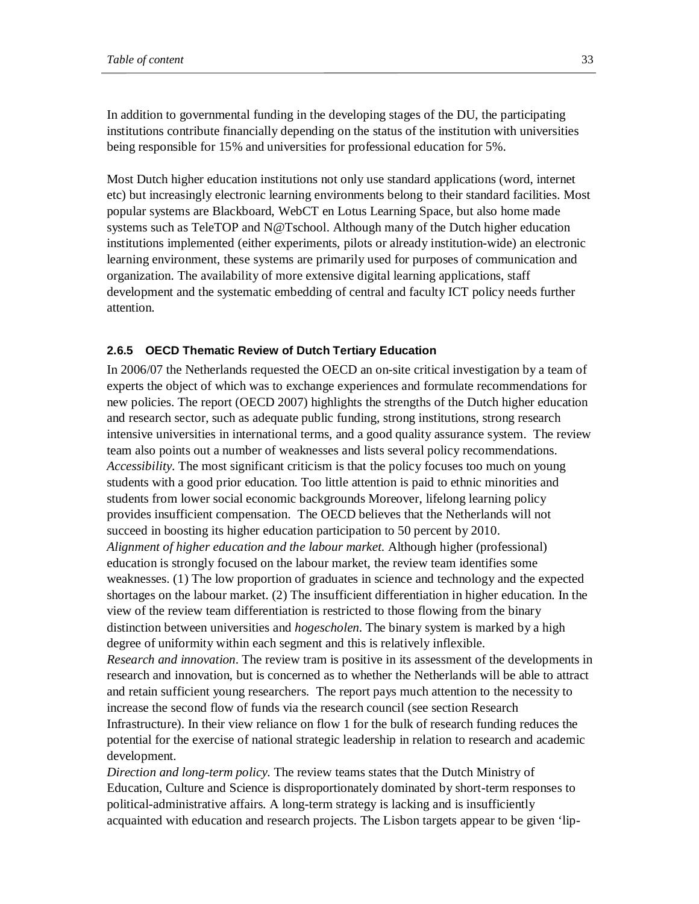In addition to governmental funding in the developing stages of the DU, the participating institutions contribute financially depending on the status of the institution with universities being responsible for 15% and universities for professional education for 5%.

Most Dutch higher education institutions not only use standard applications (word, internet etc) but increasingly electronic learning environments belong to their standard facilities. Most popular systems are Blackboard, WebCT en Lotus Learning Space, but also home made systems such as TeleTOP and N@Tschool. Although many of the Dutch higher education institutions implemented (either experiments, pilots or already institution-wide) an electronic learning environment, these systems are primarily used for purposes of communication and organization. The availability of more extensive digital learning applications, staff development and the systematic embedding of central and faculty ICT policy needs further attention.

### 2.6.5 OECD Thematic Review of Dutch Tertiary Education

In 2006/07 the Netherlands requested the OECD an on-site critical investigation by a team of experts the object of which was to exchange experiences and formulate recommendations for new policies. The report (OECD 2007) highlights the strengths of the Dutch higher education and research sector, such as adequate public funding, strong institutions, strong research intensive universities in international terms, and a good quality assurance system. The review team also points out a number of weaknesses and lists several policy recommendations.
*Accessibility*. The most significant criticism is that the policy focuses too much on young students with a good prior education. Too little attention is paid to ethnic minorities and students from lower social economic backgrounds Moreover, lifelong learning policy provides insufficient compensation. The OECD believes that the Netherlands will not succeed in boosting its higher education participation to 50 percent by 2010.
*Alignment of higher education and the labour market.* Although higher (professional) education is strongly focused on the labour market, the review team identifies some weaknesses. (1) The low proportion of graduates in science and technology and the expected shortages on the labour market. (2) The insufficient differentiation in higher education. In the view of the review team differentiation is restricted to those flowing from the binary distinction between universities and *hogescholen*. The binary system is marked by a high degree of uniformity within each segment and this is relatively inflexible.
*Research and innovation*. The review tram is positive in its assessment of the developments in research and innovation, but is concerned as to whether the Netherlands will be able to attract and retain sufficient young researchers. The report pays much attention to the necessity to increase the second flow of funds via the research council (see section Research Infrastructure). In their view reliance on flow 1 for the bulk of research funding reduces the potential for the exercise of national strategic leadership in relation to research and academic development.
*Direction and long-term policy.* The review teams states that the Dutch Ministry of Education, Culture and Science is disproportionately dominated by short-term responses to political-administrative affairs. A long-term strategy is lacking and is insufficiently acquainted with education and research projects. The Lisbon targets appear to be given 'lip-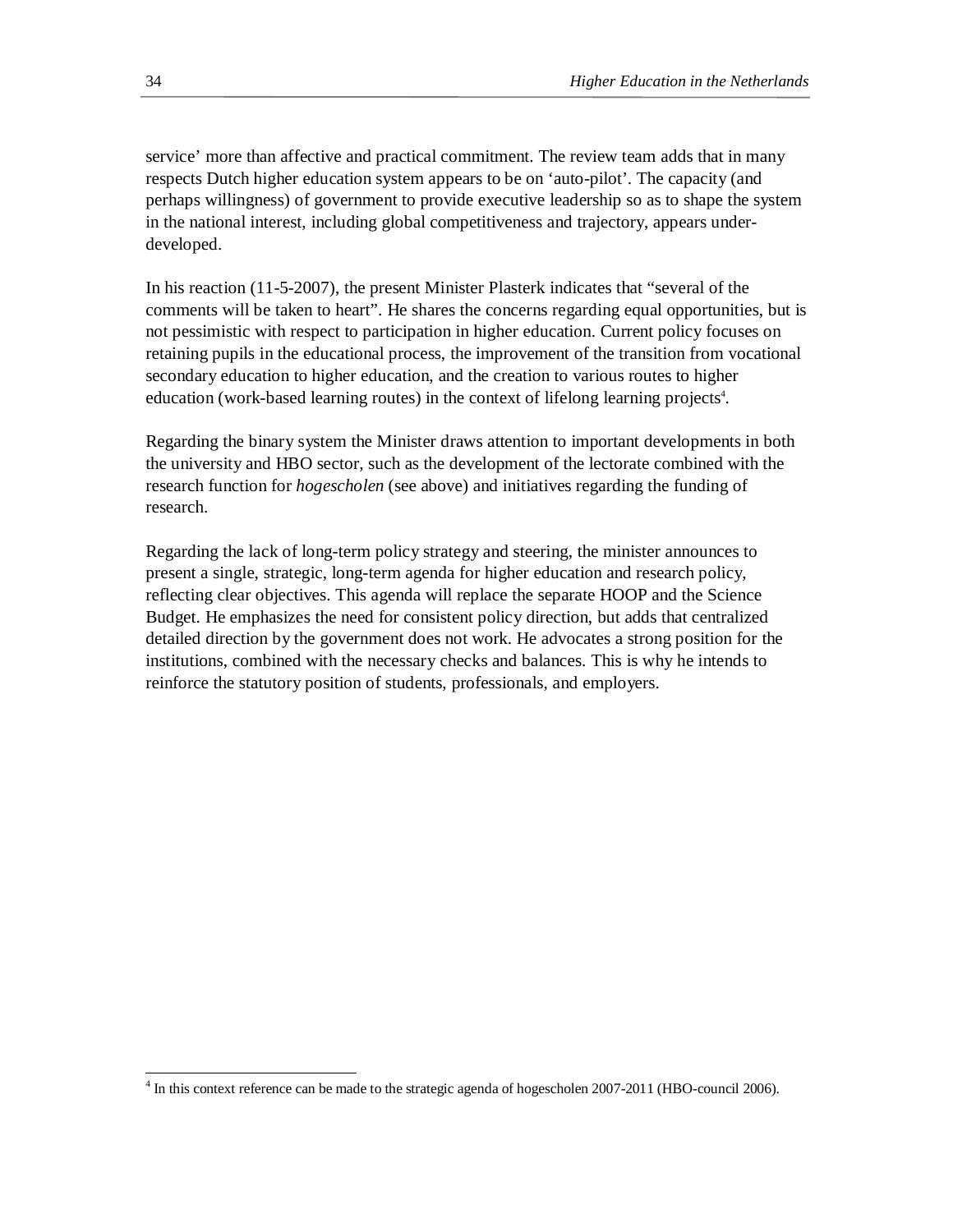service' more than affective and practical commitment. The review team adds that in many respects Dutch higher education system appears to be on 'auto-pilot'. The capacity (and perhaps willingness) of government to provide executive leadership so as to shape the system in the national interest, including global competitiveness and trajectory, appears under-developed.

In his reaction (11-5-2007), the present Minister Plasterk indicates that "several of the comments will be taken to heart". He shares the concerns regarding equal opportunities, but is not pessimistic with respect to participation in higher education. Current policy focuses on retaining pupils in the educational process, the improvement of the transition from vocational secondary education to higher education, and the creation to various routes to higher education (work-based learning routes) in the context of lifelong learning projects[4].

Regarding the binary system the Minister draws attention to important developments in both the university and HBO sector, such as the development of the lectorate combined with the research function for *hogescholen* (see above) and initiatives regarding the funding of research.

Regarding the lack of long-term policy strategy and steering, the minister announces to present a single, strategic, long-term agenda for higher education and research policy, reflecting clear objectives. This agenda will replace the separate HOOP and the Science Budget. He emphasizes the need for consistent policy direction, but adds that centralized detailed direction by the government does not work. He advocates a strong position for the institutions, combined with the necessary checks and balances. This is why he intends to reinforce the statutory position of students, professionals, and employers.

---

[4] In this context reference can be made to the strategic agenda of hogescholen 2007-2011 (HBO-council 2006).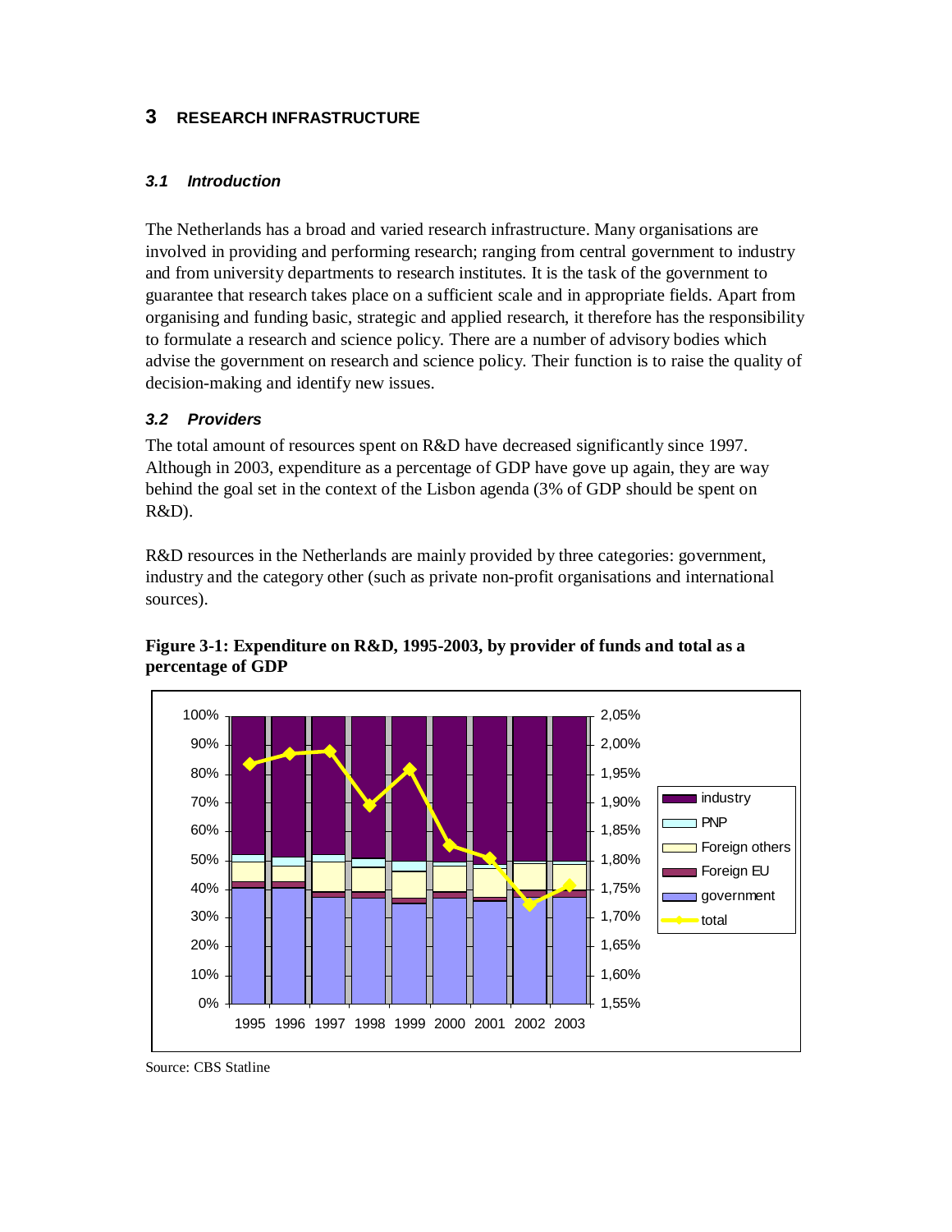# 3 RESEARCH INFRASTRUCTURE

### *3.1 Introduction*

The Netherlands has a broad and varied research infrastructure. Many organisations are involved in providing and performing research; ranging from central government to industry and from university departments to research institutes. It is the task of the government to guarantee that research takes place on a sufficient scale and in appropriate fields. Apart from organising and funding basic, strategic and applied research, it therefore has the responsibility to formulate a research and science policy. There are a number of advisory bodies which advise the government on research and science policy. Their function is to raise the quality of decision-making and identify new issues.

### *3.2 Providers*

The total amount of resources spent on R&D have decreased significantly since 1997. Although in 2003, expenditure as a percentage of GDP have gove up again, they are way behind the goal set in the context of the Lisbon agenda (3% of GDP should be spent on R&D).

R&D resources in the Netherlands are mainly provided by three categories: government, industry and the category other (such as private non-profit organisations and international sources).

**Figure 3-1: Expenditure on R&D, 1995-2003, by provider of funds and total as a percentage of GDP**

Source: CBS Statline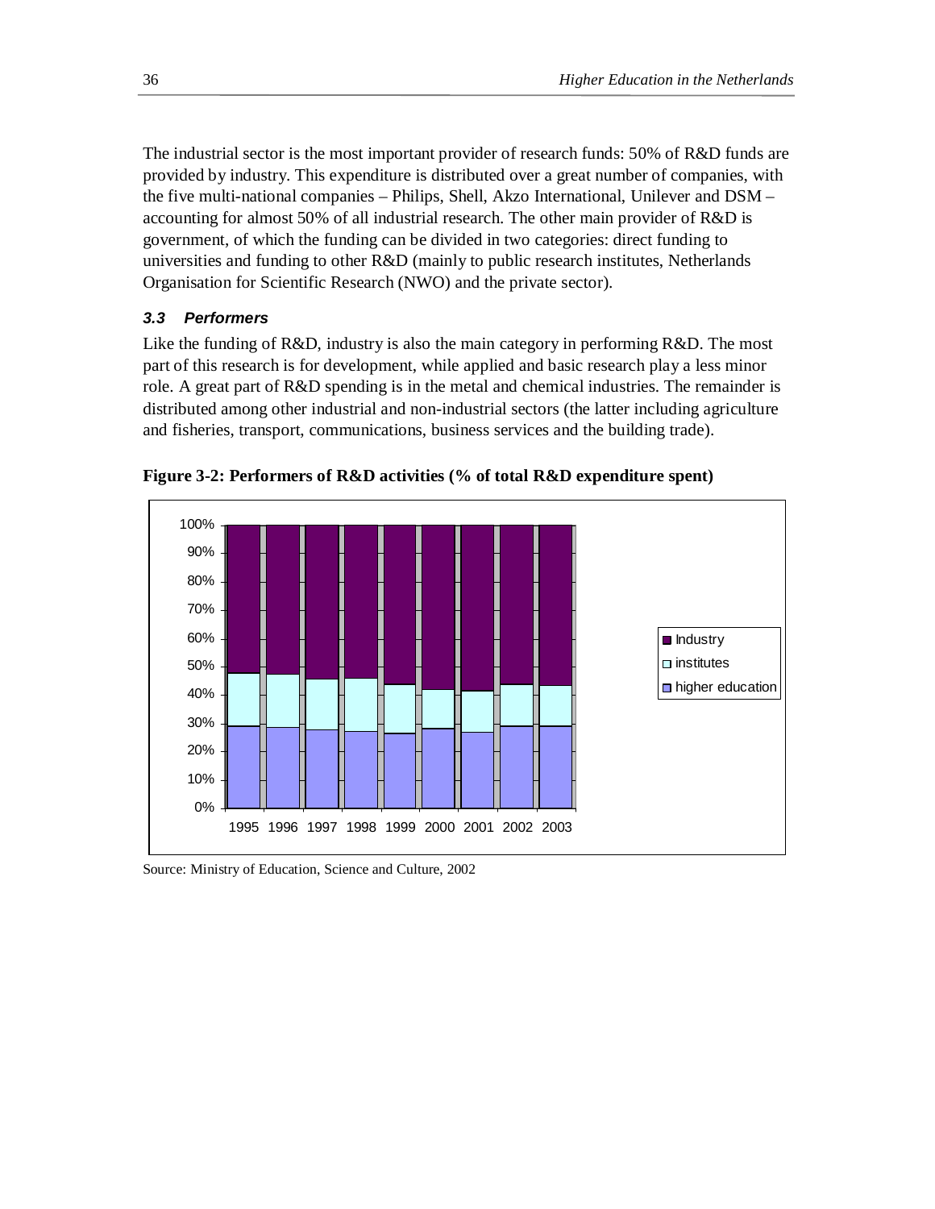The industrial sector is the most important provider of research funds: 50% of R&D funds are provided by industry. This expenditure is distributed over a great number of companies, with the five multi-national companies – Philips, Shell, Akzo International, Unilever and DSM – accounting for almost 50% of all industrial research. The other main provider of R&D is government, of which the funding can be divided in two categories: direct funding to universities and funding to other R&D (mainly to public research institutes, Netherlands Organisation for Scientific Research (NWO) and the private sector).

### *3.3 Performers*

Like the funding of R&D, industry is also the main category in performing R&D. The most part of this research is for development, while applied and basic research play a less minor role. A great part of R&D spending is in the metal and chemical industries. The remainder is distributed among other industrial and non-industrial sectors (the latter including agriculture and fisheries, transport, communications, business services and the building trade).

**Figure 3-2: Performers of R&D activities (% of total R&D expenditure spent)**

Source: Ministry of Education, Science and Culture, 2002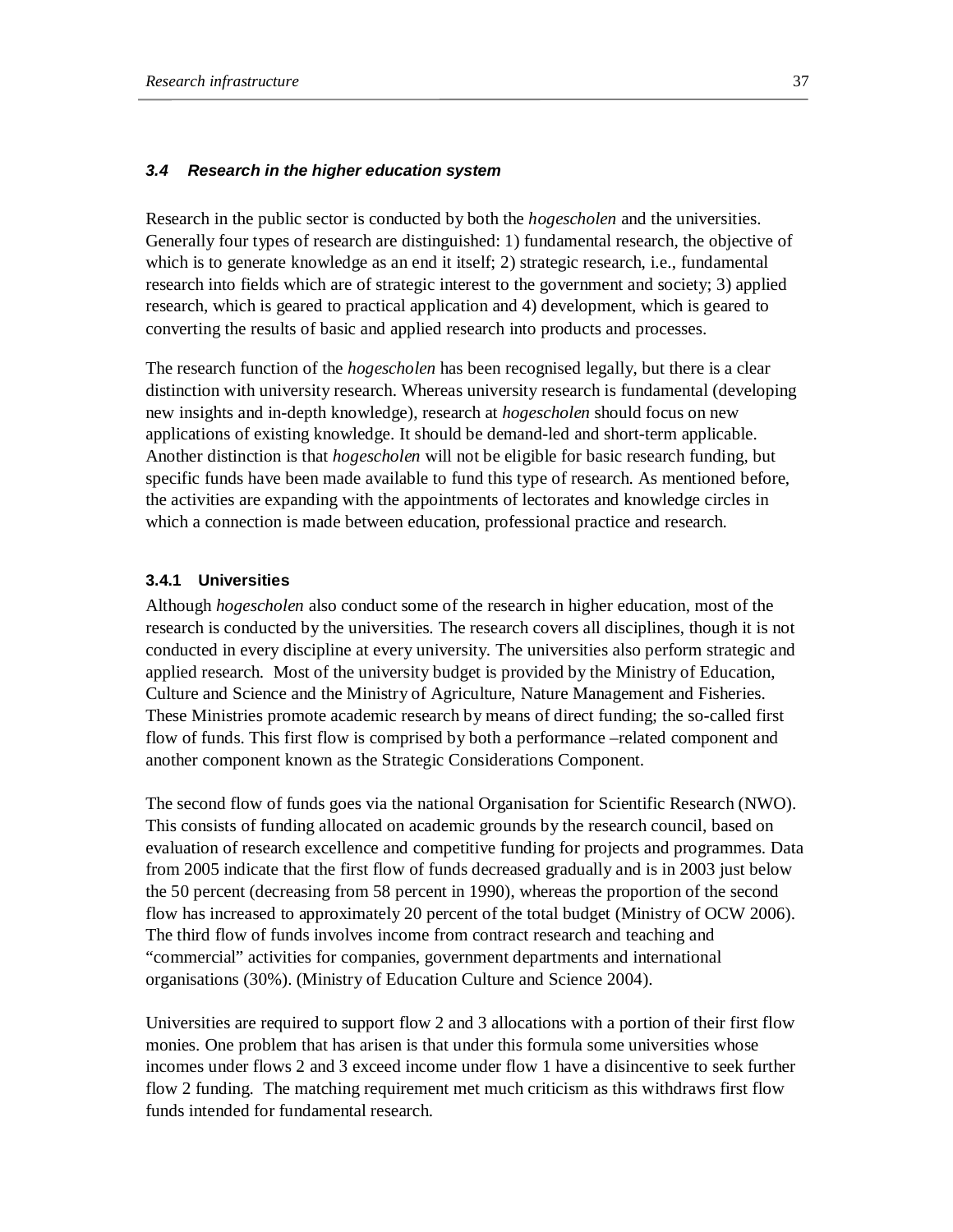### 3.4 Research in the higher education system

Research in the public sector is conducted by both the *hogescholen* and the universities. Generally four types of research are distinguished: 1) fundamental research, the objective of which is to generate knowledge as an end it itself; 2) strategic research, i.e., fundamental research into fields which are of strategic interest to the government and society; 3) applied research, which is geared to practical application and 4) development, which is geared to converting the results of basic and applied research into products and processes.

The research function of the *hogescholen* has been recognised legally, but there is a clear distinction with university research. Whereas university research is fundamental (developing new insights and in-depth knowledge), research at *hogescholen* should focus on new applications of existing knowledge. It should be demand-led and short-term applicable. Another distinction is that *hogescholen* will not be eligible for basic research funding, but specific funds have been made available to fund this type of research. As mentioned before, the activities are expanding with the appointments of lectorates and knowledge circles in which a connection is made between education, professional practice and research.

#### 3.4.1 Universities

Although *hogescholen* also conduct some of the research in higher education, most of the research is conducted by the universities. The research covers all disciplines, though it is not conducted in every discipline at every university. The universities also perform strategic and applied research. Most of the university budget is provided by the Ministry of Education, Culture and Science and the Ministry of Agriculture, Nature Management and Fisheries. These Ministries promote academic research by means of direct funding; the so-called first flow of funds. This first flow is comprised by both a performance –related component and another component known as the Strategic Considerations Component.

The second flow of funds goes via the national Organisation for Scientific Research (NWO). This consists of funding allocated on academic grounds by the research council, based on evaluation of research excellence and competitive funding for projects and programmes. Data from 2005 indicate that the first flow of funds decreased gradually and is in 2003 just below the 50 percent (decreasing from 58 percent in 1990), whereas the proportion of the second flow has increased to approximately 20 percent of the total budget (Ministry of OCW 2006). The third flow of funds involves income from contract research and teaching and "commercial" activities for companies, government departments and international organisations (30%). (Ministry of Education Culture and Science 2004).

Universities are required to support flow 2 and 3 allocations with a portion of their first flow monies. One problem that has arisen is that under this formula some universities whose incomes under flows 2 and 3 exceed income under flow 1 have a disincentive to seek further flow 2 funding. The matching requirement met much criticism as this withdraws first flow funds intended for fundamental research.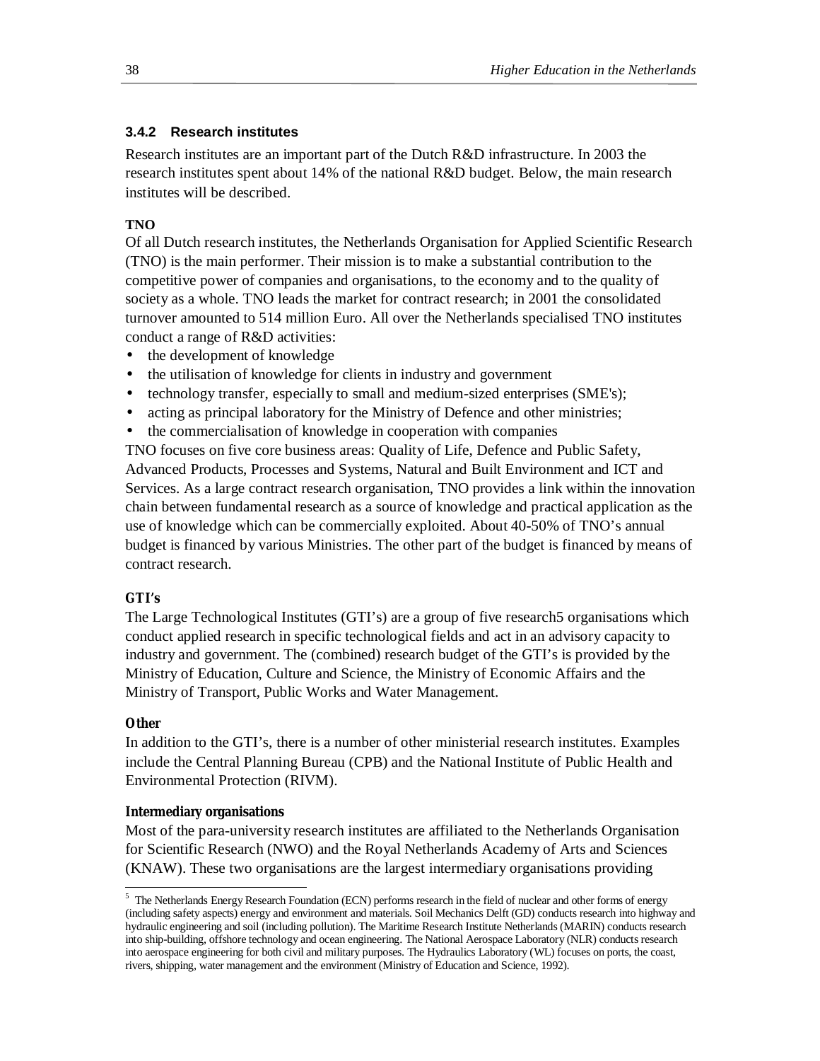### 3.4.2 Research institutes

Research institutes are an important part of the Dutch R&D infrastructure. In 2003 the research institutes spent about 14% of the national R&D budget. Below, the main research institutes will be described.

**TNO**

Of all Dutch research institutes, the Netherlands Organisation for Applied Scientific Research (TNO) is the main performer. Their mission is to make a substantial contribution to the competitive power of companies and organisations, to the economy and to the quality of society as a whole. TNO leads the market for contract research; in 2001 the consolidated turnover amounted to 514 million Euro. All over the Netherlands specialised TNO institutes conduct a range of R&D activities:

- the development of knowledge
- the utilisation of knowledge for clients in industry and government
- technology transfer, especially to small and medium-sized enterprises (SME's);
- acting as principal laboratory for the Ministry of Defence and other ministries;
- the commercialisation of knowledge in cooperation with companies

TNO focuses on five core business areas: Quality of Life, Defence and Public Safety, Advanced Products, Processes and Systems, Natural and Built Environment and ICT and Services. As a large contract research organisation, TNO provides a link within the innovation chain between fundamental research as a source of knowledge and practical application as the use of knowledge which can be commercially exploited. About 40-50% of TNO's annual budget is financed by various Ministries. The other part of the budget is financed by means of contract research.

**GTI's**

The Large Technological Institutes (GTI's) are a group of five research[5] organisations which conduct applied research in specific technological fields and act in an advisory capacity to industry and government. The (combined) research budget of the GTI's is provided by the Ministry of Education, Culture and Science, the Ministry of Economic Affairs and the Ministry of Transport, Public Works and Water Management.

**Other**

In addition to the GTI's, there is a number of other ministerial research institutes. Examples include the Central Planning Bureau (CPB) and the National Institute of Public Health and Environmental Protection (RIVM).

**Intermediary organisations**

Most of the para-university research institutes are affiliated to the Netherlands Organisation for Scientific Research (NWO) and the Royal Netherlands Academy of Arts and Sciences (KNAW). These two organisations are the largest intermediary organisations providing

---

[5] The Netherlands Energy Research Foundation (ECN) performs research in the field of nuclear and other forms of energy (including safety aspects) energy and environment and materials. Soil Mechanics Delft (GD) conducts research into highway and hydraulic engineering and soil (including pollution). The Maritime Research Institute Netherlands (MARIN) conducts research into ship-building, offshore technology and ocean engineering. The National Aerospace Laboratory (NLR) conducts research into aerospace engineering for both civil and military purposes. The Hydraulics Laboratory (WL) focuses on ports, the coast, rivers, shipping, water management and the environment (Ministry of Education and Science, 1992).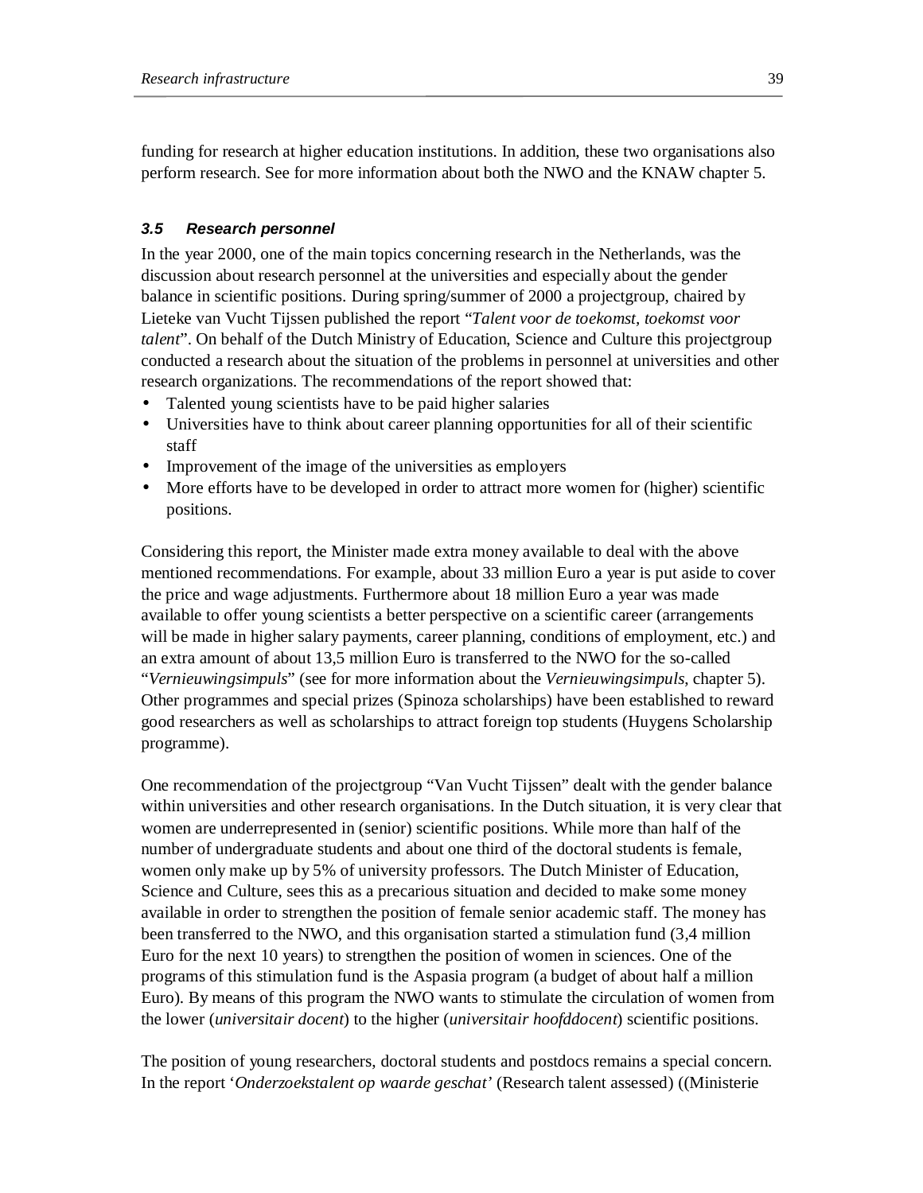funding for research at higher education institutions. In addition, these two organisations also perform research. See for more information about both the NWO and the KNAW chapter 5.

### 3.5 Research personnel

In the year 2000, one of the main topics concerning research in the Netherlands, was the discussion about research personnel at the universities and especially about the gender balance in scientific positions. During spring/summer of 2000 a projectgroup, chaired by Lieteke van Vucht Tijssen published the report "*Talent voor de toekomst, toekomst voor talent*". On behalf of the Dutch Ministry of Education, Science and Culture this projectgroup conducted a research about the situation of the problems in personnel at universities and other research organizations. The recommendations of the report showed that:

- Talented young scientists have to be paid higher salaries
- Universities have to think about career planning opportunities for all of their scientific staff
- Improvement of the image of the universities as employers
- More efforts have to be developed in order to attract more women for (higher) scientific positions.

Considering this report, the Minister made extra money available to deal with the above mentioned recommendations. For example, about 33 million Euro a year is put aside to cover the price and wage adjustments. Furthermore about 18 million Euro a year was made available to offer young scientists a better perspective on a scientific career (arrangements will be made in higher salary payments, career planning, conditions of employment, etc.) and an extra amount of about 13,5 million Euro is transferred to the NWO for the so-called "*Vernieuwingsimpuls*" (see for more information about the *Vernieuwingsimpuls*, chapter 5). Other programmes and special prizes (Spinoza scholarships) have been established to reward good researchers as well as scholarships to attract foreign top students (Huygens Scholarship programme).

One recommendation of the projectgroup "Van Vucht Tijssen" dealt with the gender balance within universities and other research organisations. In the Dutch situation, it is very clear that women are underrepresented in (senior) scientific positions. While more than half of the number of undergraduate students and about one third of the doctoral students is female, women only make up by 5% of university professors. The Dutch Minister of Education, Science and Culture, sees this as a precarious situation and decided to make some money available in order to strengthen the position of female senior academic staff. The money has been transferred to the NWO, and this organisation started a stimulation fund (3,4 million Euro for the next 10 years) to strengthen the position of women in sciences. One of the programs of this stimulation fund is the Aspasia program (a budget of about half a million Euro). By means of this program the NWO wants to stimulate the circulation of women from the lower (*universitair docent*) to the higher (*universitair hoofddocent*) scientific positions.

The position of young researchers, doctoral students and postdocs remains a special concern. In the report '*Onderzoekstalent op waarde geschat*' (Research talent assessed) ((Ministerie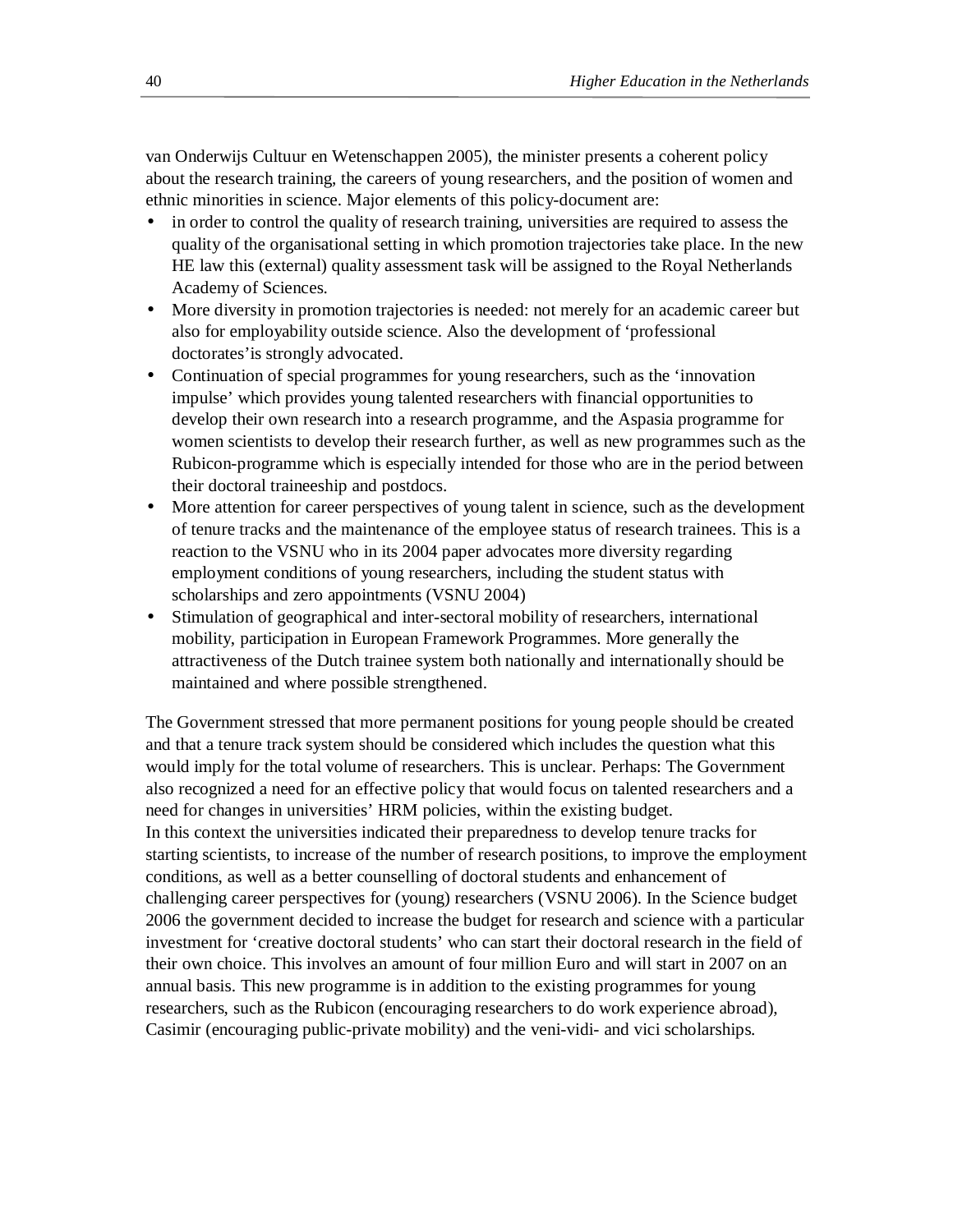van Onderwijs Cultuur en Wetenschappen 2005), the minister presents a coherent policy about the research training, the careers of young researchers, and the position of women and ethnic minorities in science. Major elements of this policy-document are:

- in order to control the quality of research training, universities are required to assess the quality of the organisational setting in which promotion trajectories take place. In the new HE law this (external) quality assessment task will be assigned to the Royal Netherlands Academy of Sciences.
- More diversity in promotion trajectories is needed: not merely for an academic career but also for employability outside science. Also the development of 'professional doctorates'is strongly advocated.
- Continuation of special programmes for young researchers, such as the 'innovation impulse' which provides young talented researchers with financial opportunities to develop their own research into a research programme, and the Aspasia programme for women scientists to develop their research further, as well as new programmes such as the Rubicon-programme which is especially intended for those who are in the period between their doctoral traineeship and postdocs.
- More attention for career perspectives of young talent in science, such as the development of tenure tracks and the maintenance of the employee status of research trainees. This is a reaction to the VSNU who in its 2004 paper advocates more diversity regarding employment conditions of young researchers, including the student status with scholarships and zero appointments (VSNU 2004)
- Stimulation of geographical and inter-sectoral mobility of researchers, international mobility, participation in European Framework Programmes. More generally the attractiveness of the Dutch trainee system both nationally and internationally should be maintained and where possible strengthened.

The Government stressed that more permanent positions for young people should be created and that a tenure track system should be considered which includes the question what this would imply for the total volume of researchers. This is unclear. Perhaps: The Government also recognized a need for an effective policy that would focus on talented researchers and a need for changes in universities' HRM policies, within the existing budget.
In this context the universities indicated their preparedness to develop tenure tracks for starting scientists, to increase of the number of research positions, to improve the employment conditions, as well as a better counselling of doctoral students and enhancement of challenging career perspectives for (young) researchers (VSNU 2006). In the Science budget 2006 the government decided to increase the budget for research and science with a particular investment for 'creative doctoral students' who can start their doctoral research in the field of their own choice. This involves an amount of four million Euro and will start in 2007 on an annual basis. This new programme is in addition to the existing programmes for young researchers, such as the Rubicon (encouraging researchers to do work experience abroad), Casimir (encouraging public-private mobility) and the veni-vidi- and vici scholarships.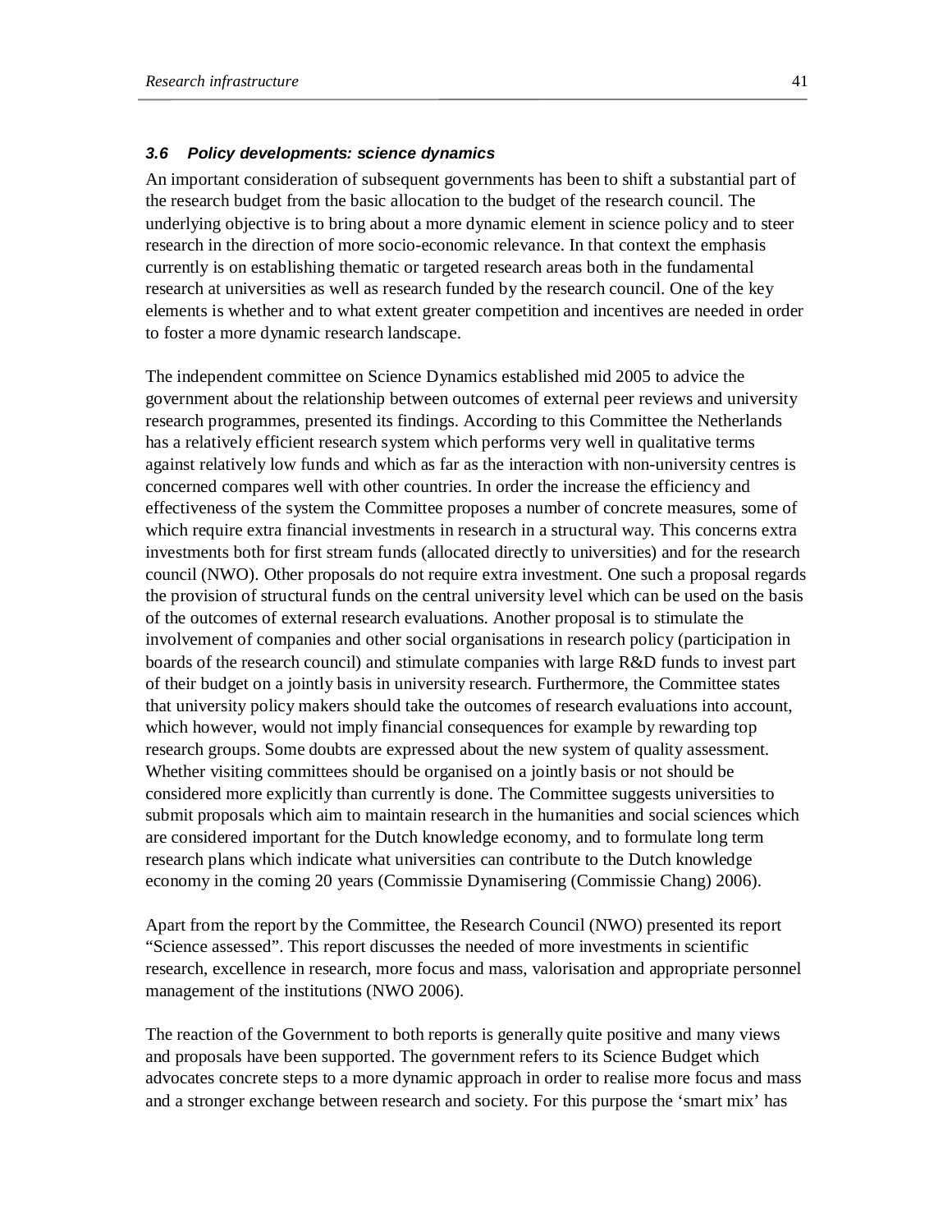### 3.6 Policy developments: science dynamics

An important consideration of subsequent governments has been to shift a substantial part of the research budget from the basic allocation to the budget of the research council. The underlying objective is to bring about a more dynamic element in science policy and to steer research in the direction of more socio-economic relevance. In that context the emphasis currently is on establishing thematic or targeted research areas both in the fundamental research at universities as well as research funded by the research council. One of the key elements is whether and to what extent greater competition and incentives are needed in order to foster a more dynamic research landscape.

The independent committee on Science Dynamics established mid 2005 to advice the government about the relationship between outcomes of external peer reviews and university research programmes, presented its findings. According to this Committee the Netherlands has a relatively efficient research system which performs very well in qualitative terms against relatively low funds and which as far as the interaction with non-university centres is concerned compares well with other countries. In order the increase the efficiency and effectiveness of the system the Committee proposes a number of concrete measures, some of which require extra financial investments in research in a structural way. This concerns extra investments both for first stream funds (allocated directly to universities) and for the research council (NWO). Other proposals do not require extra investment. One such a proposal regards the provision of structural funds on the central university level which can be used on the basis of the outcomes of external research evaluations. Another proposal is to stimulate the involvement of companies and other social organisations in research policy (participation in boards of the research council) and stimulate companies with large R&D funds to invest part of their budget on a jointly basis in university research. Furthermore, the Committee states that university policy makers should take the outcomes of research evaluations into account, which however, would not imply financial consequences for example by rewarding top research groups. Some doubts are expressed about the new system of quality assessment. Whether visiting committees should be organised on a jointly basis or not should be considered more explicitly than currently is done. The Committee suggests universities to submit proposals which aim to maintain research in the humanities and social sciences which are considered important for the Dutch knowledge economy, and to formulate long term research plans which indicate what universities can contribute to the Dutch knowledge economy in the coming 20 years (Commissie Dynamisering (Commissie Chang) 2006).

Apart from the report by the Committee, the Research Council (NWO) presented its report "Science assessed". This report discusses the needed of more investments in scientific research, excellence in research, more focus and mass, valorisation and appropriate personnel management of the institutions (NWO 2006).

The reaction of the Government to both reports is generally quite positive and many views and proposals have been supported. The government refers to its Science Budget which advocates concrete steps to a more dynamic approach in order to realise more focus and mass and a stronger exchange between research and society. For this purpose the 'smart mix' has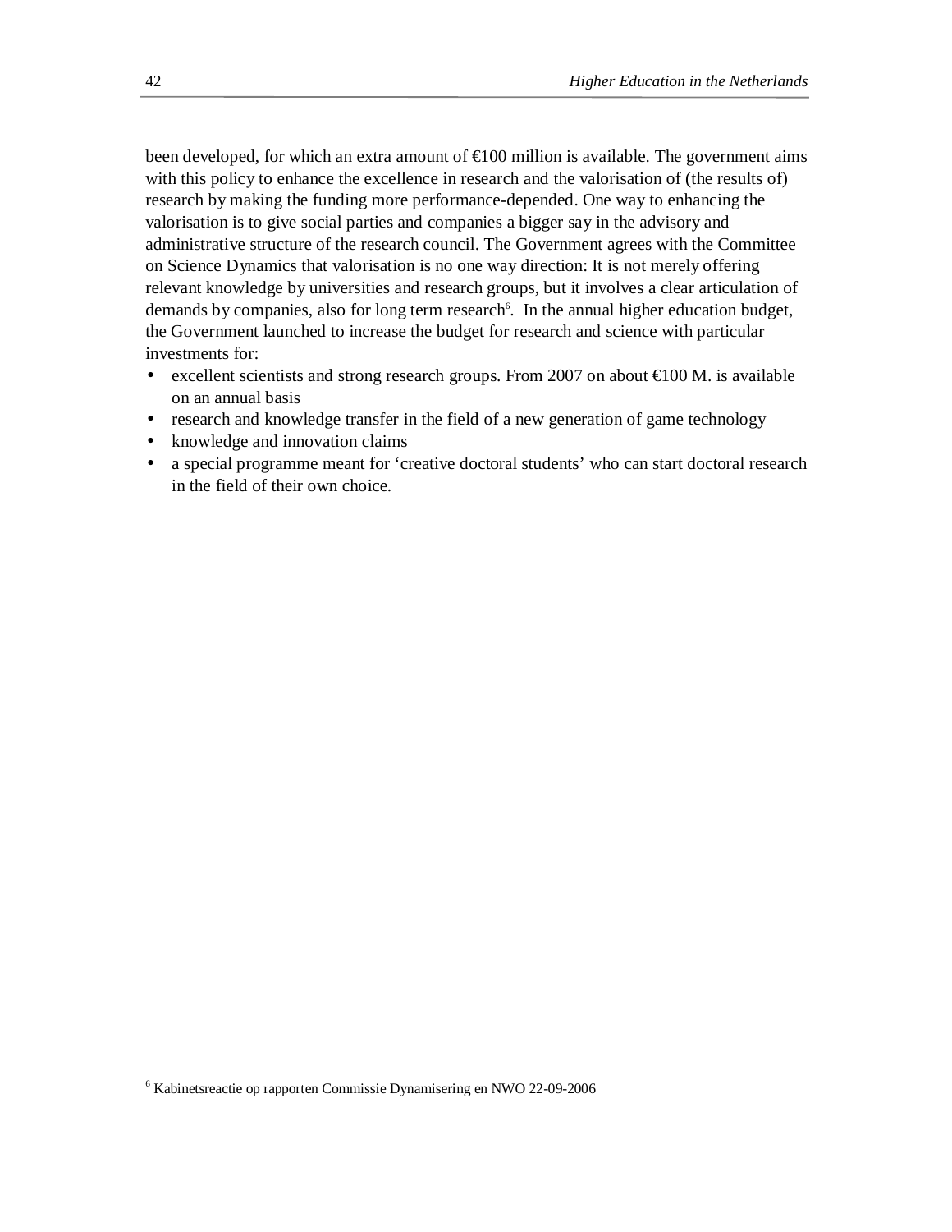been developed, for which an extra amount of €100 million is available. The government aims with this policy to enhance the excellence in research and the valorisation of (the results of) research by making the funding more performance-depended. One way to enhancing the valorisation is to give social parties and companies a bigger say in the advisory and administrative structure of the research council. The Government agrees with the Committee on Science Dynamics that valorisation is no one way direction: It is not merely offering relevant knowledge by universities and research groups, but it involves a clear articulation of demands by companies, also for long term research[6]. In the annual higher education budget, the Government launched to increase the budget for research and science with particular investments for:

- excellent scientists and strong research groups. From 2007 on about €100 M. is available on an annual basis
- research and knowledge transfer in the field of a new generation of game technology
- knowledge and innovation claims
- a special programme meant for 'creative doctoral students' who can start doctoral research in the field of their own choice.

---

[6] Kabinetsreactie op rapporten Commissie Dynamisering en NWO 22-09-2006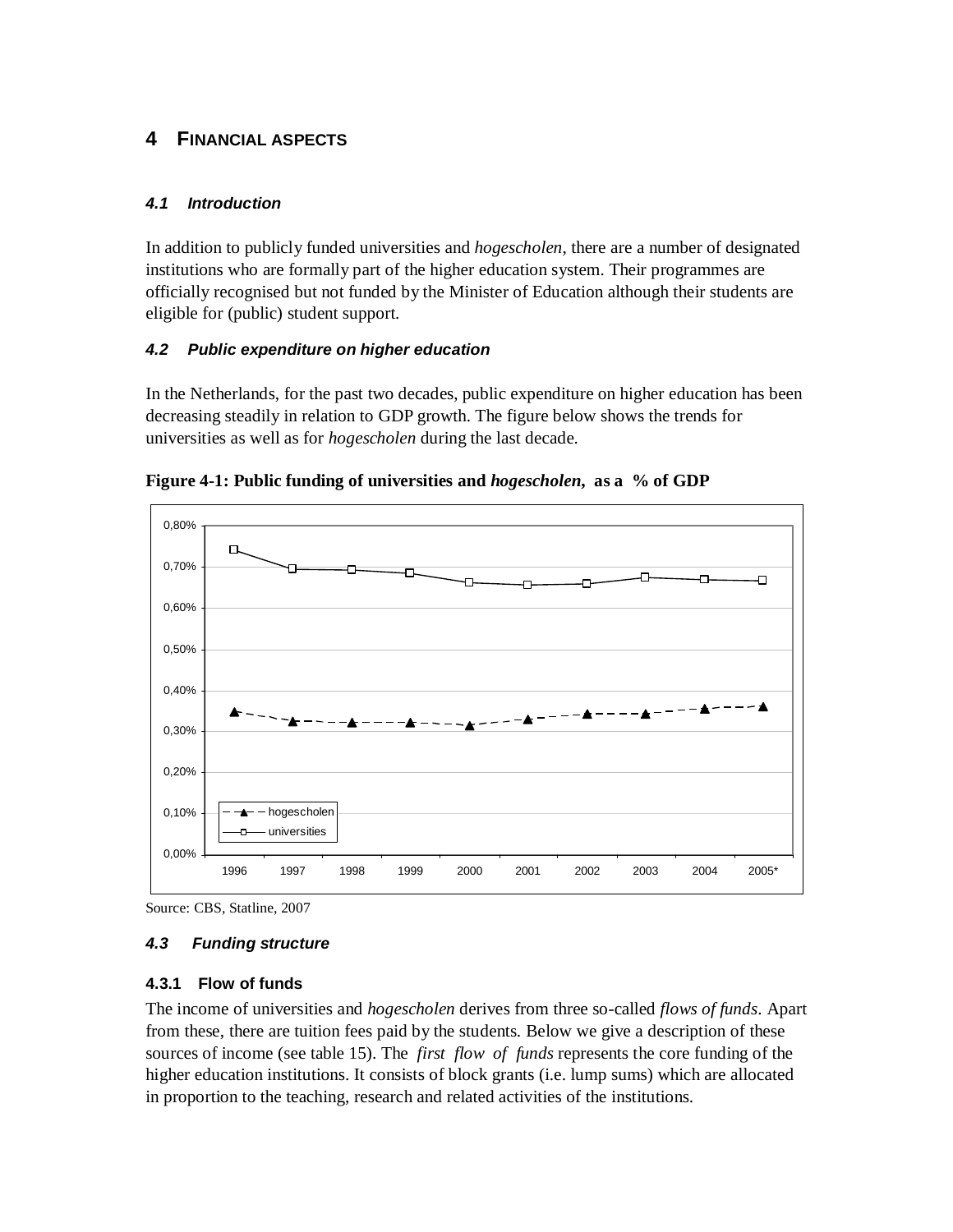# 4 FINANCIAL ASPECTS

## *4.1 Introduction*

In addition to publicly funded universities and *hogescholen*, there are a number of designated institutions who are formally part of the higher education system. Their programmes are officially recognised but not funded by the Minister of Education although their students are eligible for (public) student support.

## *4.2 Public expenditure on higher education*

In the Netherlands, for the past two decades, public expenditure on higher education has been decreasing steadily in relation to GDP growth. The figure below shows the trends for universities as well as for *hogescholen* during the last decade.

**Figure 4-1: Public funding of universities and *hogescholen*, as a % of GDP**

Source: CBS, Statline, 2007

## *4.3 Funding structure*

### 4.3.1 Flow of funds

The income of universities and *hogescholen* derives from three so-called *flows of funds*. Apart from these, there are tuition fees paid by the students. Below we give a description of these sources of income (see table 15). The *first flow of funds* represents the core funding of the higher education institutions. It consists of block grants (i.e. lump sums) which are allocated in proportion to the teaching, research and related activities of the institutions.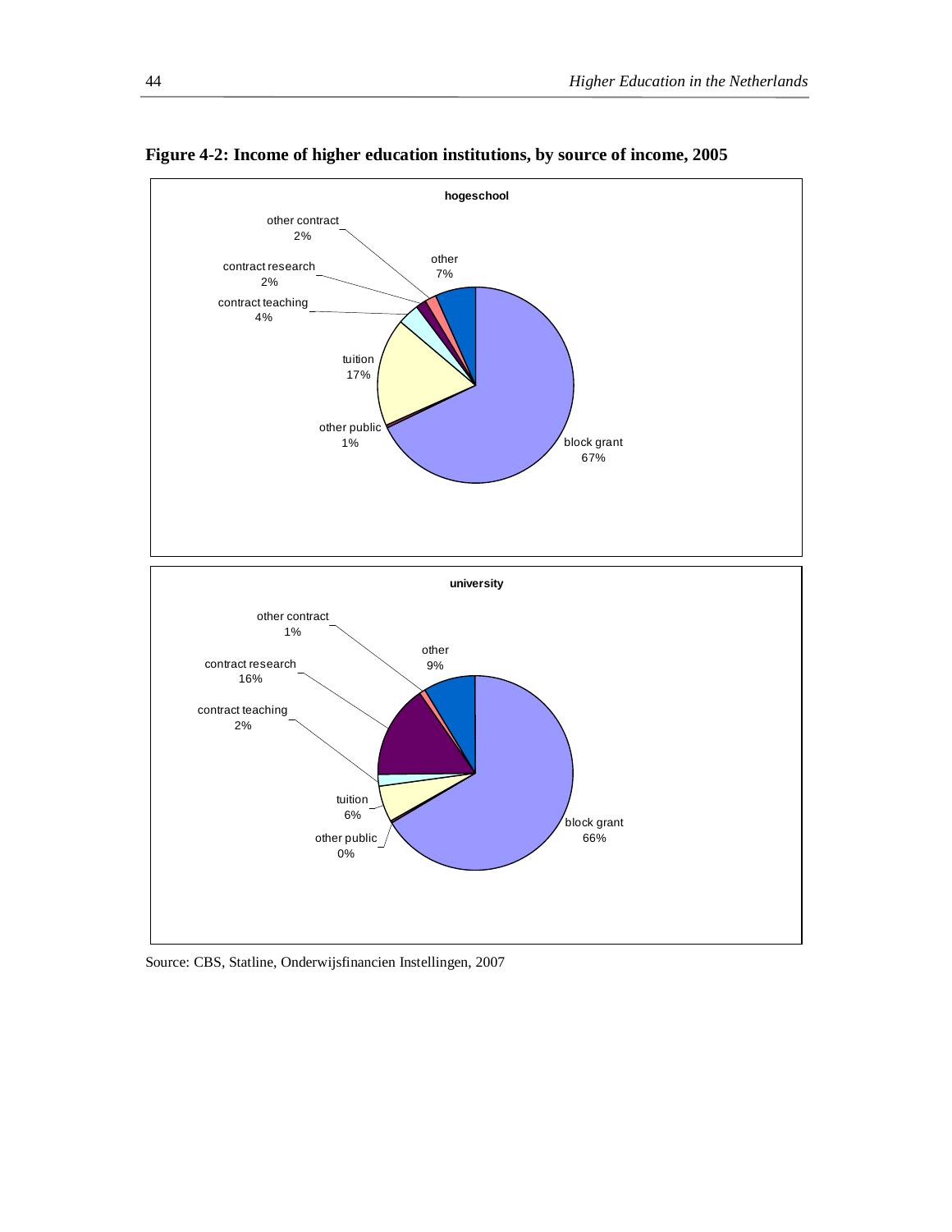**Figure 4-2: Income of higher education institutions, by source of income, 2005**

Source: CBS, Statline, Onderwijsfinancien Instellingen, 2007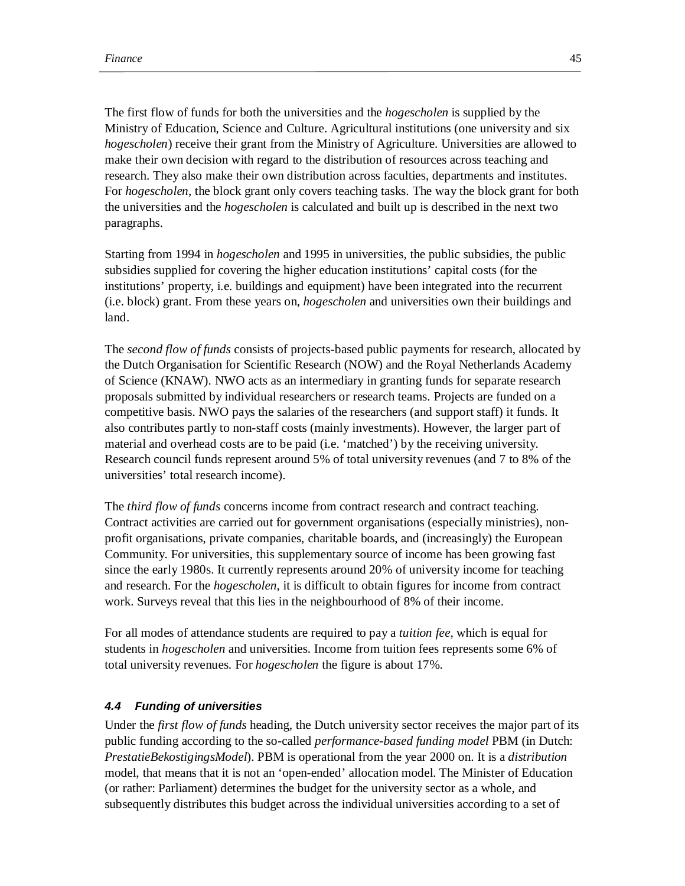The first flow of funds for both the universities and the *hogescholen* is supplied by the Ministry of Education, Science and Culture. Agricultural institutions (one university and six *hogescholen*) receive their grant from the Ministry of Agriculture. Universities are allowed to make their own decision with regard to the distribution of resources across teaching and research. They also make their own distribution across faculties, departments and institutes. For *hogescholen*, the block grant only covers teaching tasks. The way the block grant for both the universities and the *hogescholen* is calculated and built up is described in the next two paragraphs.

Starting from 1994 in *hogescholen* and 1995 in universities, the public subsidies, the public subsidies supplied for covering the higher education institutions' capital costs (for the institutions' property, i.e. buildings and equipment) have been integrated into the recurrent (i.e. block) grant. From these years on, *hogescholen* and universities own their buildings and land.

The *second flow of funds* consists of projects-based public payments for research, allocated by the Dutch Organisation for Scientific Research (NOW) and the Royal Netherlands Academy of Science (KNAW). NWO acts as an intermediary in granting funds for separate research proposals submitted by individual researchers or research teams. Projects are funded on a competitive basis. NWO pays the salaries of the researchers (and support staff) it funds. It also contributes partly to non-staff costs (mainly investments). However, the larger part of material and overhead costs are to be paid (i.e. 'matched') by the receiving university. Research council funds represent around 5% of total university revenues (and 7 to 8% of the universities' total research income).

The *third flow of funds* concerns income from contract research and contract teaching. Contract activities are carried out for government organisations (especially ministries), non-profit organisations, private companies, charitable boards, and (increasingly) the European Community. For universities, this supplementary source of income has been growing fast since the early 1980s. It currently represents around 20% of university income for teaching and research. For the *hogescholen*, it is difficult to obtain figures for income from contract work. Surveys reveal that this lies in the neighbourhood of 8% of their income.

For all modes of attendance students are required to pay a *tuition fee*, which is equal for students in *hogescholen* and universities. Income from tuition fees represents some 6% of total university revenues. For *hogescholen* the figure is about 17%.

### 4.4 Funding of universities

Under the *first flow of funds* heading, the Dutch university sector receives the major part of its public funding according to the so-called *performance-based funding model* PBM (in Dutch: *PrestatieBekostigingsModel*). PBM is operational from the year 2000 on. It is a *distribution* model, that means that it is not an 'open-ended' allocation model. The Minister of Education (or rather: Parliament) determines the budget for the university sector as a whole, and subsequently distributes this budget across the individual universities according to a set of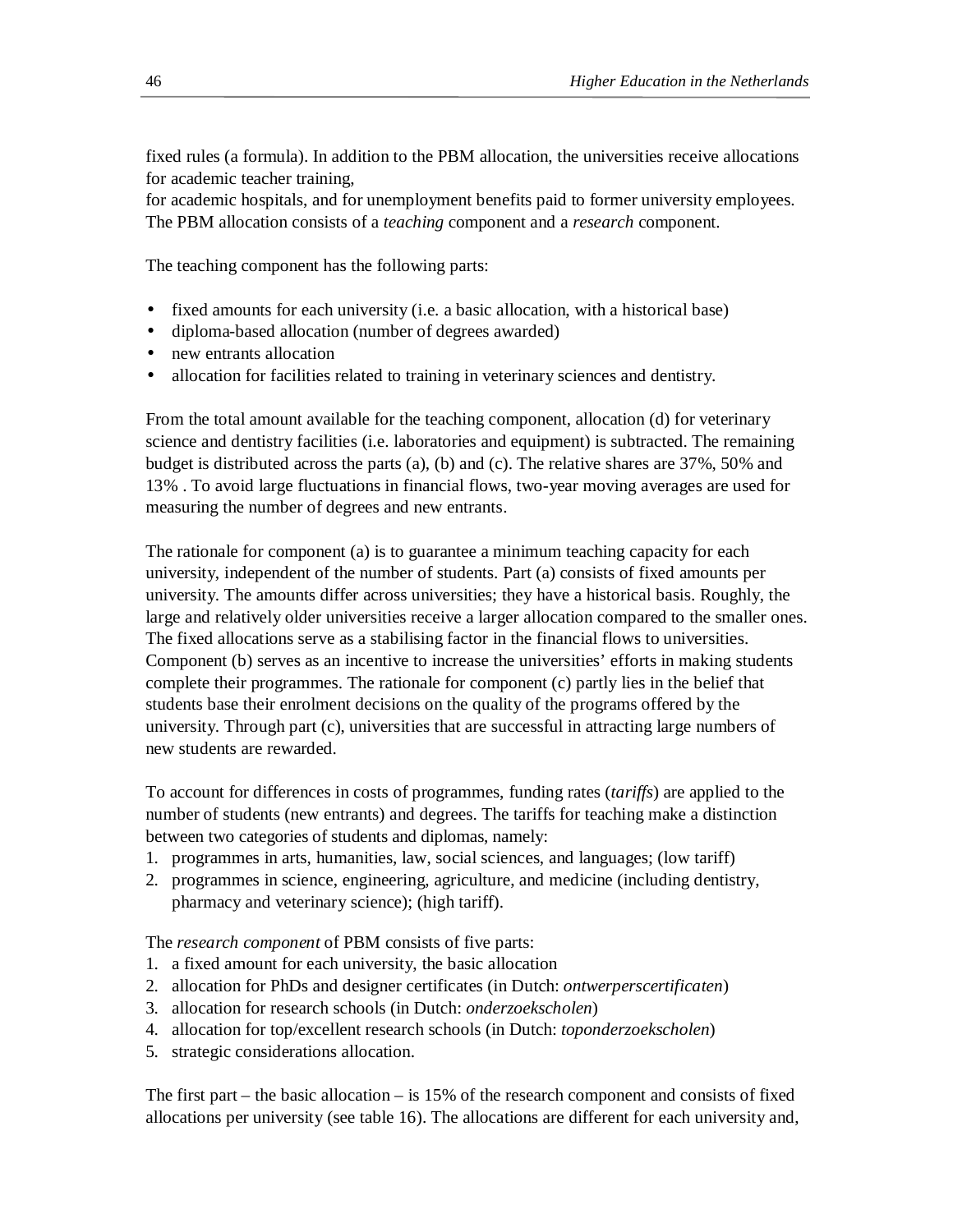fixed rules (a formula). In addition to the PBM allocation, the universities receive allocations for academic teacher training,
for academic hospitals, and for unemployment benefits paid to former university employees. The PBM allocation consists of a *teaching* component and a *research* component.

The teaching component has the following parts:

- fixed amounts for each university (i.e. a basic allocation, with a historical base)
- diploma-based allocation (number of degrees awarded)
- new entrants allocation
- allocation for facilities related to training in veterinary sciences and dentistry.

From the total amount available for the teaching component, allocation (d) for veterinary science and dentistry facilities (i.e. laboratories and equipment) is subtracted. The remaining budget is distributed across the parts (a), (b) and (c). The relative shares are 37%, 50% and 13% . To avoid large fluctuations in financial flows, two-year moving averages are used for measuring the number of degrees and new entrants.

The rationale for component (a) is to guarantee a minimum teaching capacity for each university, independent of the number of students. Part (a) consists of fixed amounts per university. The amounts differ across universities; they have a historical basis. Roughly, the large and relatively older universities receive a larger allocation compared to the smaller ones. The fixed allocations serve as a stabilising factor in the financial flows to universities. Component (b) serves as an incentive to increase the universities' efforts in making students complete their programmes. The rationale for component (c) partly lies in the belief that students base their enrolment decisions on the quality of the programs offered by the university. Through part (c), universities that are successful in attracting large numbers of new students are rewarded.

To account for differences in costs of programmes, funding rates (*tariffs*) are applied to the number of students (new entrants) and degrees. The tariffs for teaching make a distinction between two categories of students and diplomas, namely:

1. programmes in arts, humanities, law, social sciences, and languages; (low tariff)
2. programmes in science, engineering, agriculture, and medicine (including dentistry, pharmacy and veterinary science); (high tariff).

The *research component* of PBM consists of five parts:

1. a fixed amount for each university, the basic allocation
2. allocation for PhDs and designer certificates (in Dutch: *ontwerperscertificaten*)
3. allocation for research schools (in Dutch: *onderzoekscholen*)
4. allocation for top/excellent research schools (in Dutch: *toponderzoekscholen*)
5. strategic considerations allocation.

The first part – the basic allocation – is 15% of the research component and consists of fixed allocations per university (see table 16). The allocations are different for each university and,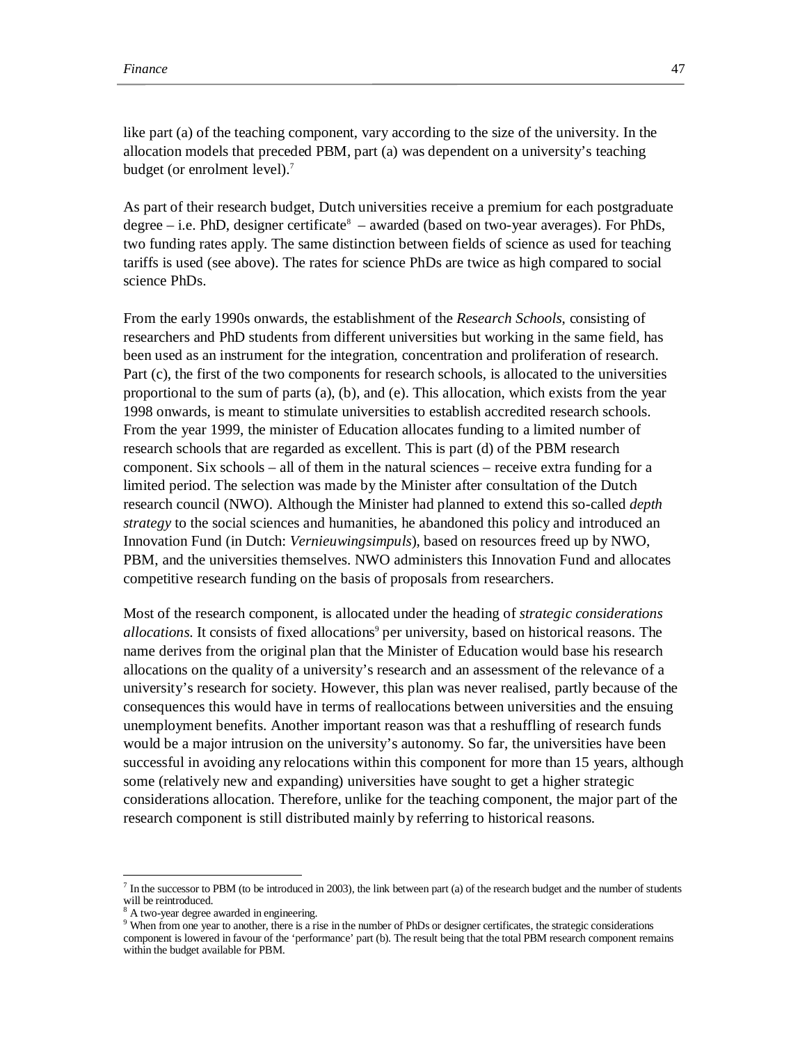like part (a) of the teaching component, vary according to the size of the university. In the allocation models that preceded PBM, part (a) was dependent on a university's teaching budget (or enrolment level).[7]

As part of their research budget, Dutch universities receive a premium for each postgraduate degree – i.e. PhD, designer certificate[8] – awarded (based on two-year averages). For PhDs, two funding rates apply. The same distinction between fields of science as used for teaching tariffs is used (see above). The rates for science PhDs are twice as high compared to social science PhDs.

From the early 1990s onwards, the establishment of the *Research Schools*, consisting of researchers and PhD students from different universities but working in the same field, has been used as an instrument for the integration, concentration and proliferation of research. Part (c), the first of the two components for research schools, is allocated to the universities proportional to the sum of parts (a), (b), and (e). This allocation, which exists from the year 1998 onwards, is meant to stimulate universities to establish accredited research schools. From the year 1999, the minister of Education allocates funding to a limited number of research schools that are regarded as excellent. This is part (d) of the PBM research component. Six schools – all of them in the natural sciences – receive extra funding for a limited period. The selection was made by the Minister after consultation of the Dutch research council (NWO). Although the Minister had planned to extend this so-called *depth strategy* to the social sciences and humanities, he abandoned this policy and introduced an Innovation Fund (in Dutch: *Vernieuwingsimpuls*), based on resources freed up by NWO, PBM, and the universities themselves. NWO administers this Innovation Fund and allocates competitive research funding on the basis of proposals from researchers.

Most of the research component, is allocated under the heading of *strategic considerations allocations*. It consists of fixed allocations[9] per university, based on historical reasons. The name derives from the original plan that the Minister of Education would base his research allocations on the quality of a university's research and an assessment of the relevance of a university's research for society. However, this plan was never realised, partly because of the consequences this would have in terms of reallocations between universities and the ensuing unemployment benefits. Another important reason was that a reshuffling of research funds would be a major intrusion on the university's autonomy. So far, the universities have been successful in avoiding any relocations within this component for more than 15 years, although some (relatively new and expanding) universities have sought to get a higher strategic considerations allocation. Therefore, unlike for the teaching component, the major part of the research component is still distributed mainly by referring to historical reasons.

---

[7] In the successor to PBM (to be introduced in 2003), the link between part (a) of the research budget and the number of students will be reintroduced.

[8] A two-year degree awarded in engineering.

[9] When from one year to another, there is a rise in the number of PhDs or designer certificates, the strategic considerations component is lowered in favour of the 'performance' part (b). The result being that the total PBM research component remains within the budget available for PBM.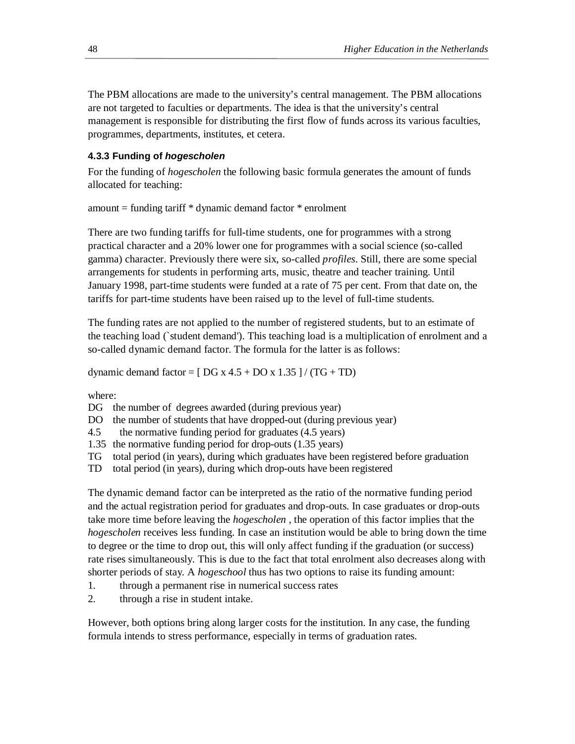The PBM allocations are made to the university's central management. The PBM allocations are not targeted to faculties or departments. The idea is that the university's central management is responsible for distributing the first flow of funds across its various faculties, programmes, departments, institutes, et cetera.

### 4.3.3 Funding of *hogescholen*

For the funding of *hogescholen* the following basic formula generates the amount of funds allocated for teaching:

amount = funding tariff * dynamic demand factor * enrolment

There are two funding tariffs for full-time students, one for programmes with a strong practical character and a 20% lower one for programmes with a social science (so-called gamma) character. Previously there were six, so-called *profiles*. Still, there are some special arrangements for students in performing arts, music, theatre and teacher training. Until January 1998, part-time students were funded at a rate of 75 per cent. From that date on, the tariffs for part-time students have been raised up to the level of full-time students.

The funding rates are not applied to the number of registered students, but to an estimate of the teaching load (`student demand'). This teaching load is a multiplication of enrolment and a so-called dynamic demand factor. The formula for the latter is as follows:

dynamic demand factor = [ DG x 4.5 + DO x 1.35 ] / (TG + TD)

where:

DG the number of degrees awarded (during previous year)
DO the number of students that have dropped-out (during previous year)
4.5 the normative funding period for graduates (4.5 years)
1.35 the normative funding period for drop-outs (1.35 years)
TG total period (in years), during which graduates have been registered before graduation
TD total period (in years), during which drop-outs have been registered

The dynamic demand factor can be interpreted as the ratio of the normative funding period and the actual registration period for graduates and drop-outs. In case graduates or drop-outs take more time before leaving the *hogescholen* , the operation of this factor implies that the *hogescholen* receives less funding. In case an institution would be able to bring down the time to degree or the time to drop out, this will only affect funding if the graduation (or success) rate rises simultaneously. This is due to the fact that total enrolment also decreases along with shorter periods of stay. A *hogeschool* thus has two options to raise its funding amount:

1. through a permanent rise in numerical success rates
2. through a rise in student intake.

However, both options bring along larger costs for the institution. In any case, the funding formula intends to stress performance, especially in terms of graduation rates.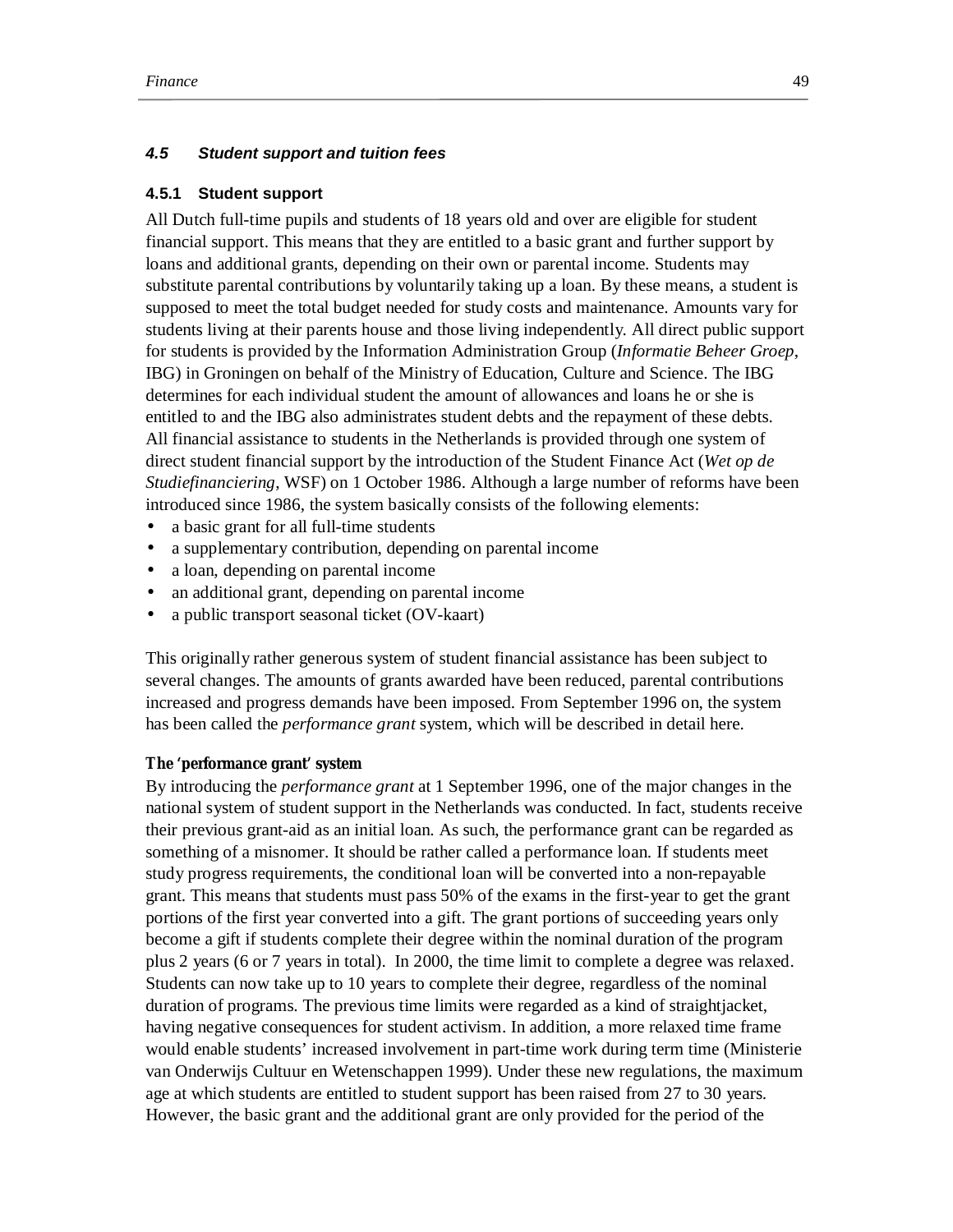### 4.5 Student support and tuition fees

#### 4.5.1 Student support

All Dutch full-time pupils and students of 18 years old and over are eligible for student financial support. This means that they are entitled to a basic grant and further support by loans and additional grants, depending on their own or parental income. Students may substitute parental contributions by voluntarily taking up a loan. By these means, a student is supposed to meet the total budget needed for study costs and maintenance. Amounts vary for students living at their parents house and those living independently. All direct public support for students is provided by the Information Administration Group (*Informatie Beheer Groep*, IBG) in Groningen on behalf of the Ministry of Education, Culture and Science. The IBG determines for each individual student the amount of allowances and loans he or she is entitled to and the IBG also administrates student debts and the repayment of these debts. All financial assistance to students in the Netherlands is provided through one system of direct student financial support by the introduction of the Student Finance Act (*Wet op de Studiefinanciering*, WSF) on 1 October 1986. Although a large number of reforms have been introduced since 1986, the system basically consists of the following elements:

- a basic grant for all full-time students
- a supplementary contribution, depending on parental income
- a loan, depending on parental income
- an additional grant, depending on parental income
- a public transport seasonal ticket (OV-kaart)

This originally rather generous system of student financial assistance has been subject to several changes. The amounts of grants awarded have been reduced, parental contributions increased and progress demands have been imposed. From September 1996 on, the system has been called the *performance grant* system, which will be described in detail here.

**The 'performance grant' system**

By introducing the *performance grant* at 1 September 1996, one of the major changes in the national system of student support in the Netherlands was conducted. In fact, students receive their previous grant-aid as an initial loan. As such, the performance grant can be regarded as something of a misnomer. It should be rather called a performance loan. If students meet study progress requirements, the conditional loan will be converted into a non-repayable grant. This means that students must pass 50% of the exams in the first-year to get the grant portions of the first year converted into a gift. The grant portions of succeeding years only become a gift if students complete their degree within the nominal duration of the program plus 2 years (6 or 7 years in total). In 2000, the time limit to complete a degree was relaxed. Students can now take up to 10 years to complete their degree, regardless of the nominal duration of programs. The previous time limits were regarded as a kind of straightjacket, having negative consequences for student activism. In addition, a more relaxed time frame would enable students' increased involvement in part-time work during term time (Ministerie van Onderwijs Cultuur en Wetenschappen 1999). Under these new regulations, the maximum age at which students are entitled to student support has been raised from 27 to 30 years. However, the basic grant and the additional grant are only provided for the period of the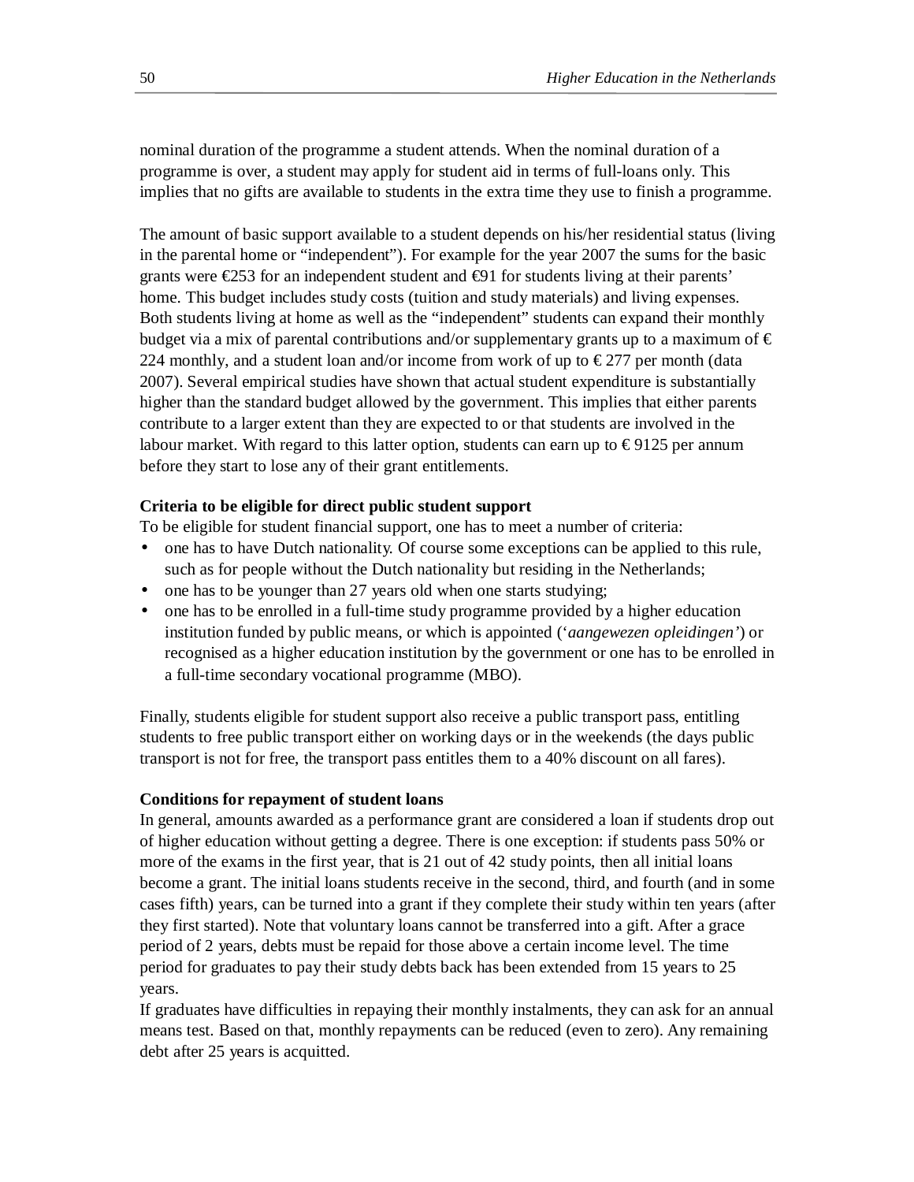nominal duration of the programme a student attends. When the nominal duration of a programme is over, a student may apply for student aid in terms of full-loans only. This implies that no gifts are available to students in the extra time they use to finish a programme.

The amount of basic support available to a student depends on his/her residential status (living in the parental home or "independent"). For example for the year 2007 the sums for the basic grants were €253 for an independent student and €91 for students living at their parents' home. This budget includes study costs (tuition and study materials) and living expenses. Both students living at home as well as the "independent" students can expand their monthly budget via a mix of parental contributions and/or supplementary grants up to a maximum of € 224 monthly, and a student loan and/or income from work of up to € 277 per month (data 2007). Several empirical studies have shown that actual student expenditure is substantially higher than the standard budget allowed by the government. This implies that either parents contribute to a larger extent than they are expected to or that students are involved in the labour market. With regard to this latter option, students can earn up to € 9125 per annum before they start to lose any of their grant entitlements.

**Criteria to be eligible for direct public student support**

To be eligible for student financial support, one has to meet a number of criteria:

- one has to have Dutch nationality. Of course some exceptions can be applied to this rule, such as for people without the Dutch nationality but residing in the Netherlands;
- one has to be younger than 27 years old when one starts studying;
- one has to be enrolled in a full-time study programme provided by a higher education institution funded by public means, or which is appointed ('*aangewezen opleidingen'*) or recognised as a higher education institution by the government or one has to be enrolled in a full-time secondary vocational programme (MBO).

Finally, students eligible for student support also receive a public transport pass, entitling students to free public transport either on working days or in the weekends (the days public transport is not for free, the transport pass entitles them to a 40% discount on all fares).

**Conditions for repayment of student loans**

In general, amounts awarded as a performance grant are considered a loan if students drop out of higher education without getting a degree. There is one exception: if students pass 50% or more of the exams in the first year, that is 21 out of 42 study points, then all initial loans become a grant. The initial loans students receive in the second, third, and fourth (and in some cases fifth) years, can be turned into a grant if they complete their study within ten years (after they first started). Note that voluntary loans cannot be transferred into a gift. After a grace period of 2 years, debts must be repaid for those above a certain income level. The time period for graduates to pay their study debts back has been extended from 15 years to 25 years.

If graduates have difficulties in repaying their monthly instalments, they can ask for an annual means test. Based on that, monthly repayments can be reduced (even to zero). Any remaining debt after 25 years is acquitted.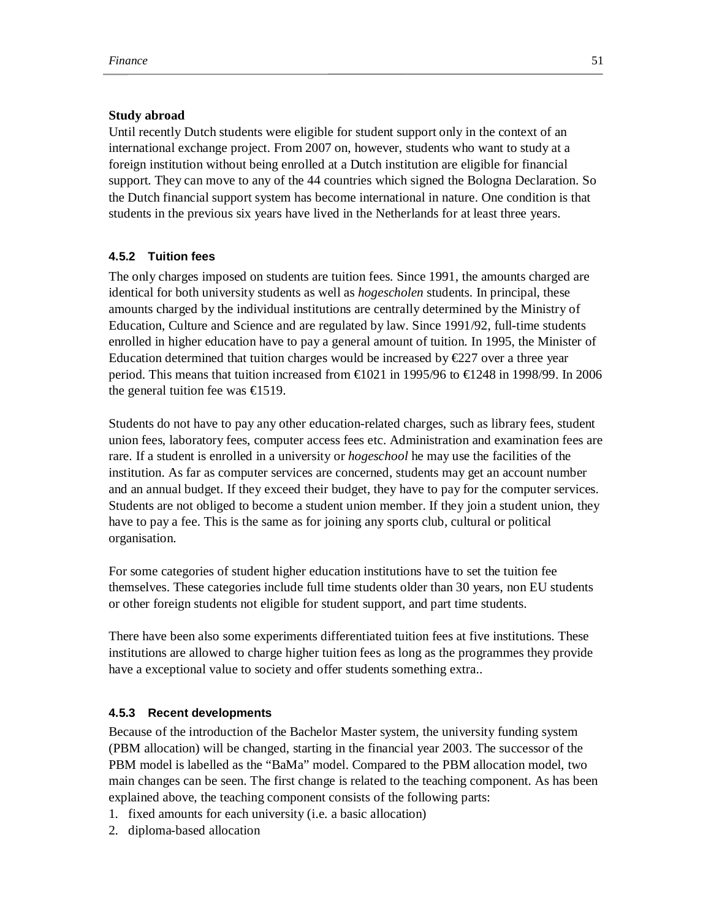**Study abroad**

Until recently Dutch students were eligible for student support only in the context of an international exchange project. From 2007 on, however, students who want to study at a foreign institution without being enrolled at a Dutch institution are eligible for financial support. They can move to any of the 44 countries which signed the Bologna Declaration. So the Dutch financial support system has become international in nature. One condition is that students in the previous six years have lived in the Netherlands for at least three years.

### 4.5.2 Tuition fees

The only charges imposed on students are tuition fees. Since 1991, the amounts charged are identical for both university students as well as *hogescholen* students. In principal, these amounts charged by the individual institutions are centrally determined by the Ministry of Education, Culture and Science and are regulated by law. Since 1991/92, full-time students enrolled in higher education have to pay a general amount of tuition. In 1995, the Minister of Education determined that tuition charges would be increased by €227 over a three year period. This means that tuition increased from €1021 in 1995/96 to €1248 in 1998/99. In 2006 the general tuition fee was €1519.

Students do not have to pay any other education-related charges, such as library fees, student union fees, laboratory fees, computer access fees etc. Administration and examination fees are rare. If a student is enrolled in a university or *hogeschool* he may use the facilities of the institution. As far as computer services are concerned, students may get an account number and an annual budget. If they exceed their budget, they have to pay for the computer services. Students are not obliged to become a student union member. If they join a student union, they have to pay a fee. This is the same as for joining any sports club, cultural or political organisation.

For some categories of student higher education institutions have to set the tuition fee themselves. These categories include full time students older than 30 years, non EU students or other foreign students not eligible for student support, and part time students.

There have been also some experiments differentiated tuition fees at five institutions. These institutions are allowed to charge higher tuition fees as long as the programmes they provide have a exceptional value to society and offer students something extra..

### 4.5.3 Recent developments

Because of the introduction of the Bachelor Master system, the university funding system (PBM allocation) will be changed, starting in the financial year 2003. The successor of the PBM model is labelled as the "BaMa" model. Compared to the PBM allocation model, two main changes can be seen. The first change is related to the teaching component. As has been explained above, the teaching component consists of the following parts:

1. fixed amounts for each university (i.e. a basic allocation)
2. diploma-based allocation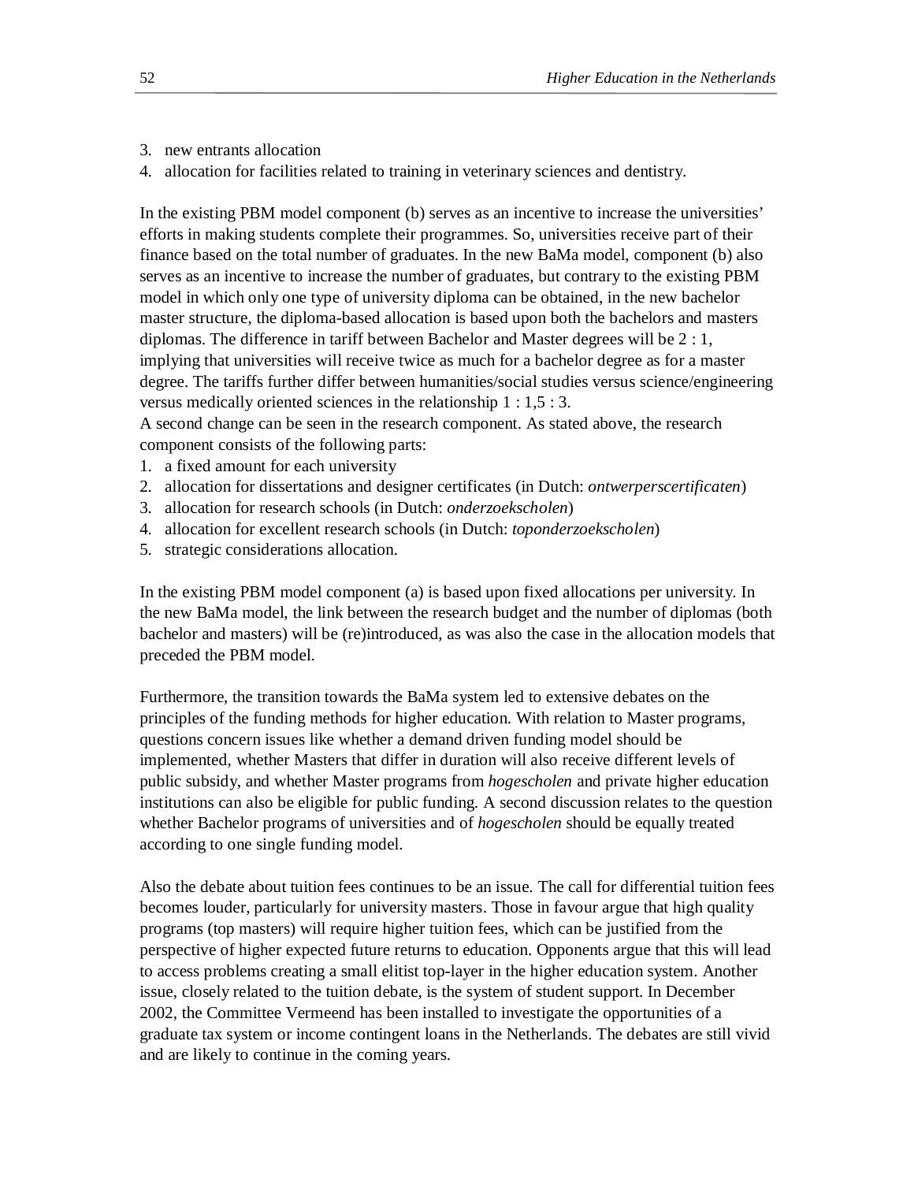3. new entrants allocation
4. allocation for facilities related to training in veterinary sciences and dentistry.

In the existing PBM model component (b) serves as an incentive to increase the universities' efforts in making students complete their programmes. So, universities receive part of their finance based on the total number of graduates. In the new BaMa model, component (b) also serves as an incentive to increase the number of graduates, but contrary to the existing PBM model in which only one type of university diploma can be obtained, in the new bachelor master structure, the diploma-based allocation is based upon both the bachelors and masters diplomas. The difference in tariff between Bachelor and Master degrees will be 2 : 1, implying that universities will receive twice as much for a bachelor degree as for a master degree. The tariffs further differ between humanities/social studies versus science/engineering versus medically oriented sciences in the relationship 1 : 1,5 : 3.
A second change can be seen in the research component. As stated above, the research component consists of the following parts:

1. a fixed amount for each university
2. allocation for dissertations and designer certificates (in Dutch: *ontwerperscertificaten*)
3. allocation for research schools (in Dutch: *onderzoekscholen*)
4. allocation for excellent research schools (in Dutch: *toponderzoekscholen*)
5. strategic considerations allocation.

In the existing PBM model component (a) is based upon fixed allocations per university. In the new BaMa model, the link between the research budget and the number of diplomas (both bachelor and masters) will be (re)introduced, as was also the case in the allocation models that preceded the PBM model.

Furthermore, the transition towards the BaMa system led to extensive debates on the principles of the funding methods for higher education. With relation to Master programs, questions concern issues like whether a demand driven funding model should be implemented, whether Masters that differ in duration will also receive different levels of public subsidy, and whether Master programs from *hogescholen* and private higher education institutions can also be eligible for public funding. A second discussion relates to the question whether Bachelor programs of universities and of *hogescholen* should be equally treated according to one single funding model.

Also the debate about tuition fees continues to be an issue. The call for differential tuition fees becomes louder, particularly for university masters. Those in favour argue that high quality programs (top masters) will require higher tuition fees, which can be justified from the perspective of higher expected future returns to education. Opponents argue that this will lead to access problems creating a small elitist top-layer in the higher education system. Another issue, closely related to the tuition debate, is the system of student support. In December 2002, the Committee Vermeend has been installed to investigate the opportunities of a graduate tax system or income contingent loans in the Netherlands. The debates are still vivid and are likely to continue in the coming years.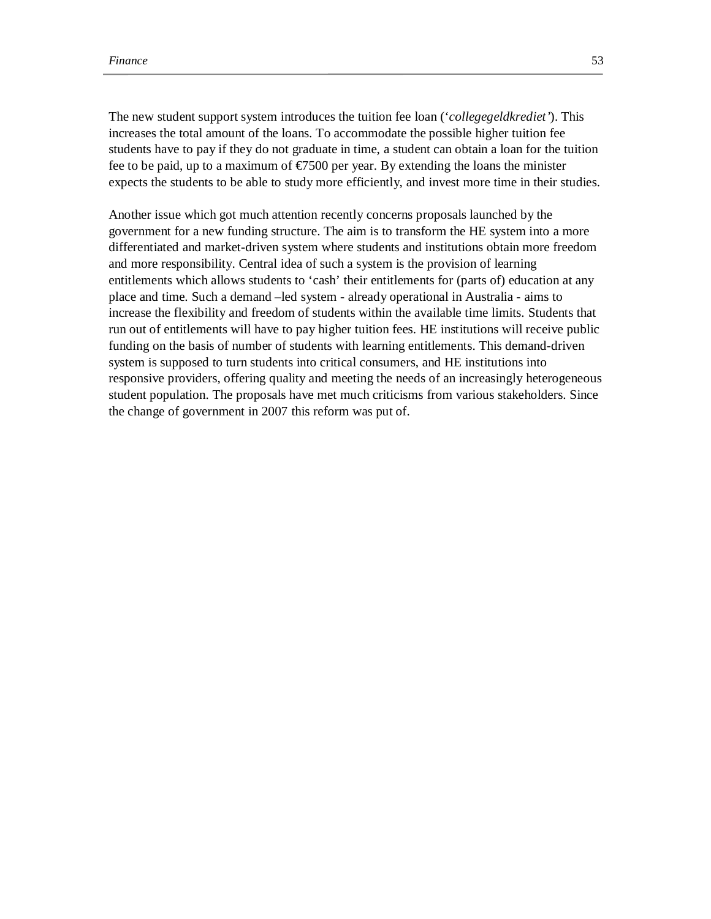The new student support system introduces the tuition fee loan (‘*collegegeldkrediet’*). This increases the total amount of the loans. To accommodate the possible higher tuition fee students have to pay if they do not graduate in time, a student can obtain a loan for the tuition fee to be paid, up to a maximum of €7500 per year. By extending the loans the minister expects the students to be able to study more efficiently, and invest more time in their studies.

Another issue which got much attention recently concerns proposals launched by the government for a new funding structure. The aim is to transform the HE system into a more differentiated and market-driven system where students and institutions obtain more freedom and more responsibility. Central idea of such a system is the provision of learning entitlements which allows students to ‘cash’ their entitlements for (parts of) education at any place and time. Such a demand –led system - already operational in Australia - aims to increase the flexibility and freedom of students within the available time limits. Students that run out of entitlements will have to pay higher tuition fees. HE institutions will receive public funding on the basis of number of students with learning entitlements. This demand-driven system is supposed to turn students into critical consumers, and HE institutions into responsive providers, offering quality and meeting the needs of an increasingly heterogeneous student population. The proposals have met much criticisms from various stakeholders. Since the change of government in 2007 this reform was put of.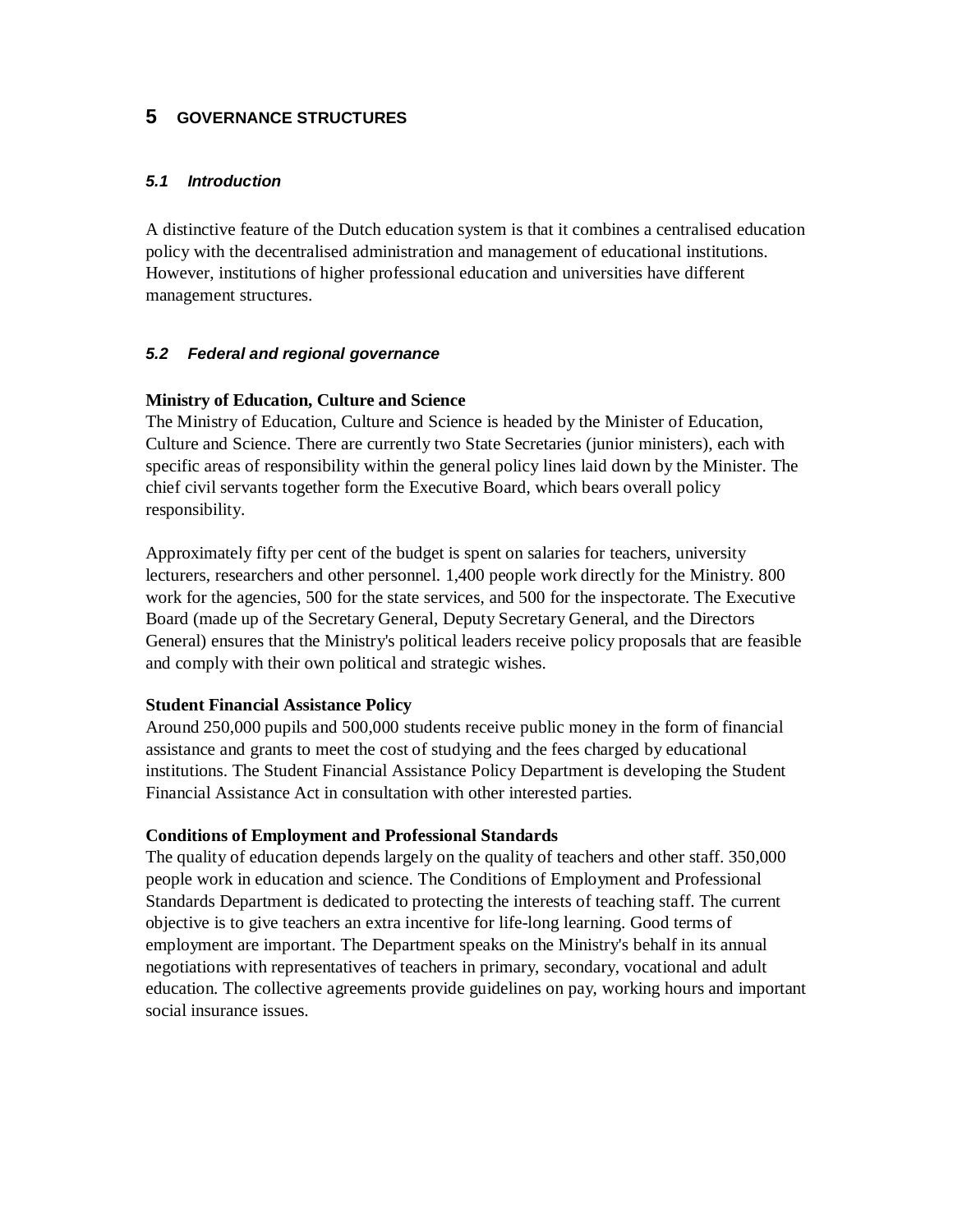# 5 GOVERNANCE STRUCTURES

## *5.1 Introduction*

A distinctive feature of the Dutch education system is that it combines a centralised education policy with the decentralised administration and management of educational institutions. However, institutions of higher professional education and universities have different management structures.

## *5.2 Federal and regional governance*

**Ministry of Education, Culture and Science**

The Ministry of Education, Culture and Science is headed by the Minister of Education, Culture and Science. There are currently two State Secretaries (junior ministers), each with specific areas of responsibility within the general policy lines laid down by the Minister. The chief civil servants together form the Executive Board, which bears overall policy responsibility.

Approximately fifty per cent of the budget is spent on salaries for teachers, university lecturers, researchers and other personnel. 1,400 people work directly for the Ministry. 800 work for the agencies, 500 for the state services, and 500 for the inspectorate. The Executive Board (made up of the Secretary General, Deputy Secretary General, and the Directors General) ensures that the Ministry's political leaders receive policy proposals that are feasible and comply with their own political and strategic wishes.

**Student Financial Assistance Policy**

Around 250,000 pupils and 500,000 students receive public money in the form of financial assistance and grants to meet the cost of studying and the fees charged by educational institutions. The Student Financial Assistance Policy Department is developing the Student Financial Assistance Act in consultation with other interested parties.

**Conditions of Employment and Professional Standards**

The quality of education depends largely on the quality of teachers and other staff. 350,000 people work in education and science. The Conditions of Employment and Professional Standards Department is dedicated to protecting the interests of teaching staff. The current objective is to give teachers an extra incentive for life-long learning. Good terms of employment are important. The Department speaks on the Ministry's behalf in its annual negotiations with representatives of teachers in primary, secondary, vocational and adult education. The collective agreements provide guidelines on pay, working hours and important social insurance issues.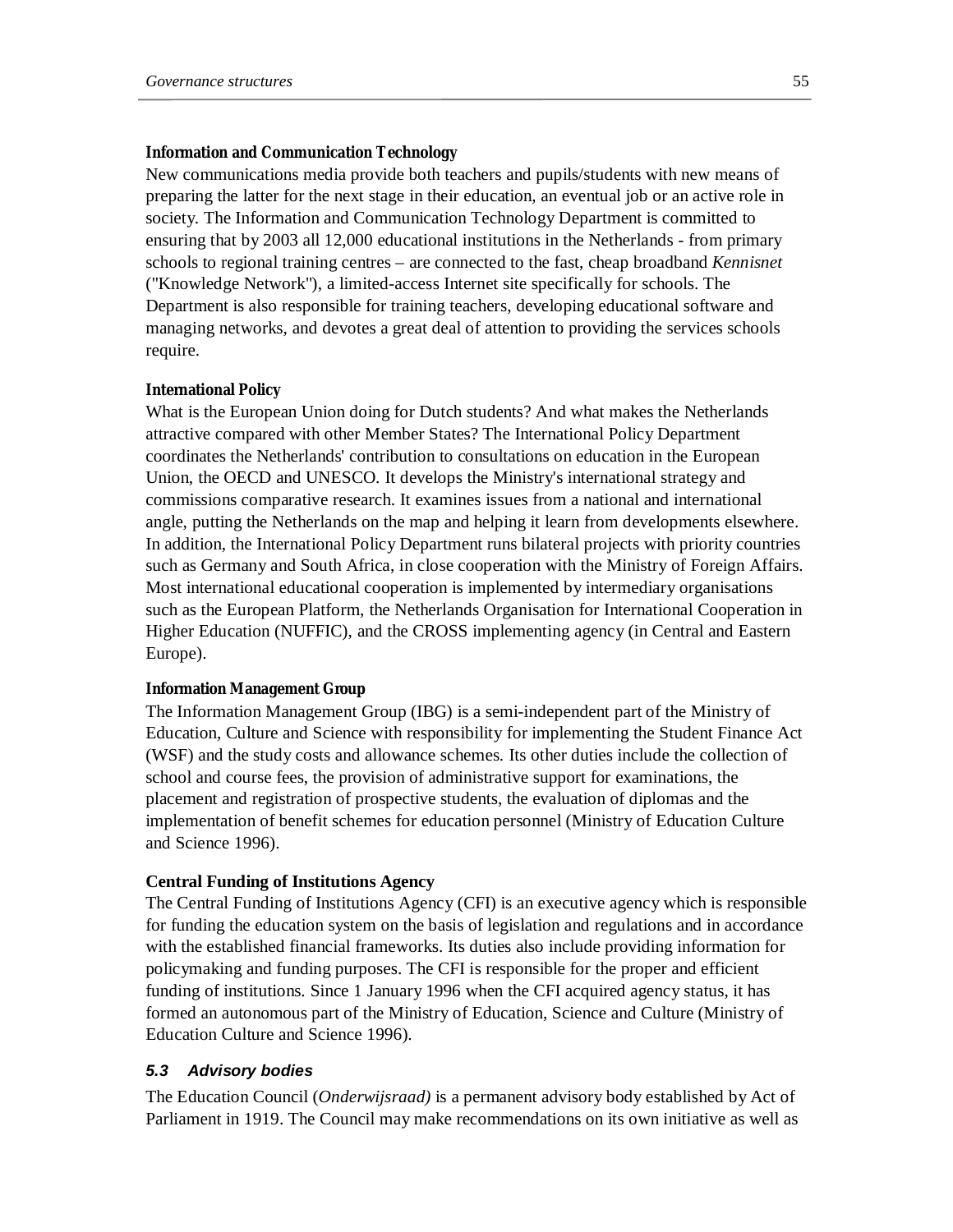**Information and Communication Technology**

New communications media provide both teachers and pupils/students with new means of preparing the latter for the next stage in their education, an eventual job or an active role in society. The Information and Communication Technology Department is committed to ensuring that by 2003 all 12,000 educational institutions in the Netherlands - from primary schools to regional training centres – are connected to the fast, cheap broadband *Kennisnet* ("Knowledge Network"), a limited-access Internet site specifically for schools. The Department is also responsible for training teachers, developing educational software and managing networks, and devotes a great deal of attention to providing the services schools require.

**International Policy**

What is the European Union doing for Dutch students? And what makes the Netherlands attractive compared with other Member States? The International Policy Department coordinates the Netherlands' contribution to consultations on education in the European Union, the OECD and UNESCO. It develops the Ministry's international strategy and commissions comparative research. It examines issues from a national and international angle, putting the Netherlands on the map and helping it learn from developments elsewhere. In addition, the International Policy Department runs bilateral projects with priority countries such as Germany and South Africa, in close cooperation with the Ministry of Foreign Affairs. Most international educational cooperation is implemented by intermediary organisations such as the European Platform, the Netherlands Organisation for International Cooperation in Higher Education (NUFFIC), and the CROSS implementing agency (in Central and Eastern Europe).

**Information Management Group**

The Information Management Group (IBG) is a semi-independent part of the Ministry of Education, Culture and Science with responsibility for implementing the Student Finance Act (WSF) and the study costs and allowance schemes. Its other duties include the collection of school and course fees, the provision of administrative support for examinations, the placement and registration of prospective students, the evaluation of diplomas and the implementation of benefit schemes for education personnel (Ministry of Education Culture and Science 1996).

**Central Funding of Institutions Agency**

The Central Funding of Institutions Agency (CFI) is an executive agency which is responsible for funding the education system on the basis of legislation and regulations and in accordance with the established financial frameworks. Its duties also include providing information for policymaking and funding purposes. The CFI is responsible for the proper and efficient funding of institutions. Since 1 January 1996 when the CFI acquired agency status, it has formed an autonomous part of the Ministry of Education, Science and Culture (Ministry of Education Culture and Science 1996).

### *5.3 Advisory bodies*

The Education Council (*Onderwijsraad)* is a permanent advisory body established by Act of Parliament in 1919. The Council may make recommendations on its own initiative as well as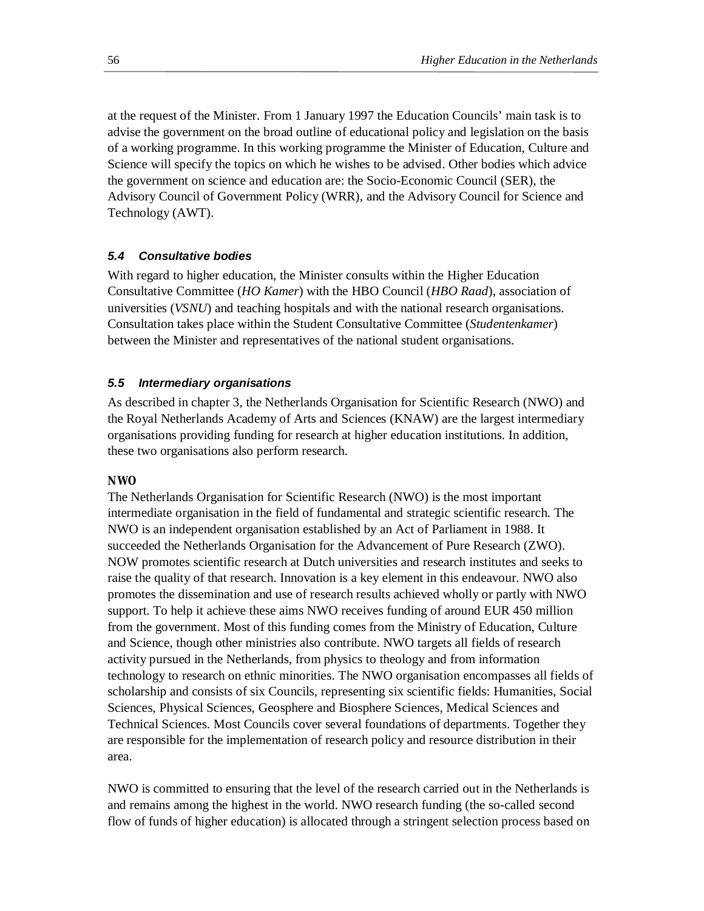at the request of the Minister. From 1 January 1997 the Education Councils' main task is to advise the government on the broad outline of educational policy and legislation on the basis of a working programme. In this working programme the Minister of Education, Culture and Science will specify the topics on which he wishes to be advised. Other bodies which advice the government on science and education are: the Socio-Economic Council (SER), the Advisory Council of Government Policy (WRR), and the Advisory Council for Science and Technology (AWT).

### *5.4 Consultative bodies*

With regard to higher education, the Minister consults within the Higher Education Consultative Committee (*HO Kamer*) with the HBO Council (*HBO Raad*), association of universities (*VSNU*) and teaching hospitals and with the national research organisations. Consultation takes place within the Student Consultative Committee (*Studentenkamer*) between the Minister and representatives of the national student organisations.

### *5.5 Intermediary organisations*

As described in chapter 3, the Netherlands Organisation for Scientific Research (NWO) and the Royal Netherlands Academy of Arts and Sciences (KNAW) are the largest intermediary organisations providing funding for research at higher education institutions. In addition, these two organisations also perform research.

**NWO**

The Netherlands Organisation for Scientific Research (NWO) is the most important intermediate organisation in the field of fundamental and strategic scientific research. The NWO is an independent organisation established by an Act of Parliament in 1988. It succeeded the Netherlands Organisation for the Advancement of Pure Research (ZWO). NOW promotes scientific research at Dutch universities and research institutes and seeks to raise the quality of that research. Innovation is a key element in this endeavour. NWO also promotes the dissemination and use of research results achieved wholly or partly with NWO support. To help it achieve these aims NWO receives funding of around EUR 450 million from the government. Most of this funding comes from the Ministry of Education, Culture and Science, though other ministries also contribute. NWO targets all fields of research activity pursued in the Netherlands, from physics to theology and from information technology to research on ethnic minorities. The NWO organisation encompasses all fields of scholarship and consists of six Councils, representing six scientific fields: Humanities, Social Sciences, Physical Sciences, Geosphere and Biosphere Sciences, Medical Sciences and Technical Sciences. Most Councils cover several foundations of departments. Together they are responsible for the implementation of research policy and resource distribution in their area.

NWO is committed to ensuring that the level of the research carried out in the Netherlands is and remains among the highest in the world. NWO research funding (the so-called second flow of funds of higher education) is allocated through a stringent selection process based on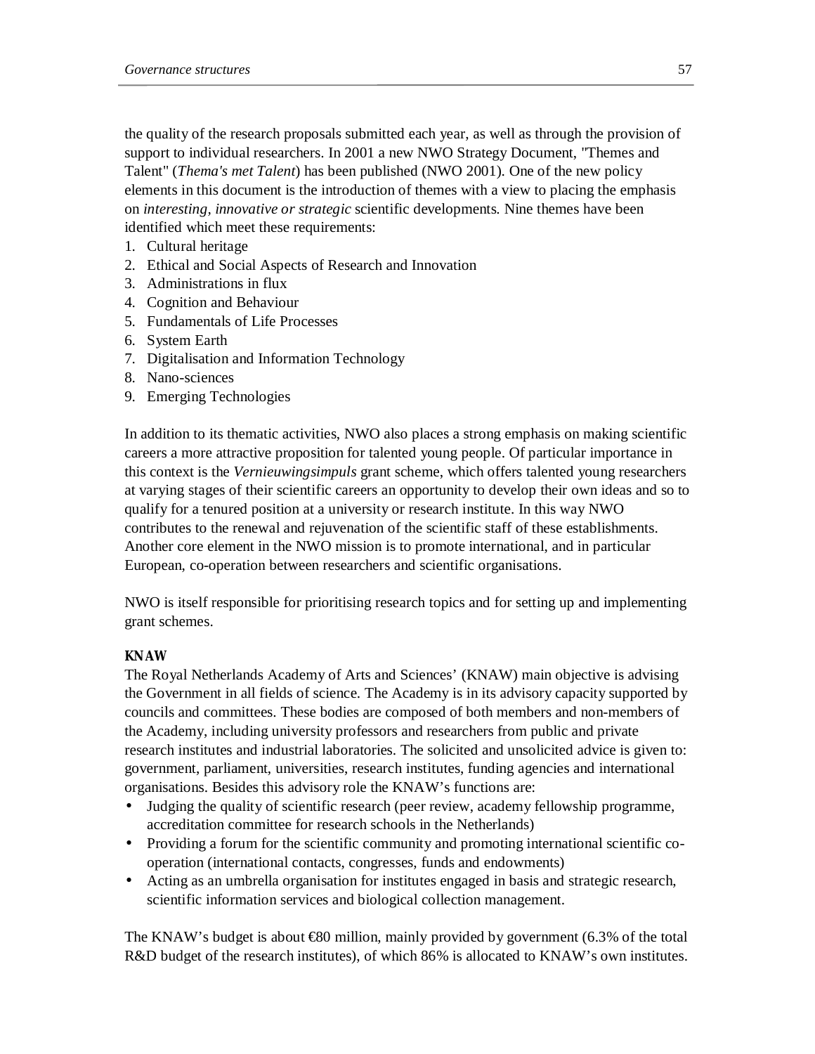the quality of the research proposals submitted each year, as well as through the provision of support to individual researchers. In 2001 a new NWO Strategy Document, "Themes and Talent" (*Thema's met Talent*) has been published (NWO 2001). One of the new policy elements in this document is the introduction of themes with a view to placing the emphasis on *interesting, innovative or strategic* scientific developments. Nine themes have been identified which meet these requirements:

1. Cultural heritage
2. Ethical and Social Aspects of Research and Innovation
3. Administrations in flux
4. Cognition and Behaviour
5. Fundamentals of Life Processes
6. System Earth
7. Digitalisation and Information Technology
8. Nano-sciences
9. Emerging Technologies

In addition to its thematic activities, NWO also places a strong emphasis on making scientific careers a more attractive proposition for talented young people. Of particular importance in this context is the *Vernieuwingsimpuls* grant scheme, which offers talented young researchers at varying stages of their scientific careers an opportunity to develop their own ideas and so to qualify for a tenured position at a university or research institute. In this way NWO contributes to the renewal and rejuvenation of the scientific staff of these establishments. Another core element in the NWO mission is to promote international, and in particular European, co-operation between researchers and scientific organisations.

NWO is itself responsible for prioritising research topics and for setting up and implementing grant schemes.

**KNAW**

The Royal Netherlands Academy of Arts and Sciences' (KNAW) main objective is advising the Government in all fields of science. The Academy is in its advisory capacity supported by councils and committees. These bodies are composed of both members and non-members of the Academy, including university professors and researchers from public and private research institutes and industrial laboratories. The solicited and unsolicited advice is given to: government, parliament, universities, research institutes, funding agencies and international organisations. Besides this advisory role the KNAW's functions are:

- Judging the quality of scientific research (peer review, academy fellowship programme, accreditation committee for research schools in the Netherlands)
- Providing a forum for the scientific community and promoting international scientific co-operation (international contacts, congresses, funds and endowments)
- Acting as an umbrella organisation for institutes engaged in basis and strategic research, scientific information services and biological collection management.

The KNAW's budget is about €80 million, mainly provided by government (6.3% of the total R&D budget of the research institutes), of which 86% is allocated to KNAW's own institutes.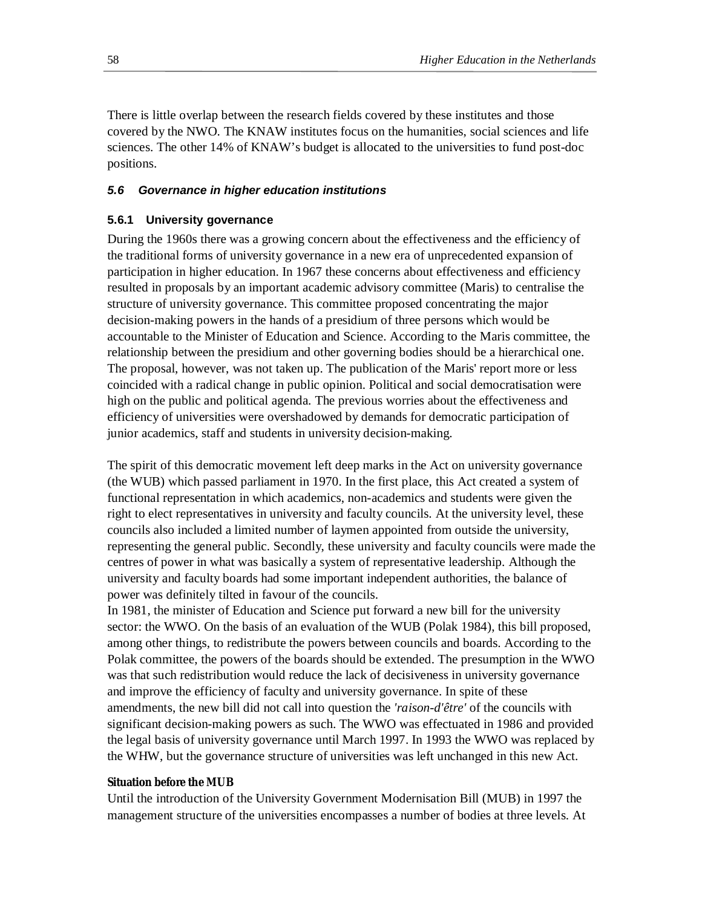There is little overlap between the research fields covered by these institutes and those covered by the NWO. The KNAW institutes focus on the humanities, social sciences and life sciences. The other 14% of KNAW's budget is allocated to the universities to fund post-doc positions.

### *5.6 Governance in higher education institutions*

#### 5.6.1 University governance

During the 1960s there was a growing concern about the effectiveness and the efficiency of the traditional forms of university governance in a new era of unprecedented expansion of participation in higher education. In 1967 these concerns about effectiveness and efficiency resulted in proposals by an important academic advisory committee (Maris) to centralise the structure of university governance. This committee proposed concentrating the major decision-making powers in the hands of a presidium of three persons which would be accountable to the Minister of Education and Science. According to the Maris committee, the relationship between the presidium and other governing bodies should be a hierarchical one. The proposal, however, was not taken up. The publication of the Maris' report more or less coincided with a radical change in public opinion. Political and social democratisation were high on the public and political agenda. The previous worries about the effectiveness and efficiency of universities were overshadowed by demands for democratic participation of junior academics, staff and students in university decision-making.

The spirit of this democratic movement left deep marks in the Act on university governance (the WUB) which passed parliament in 1970. In the first place, this Act created a system of functional representation in which academics, non-academics and students were given the right to elect representatives in university and faculty councils. At the university level, these councils also included a limited number of laymen appointed from outside the university, representing the general public. Secondly, these university and faculty councils were made the centres of power in what was basically a system of representative leadership. Although the university and faculty boards had some important independent authorities, the balance of power was definitely tilted in favour of the councils.

In 1981, the minister of Education and Science put forward a new bill for the university sector: the WWO. On the basis of an evaluation of the WUB (Polak 1984), this bill proposed, among other things, to redistribute the powers between councils and boards. According to the Polak committee, the powers of the boards should be extended. The presumption in the WWO was that such redistribution would reduce the lack of decisiveness in university governance and improve the efficiency of faculty and university governance. In spite of these amendments, the new bill did not call into question the *'raison-d'être'* of the councils with significant decision-making powers as such. The WWO was effectuated in 1986 and provided the legal basis of university governance until March 1997. In 1993 the WWO was replaced by the WHW, but the governance structure of universities was left unchanged in this new Act.

**Situation before the MUB**

Until the introduction of the University Government Modernisation Bill (MUB) in 1997 the management structure of the universities encompasses a number of bodies at three levels. At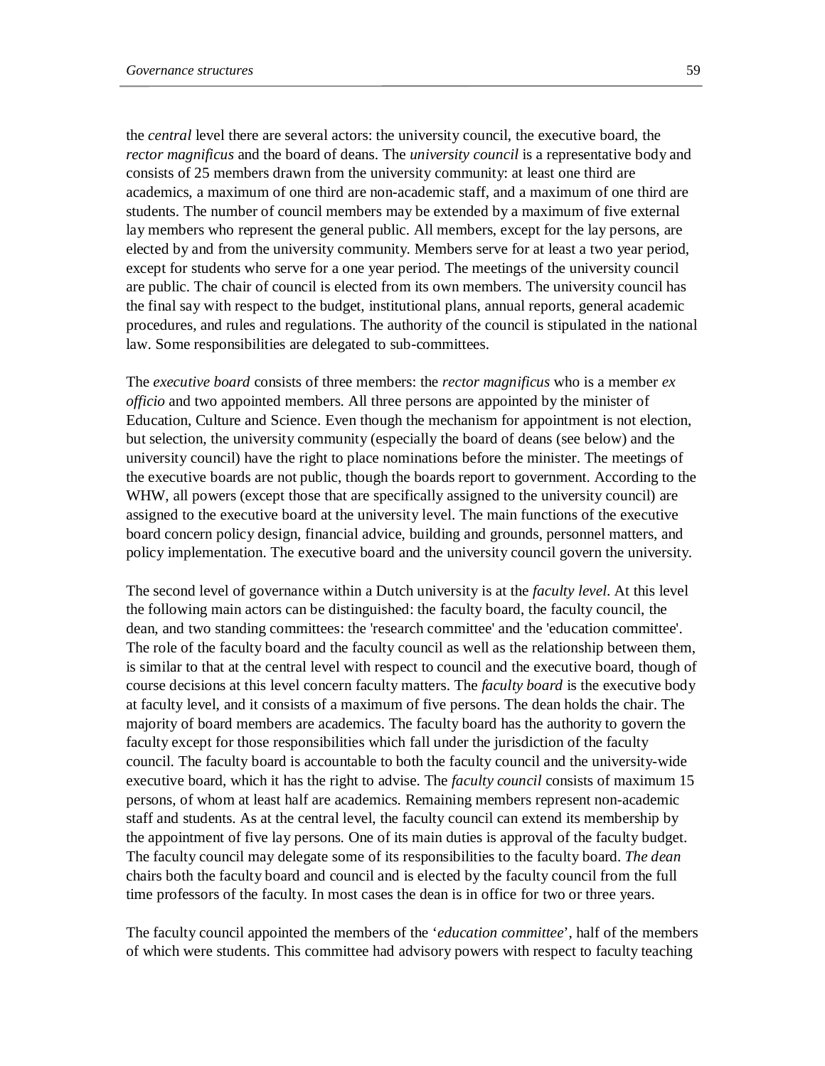the *central* level there are several actors: the university council, the executive board, the *rector magnificus* and the board of deans. The *university council* is a representative body and consists of 25 members drawn from the university community: at least one third are academics, a maximum of one third are non-academic staff, and a maximum of one third are students. The number of council members may be extended by a maximum of five external lay members who represent the general public. All members, except for the lay persons, are elected by and from the university community. Members serve for at least a two year period, except for students who serve for a one year period. The meetings of the university council are public. The chair of council is elected from its own members. The university council has the final say with respect to the budget, institutional plans, annual reports, general academic procedures, and rules and regulations. The authority of the council is stipulated in the national law. Some responsibilities are delegated to sub-committees.

The *executive board* consists of three members: the *rector magnificus* who is a member *ex officio* and two appointed members. All three persons are appointed by the minister of Education, Culture and Science. Even though the mechanism for appointment is not election, but selection, the university community (especially the board of deans (see below) and the university council) have the right to place nominations before the minister. The meetings of the executive boards are not public, though the boards report to government. According to the WHW, all powers (except those that are specifically assigned to the university council) are assigned to the executive board at the university level. The main functions of the executive board concern policy design, financial advice, building and grounds, personnel matters, and policy implementation. The executive board and the university council govern the university.

The second level of governance within a Dutch university is at the *faculty level*. At this level the following main actors can be distinguished: the faculty board, the faculty council, the dean, and two standing committees: the 'research committee' and the 'education committee'. The role of the faculty board and the faculty council as well as the relationship between them, is similar to that at the central level with respect to council and the executive board, though of course decisions at this level concern faculty matters. The *faculty board* is the executive body at faculty level, and it consists of a maximum of five persons. The dean holds the chair. The majority of board members are academics. The faculty board has the authority to govern the faculty except for those responsibilities which fall under the jurisdiction of the faculty council. The faculty board is accountable to both the faculty council and the university-wide executive board, which it has the right to advise. The *faculty council* consists of maximum 15 persons, of whom at least half are academics. Remaining members represent non-academic staff and students. As at the central level, the faculty council can extend its membership by the appointment of five lay persons. One of its main duties is approval of the faculty budget. The faculty council may delegate some of its responsibilities to the faculty board. *The dean* chairs both the faculty board and council and is elected by the faculty council from the full time professors of the faculty. In most cases the dean is in office for two or three years.

The faculty council appointed the members of the '*education committee*', half of the members of which were students. This committee had advisory powers with respect to faculty teaching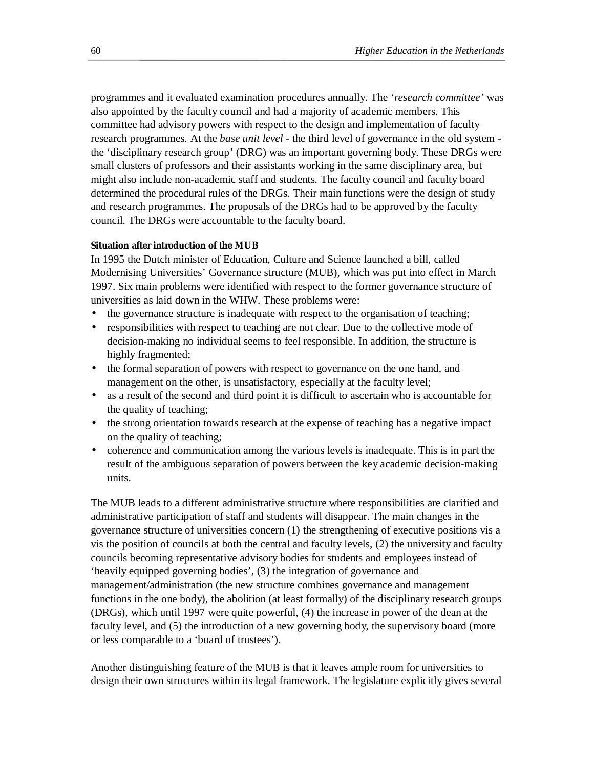programmes and it evaluated examination procedures annually. The *'research committee'* was also appointed by the faculty council and had a majority of academic members. This committee had advisory powers with respect to the design and implementation of faculty research programmes. At the *base unit level* - the third level of governance in the old system - the 'disciplinary research group' (DRG) was an important governing body. These DRGs were small clusters of professors and their assistants working in the same disciplinary area, but might also include non-academic staff and students. The faculty council and faculty board determined the procedural rules of the DRGs. Their main functions were the design of study and research programmes. The proposals of the DRGs had to be approved by the faculty council. The DRGs were accountable to the faculty board.

**Situation after introduction of the MUB**

In 1995 the Dutch minister of Education, Culture and Science launched a bill, called Modernising Universities' Governance structure (MUB), which was put into effect in March 1997. Six main problems were identified with respect to the former governance structure of universities as laid down in the WHW. These problems were:

- the governance structure is inadequate with respect to the organisation of teaching;
- responsibilities with respect to teaching are not clear. Due to the collective mode of decision-making no individual seems to feel responsible. In addition, the structure is highly fragmented;
- the formal separation of powers with respect to governance on the one hand, and management on the other, is unsatisfactory, especially at the faculty level;
- as a result of the second and third point it is difficult to ascertain who is accountable for the quality of teaching;
- the strong orientation towards research at the expense of teaching has a negative impact on the quality of teaching;
- coherence and communication among the various levels is inadequate. This is in part the result of the ambiguous separation of powers between the key academic decision-making units.

The MUB leads to a different administrative structure where responsibilities are clarified and administrative participation of staff and students will disappear. The main changes in the governance structure of universities concern (1) the strengthening of executive positions vis a vis the position of councils at both the central and faculty levels, (2) the university and faculty councils becoming representative advisory bodies for students and employees instead of 'heavily equipped governing bodies', (3) the integration of governance and management/administration (the new structure combines governance and management functions in the one body), the abolition (at least formally) of the disciplinary research groups (DRGs), which until 1997 were quite powerful, (4) the increase in power of the dean at the faculty level, and (5) the introduction of a new governing body, the supervisory board (more or less comparable to a 'board of trustees').

Another distinguishing feature of the MUB is that it leaves ample room for universities to design their own structures within its legal framework. The legislature explicitly gives several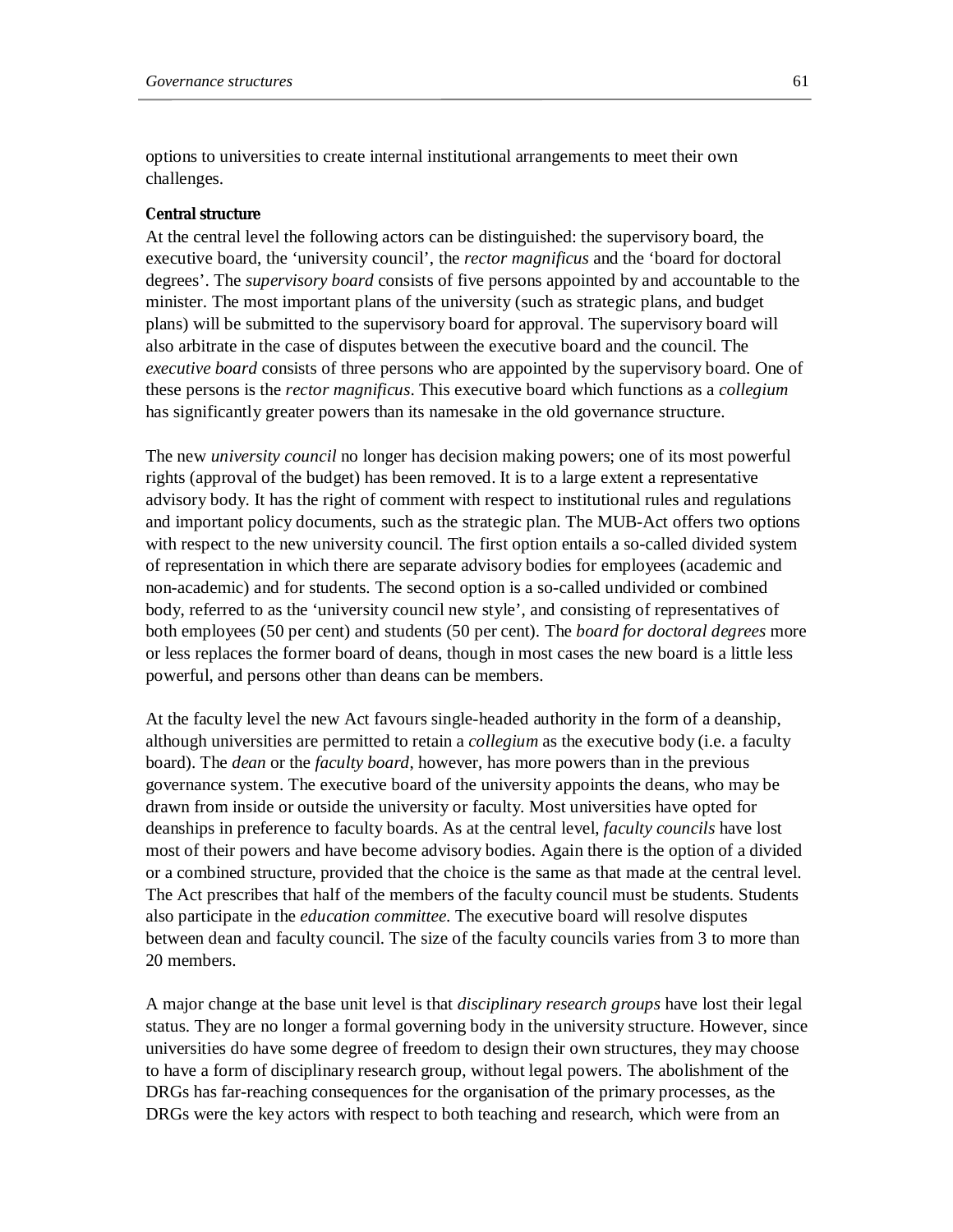options to universities to create internal institutional arrangements to meet their own challenges.

**Central structure**

At the central level the following actors can be distinguished: the supervisory board, the executive board, the 'university council', the *rector magnificus* and the 'board for doctoral degrees'. The *supervisory board* consists of five persons appointed by and accountable to the minister. The most important plans of the university (such as strategic plans, and budget plans) will be submitted to the supervisory board for approval. The supervisory board will also arbitrate in the case of disputes between the executive board and the council. The *executive board* consists of three persons who are appointed by the supervisory board. One of these persons is the *rector magnificus*. This executive board which functions as a *collegium* has significantly greater powers than its namesake in the old governance structure.

The new *university council* no longer has decision making powers; one of its most powerful rights (approval of the budget) has been removed. It is to a large extent a representative advisory body. It has the right of comment with respect to institutional rules and regulations and important policy documents, such as the strategic plan. The MUB-Act offers two options with respect to the new university council. The first option entails a so-called divided system of representation in which there are separate advisory bodies for employees (academic and non-academic) and for students. The second option is a so-called undivided or combined body, referred to as the 'university council new style', and consisting of representatives of both employees (50 per cent) and students (50 per cent). The *board for doctoral degrees* more or less replaces the former board of deans, though in most cases the new board is a little less powerful, and persons other than deans can be members.

At the faculty level the new Act favours single-headed authority in the form of a deanship, although universities are permitted to retain a *collegium* as the executive body (i.e. a faculty board). The *dean* or the *faculty board*, however, has more powers than in the previous governance system. The executive board of the university appoints the deans, who may be drawn from inside or outside the university or faculty. Most universities have opted for deanships in preference to faculty boards. As at the central level, *faculty councils* have lost most of their powers and have become advisory bodies. Again there is the option of a divided or a combined structure, provided that the choice is the same as that made at the central level. The Act prescribes that half of the members of the faculty council must be students. Students also participate in the *education committee*. The executive board will resolve disputes between dean and faculty council. The size of the faculty councils varies from 3 to more than 20 members.

A major change at the base unit level is that *disciplinary research groups* have lost their legal status. They are no longer a formal governing body in the university structure. However, since universities do have some degree of freedom to design their own structures, they may choose to have a form of disciplinary research group, without legal powers. The abolishment of the DRGs has far-reaching consequences for the organisation of the primary processes, as the DRGs were the key actors with respect to both teaching and research, which were from an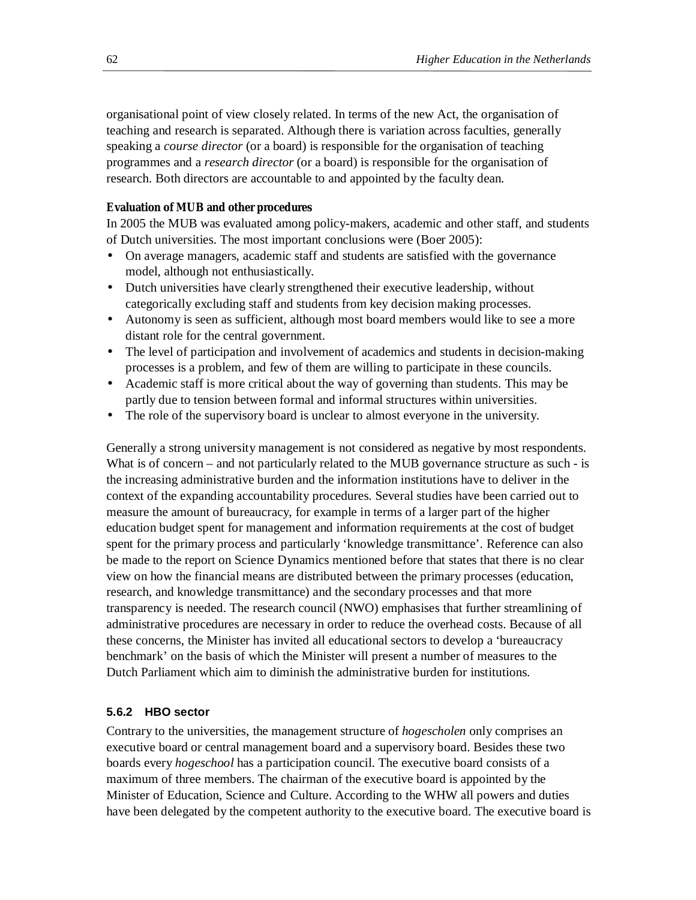organisational point of view closely related. In terms of the new Act, the organisation of teaching and research is separated. Although there is variation across faculties, generally speaking a *course director* (or a board) is responsible for the organisation of teaching programmes and a *research director* (or a board) is responsible for the organisation of research. Both directors are accountable to and appointed by the faculty dean.

**Evaluation of MUB and other procedures**

In 2005 the MUB was evaluated among policy-makers, academic and other staff, and students of Dutch universities. The most important conclusions were (Boer 2005):

- On average managers, academic staff and students are satisfied with the governance model, although not enthusiastically.
- Dutch universities have clearly strengthened their executive leadership, without categorically excluding staff and students from key decision making processes.
- Autonomy is seen as sufficient, although most board members would like to see a more distant role for the central government.
- The level of participation and involvement of academics and students in decision-making processes is a problem, and few of them are willing to participate in these councils.
- Academic staff is more critical about the way of governing than students. This may be partly due to tension between formal and informal structures within universities.
- The role of the supervisory board is unclear to almost everyone in the university.

Generally a strong university management is not considered as negative by most respondents. What is of concern – and not particularly related to the MUB governance structure as such - is the increasing administrative burden and the information institutions have to deliver in the context of the expanding accountability procedures. Several studies have been carried out to measure the amount of bureaucracy, for example in terms of a larger part of the higher education budget spent for management and information requirements at the cost of budget spent for the primary process and particularly 'knowledge transmittance'. Reference can also be made to the report on Science Dynamics mentioned before that states that there is no clear view on how the financial means are distributed between the primary processes (education, research, and knowledge transmittance) and the secondary processes and that more transparency is needed. The research council (NWO) emphasises that further streamlining of administrative procedures are necessary in order to reduce the overhead costs. Because of all these concerns, the Minister has invited all educational sectors to develop a 'bureaucracy benchmark' on the basis of which the Minister will present a number of measures to the Dutch Parliament which aim to diminish the administrative burden for institutions.

### 5.6.2 HBO sector

Contrary to the universities, the management structure of *hogescholen* only comprises an executive board or central management board and a supervisory board. Besides these two boards every *hogeschool* has a participation council. The executive board consists of a maximum of three members. The chairman of the executive board is appointed by the Minister of Education, Science and Culture. According to the WHW all powers and duties have been delegated by the competent authority to the executive board. The executive board is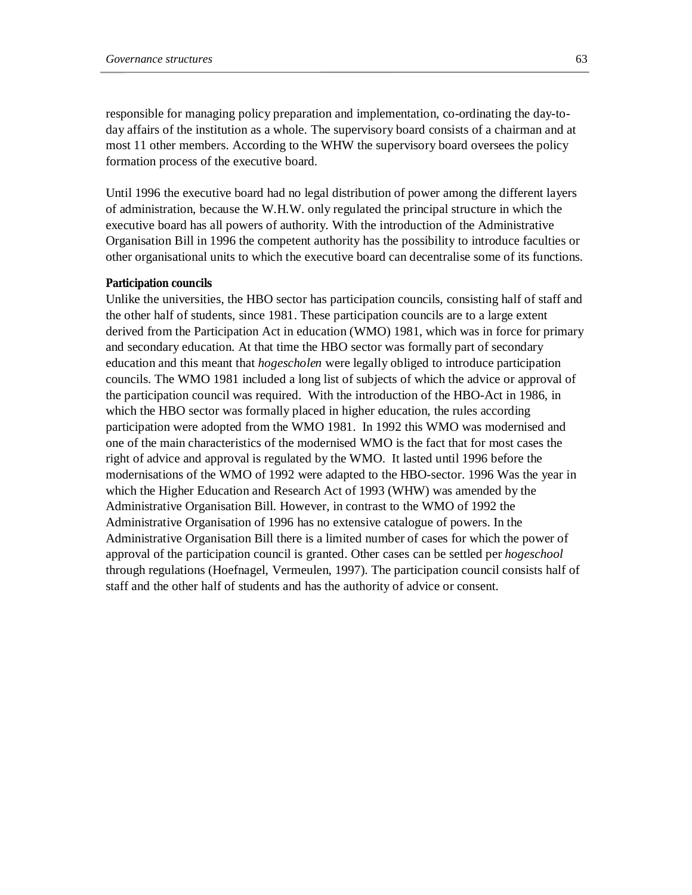responsible for managing policy preparation and implementation, co-ordinating the day-to-day affairs of the institution as a whole. The supervisory board consists of a chairman and at most 11 other members. According to the WHW the supervisory board oversees the policy formation process of the executive board.

Until 1996 the executive board had no legal distribution of power among the different layers of administration, because the W.H.W. only regulated the principal structure in which the executive board has all powers of authority. With the introduction of the Administrative Organisation Bill in 1996 the competent authority has the possibility to introduce faculties or other organisational units to which the executive board can decentralise some of its functions.

**Participation councils**

Unlike the universities, the HBO sector has participation councils, consisting half of staff and the other half of students, since 1981. These participation councils are to a large extent derived from the Participation Act in education (WMO) 1981, which was in force for primary and secondary education. At that time the HBO sector was formally part of secondary education and this meant that *hogescholen* were legally obliged to introduce participation councils. The WMO 1981 included a long list of subjects of which the advice or approval of the participation council was required. With the introduction of the HBO-Act in 1986, in which the HBO sector was formally placed in higher education, the rules according participation were adopted from the WMO 1981. In 1992 this WMO was modernised and one of the main characteristics of the modernised WMO is the fact that for most cases the right of advice and approval is regulated by the WMO. It lasted until 1996 before the modernisations of the WMO of 1992 were adapted to the HBO-sector. 1996 Was the year in which the Higher Education and Research Act of 1993 (WHW) was amended by the Administrative Organisation Bill. However, in contrast to the WMO of 1992 the Administrative Organisation of 1996 has no extensive catalogue of powers. In the Administrative Organisation Bill there is a limited number of cases for which the power of approval of the participation council is granted. Other cases can be settled per *hogeschool* through regulations (Hoefnagel, Vermeulen, 1997). The participation council consists half of staff and the other half of students and has the authority of advice or consent.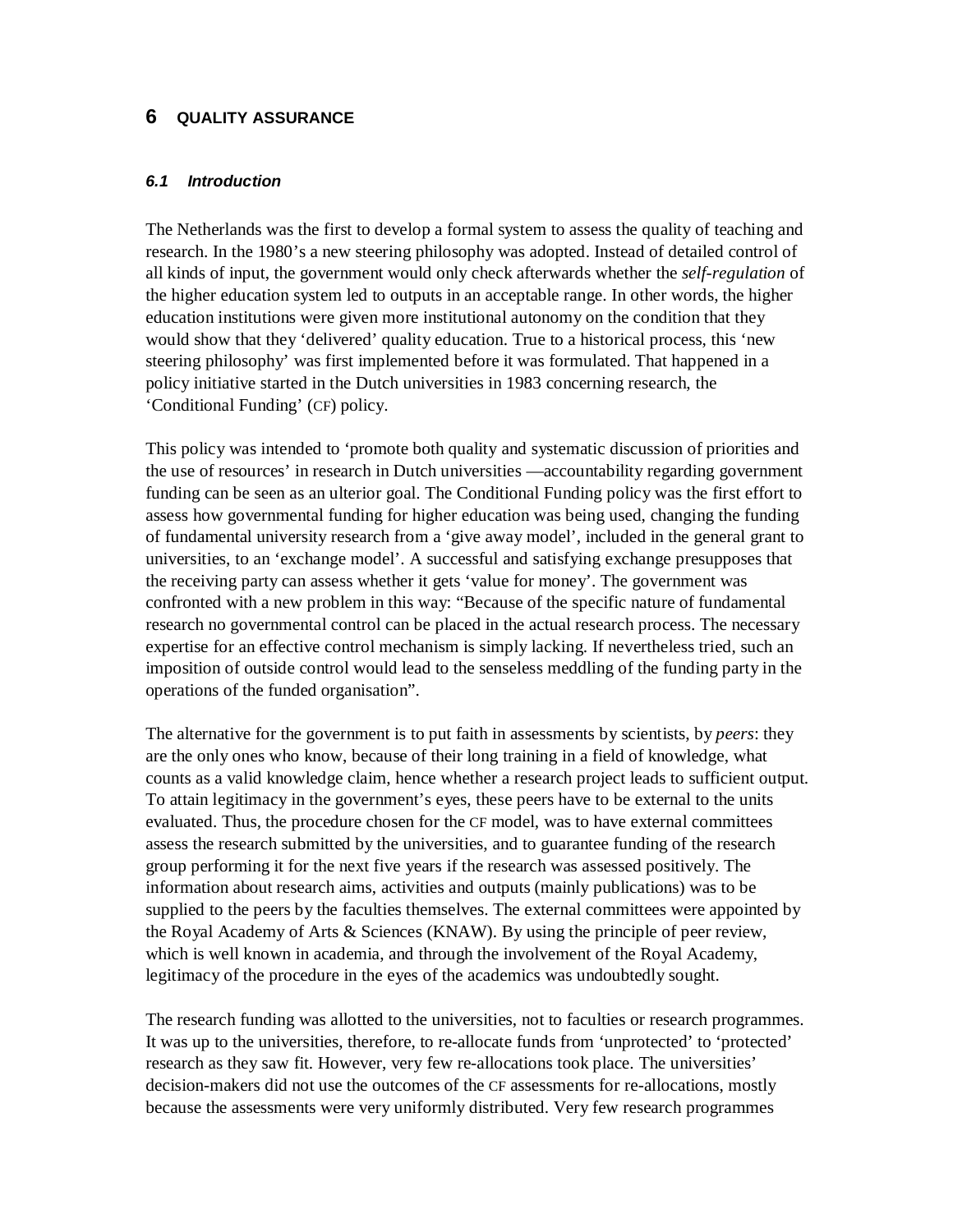# 6 QUALITY ASSURANCE

### *6.1 Introduction*

The Netherlands was the first to develop a formal system to assess the quality of teaching and research. In the 1980's a new steering philosophy was adopted. Instead of detailed control of all kinds of input, the government would only check afterwards whether the *self-regulation* of the higher education system led to outputs in an acceptable range. In other words, the higher education institutions were given more institutional autonomy on the condition that they would show that they 'delivered' quality education. True to a historical process, this 'new steering philosophy' was first implemented before it was formulated. That happened in a policy initiative started in the Dutch universities in 1983 concerning research, the 'Conditional Funding' (CF) policy.

This policy was intended to 'promote both quality and systematic discussion of priorities and the use of resources' in research in Dutch universities —accountability regarding government funding can be seen as an ulterior goal. The Conditional Funding policy was the first effort to assess how governmental funding for higher education was being used, changing the funding of fundamental university research from a 'give away model', included in the general grant to universities, to an 'exchange model'. A successful and satisfying exchange presupposes that the receiving party can assess whether it gets 'value for money'. The government was confronted with a new problem in this way: "Because of the specific nature of fundamental research no governmental control can be placed in the actual research process. The necessary expertise for an effective control mechanism is simply lacking. If nevertheless tried, such an imposition of outside control would lead to the senseless meddling of the funding party in the operations of the funded organisation".

The alternative for the government is to put faith in assessments by scientists, by *peers*: they are the only ones who know, because of their long training in a field of knowledge, what counts as a valid knowledge claim, hence whether a research project leads to sufficient output. To attain legitimacy in the government's eyes, these peers have to be external to the units evaluated. Thus, the procedure chosen for the CF model, was to have external committees assess the research submitted by the universities, and to guarantee funding of the research group performing it for the next five years if the research was assessed positively. The information about research aims, activities and outputs (mainly publications) was to be supplied to the peers by the faculties themselves. The external committees were appointed by the Royal Academy of Arts & Sciences (KNAW). By using the principle of peer review, which is well known in academia, and through the involvement of the Royal Academy, legitimacy of the procedure in the eyes of the academics was undoubtedly sought.

The research funding was allotted to the universities, not to faculties or research programmes. It was up to the universities, therefore, to re-allocate funds from 'unprotected' to 'protected' research as they saw fit. However, very few re-allocations took place. The universities' decision-makers did not use the outcomes of the CF assessments for re-allocations, mostly because the assessments were very uniformly distributed. Very few research programmes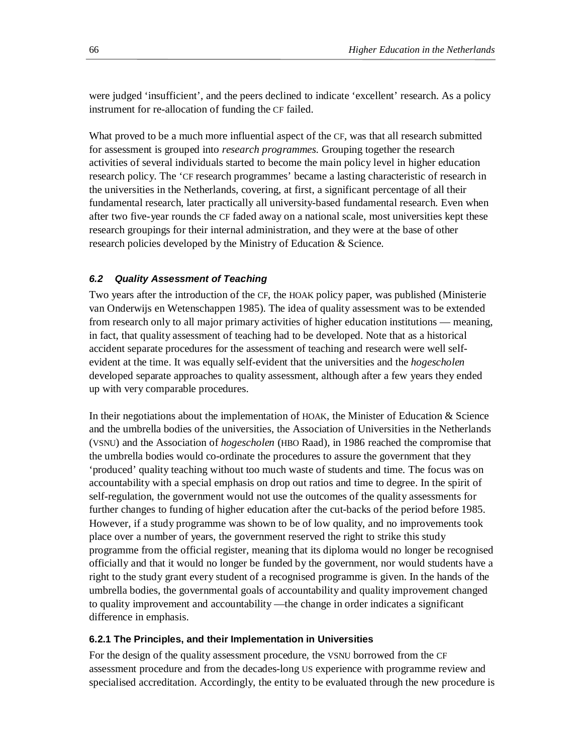were judged 'insufficient', and the peers declined to indicate 'excellent' research. As a policy instrument for re-allocation of funding the CF failed.

What proved to be a much more influential aspect of the CF, was that all research submitted for assessment is grouped into *research programmes.* Grouping together the research activities of several individuals started to become the main policy level in higher education research policy. The 'CF research programmes' became a lasting characteristic of research in the universities in the Netherlands, covering, at first, a significant percentage of all their fundamental research, later practically all university-based fundamental research. Even when after two five-year rounds the CF faded away on a national scale, most universities kept these research groupings for their internal administration, and they were at the base of other research policies developed by the Ministry of Education & Science.

### *6.2 Quality Assessment of Teaching*

Two years after the introduction of the CF, the HOAK policy paper, was published (Ministerie van Onderwijs en Wetenschappen 1985). The idea of quality assessment was to be extended from research only to all major primary activities of higher education institutions — meaning, in fact, that quality assessment of teaching had to be developed. Note that as a historical accident separate procedures for the assessment of teaching and research were well self-evident at the time. It was equally self-evident that the universities and the *hogescholen* developed separate approaches to quality assessment, although after a few years they ended up with very comparable procedures.

In their negotiations about the implementation of HOAK, the Minister of Education & Science and the umbrella bodies of the universities, the Association of Universities in the Netherlands (VSNU) and the Association of *hogescholen* (HBO Raad), in 1986 reached the compromise that the umbrella bodies would co-ordinate the procedures to assure the government that they 'produced' quality teaching without too much waste of students and time. The focus was on accountability with a special emphasis on drop out ratios and time to degree. In the spirit of self-regulation, the government would not use the outcomes of the quality assessments for further changes to funding of higher education after the cut-backs of the period before 1985. However, if a study programme was shown to be of low quality, and no improvements took place over a number of years, the government reserved the right to strike this study programme from the official register, meaning that its diploma would no longer be recognised officially and that it would no longer be funded by the government, nor would students have a right to the study grant every student of a recognised programme is given. In the hands of the umbrella bodies, the governmental goals of accountability and quality improvement changed to quality improvement and accountability —the change in order indicates a significant difference in emphasis.

#### 6.2.1 The Principles, and their Implementation in Universities

For the design of the quality assessment procedure, the VSNU borrowed from the CF assessment procedure and from the decades-long US experience with programme review and specialised accreditation. Accordingly, the entity to be evaluated through the new procedure is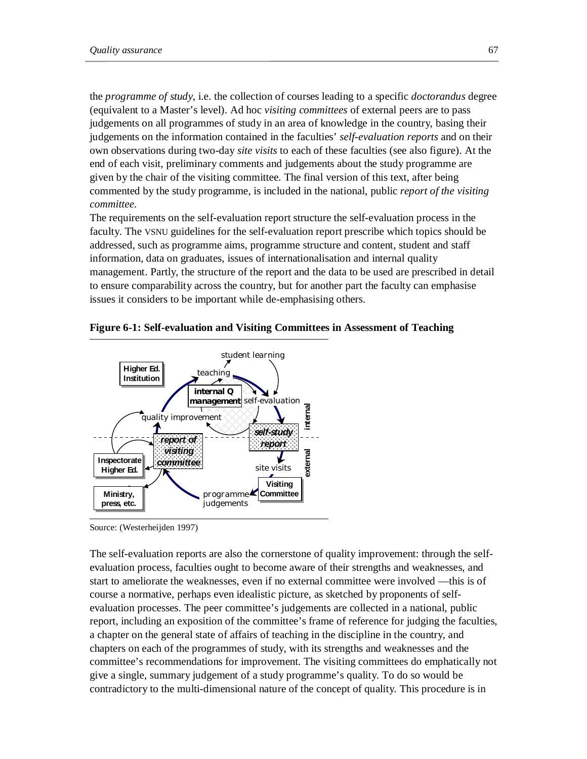the *programme of study*, i.e. the collection of courses leading to a specific *doctorandus* degree (equivalent to a Master's level). Ad hoc *visiting committees* of external peers are to pass judgements on all programmes of study in an area of knowledge in the country, basing their judgements on the information contained in the faculties' *self-evaluation reports* and on their own observations during two-day *site visits* to each of these faculties (see also figure). At the end of each visit, preliminary comments and judgements about the study programme are given by the chair of the visiting committee. The final version of this text, after being commented by the study programme, is included in the national, public *report of the visiting committee.*

The requirements on the self-evaluation report structure the self-evaluation process in the faculty. The VSNU guidelines for the self-evaluation report prescribe which topics should be addressed, such as programme aims, programme structure and content, student and staff information, data on graduates, issues of internationalisation and internal quality management. Partly, the structure of the report and the data to be used are prescribed in detail to ensure comparability across the country, but for another part the faculty can emphasise issues it considers to be important while de-emphasising others.

**Figure 6-1: Self-evaluation and Visiting Committees in Assessment of Teaching**

Source: (Westerheijden 1997)

The self-evaluation reports are also the cornerstone of quality improvement: through the self-evaluation process, faculties ought to become aware of their strengths and weaknesses, and start to ameliorate the weaknesses, even if no external committee were involved —this is of course a normative, perhaps even idealistic picture, as sketched by proponents of self-evaluation processes. The peer committee's judgements are collected in a national, public report, including an exposition of the committee's frame of reference for judging the faculties, a chapter on the general state of affairs of teaching in the discipline in the country, and chapters on each of the programmes of study, with its strengths and weaknesses and the committee's recommendations for improvement. The visiting committees do emphatically not give a single, summary judgement of a study programme's quality. To do so would be contradictory to the multi-dimensional nature of the concept of quality. This procedure is in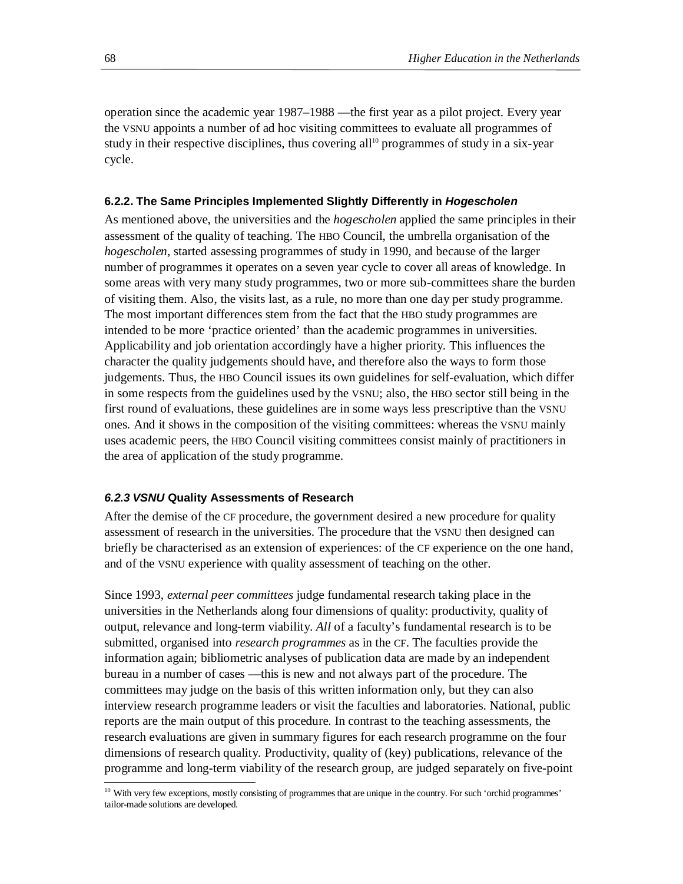operation since the academic year 1987–1988 —the first year as a pilot project. Every year the VSNU appoints a number of ad hoc visiting committees to evaluate all programmes of study in their respective disciplines, thus covering all[10] programmes of study in a six-year cycle.

### 6.2.2. The Same Principles Implemented Slightly Differently in *Hogescholen*

As mentioned above, the universities and the *hogescholen* applied the same principles in their assessment of the quality of teaching. The HBO Council, the umbrella organisation of the *hogescholen*, started assessing programmes of study in 1990, and because of the larger number of programmes it operates on a seven year cycle to cover all areas of knowledge. In some areas with very many study programmes, two or more sub-committees share the burden of visiting them. Also, the visits last, as a rule, no more than one day per study programme. The most important differences stem from the fact that the HBO study programmes are intended to be more 'practice oriented' than the academic programmes in universities. Applicability and job orientation accordingly have a higher priority. This influences the character the quality judgements should have, and therefore also the ways to form those judgements. Thus, the HBO Council issues its own guidelines for self-evaluation, which differ in some respects from the guidelines used by the VSNU; also, the HBO sector still being in the first round of evaluations, these guidelines are in some ways less prescriptive than the VSNU ones. And it shows in the composition of the visiting committees: whereas the VSNU mainly uses academic peers, the HBO Council visiting committees consist mainly of practitioners in the area of application of the study programme.

### *6.2.3 VSNU* Quality Assessments of Research

After the demise of the CF procedure, the government desired a new procedure for quality assessment of research in the universities. The procedure that the VSNU then designed can briefly be characterised as an extension of experiences: of the CF experience on the one hand, and of the VSNU experience with quality assessment of teaching on the other.

Since 1993, *external peer committees* judge fundamental research taking place in the universities in the Netherlands along four dimensions of quality: productivity, quality of output, relevance and long-term viability. *All* of a faculty's fundamental research is to be submitted, organised into *research programmes* as in the CF. The faculties provide the information again; bibliometric analyses of publication data are made by an independent bureau in a number of cases —this is new and not always part of the procedure. The committees may judge on the basis of this written information only, but they can also interview research programme leaders or visit the faculties and laboratories. National, public reports are the main output of this procedure. In contrast to the teaching assessments, the research evaluations are given in summary figures for each research programme on the four dimensions of research quality. Productivity, quality of (key) publications, relevance of the programme and long-term viability of the research group, are judged separately on five-point

[10] With very few exceptions, mostly consisting of programmes that are unique in the country. For such 'orchid programmes' tailor-made solutions are developed.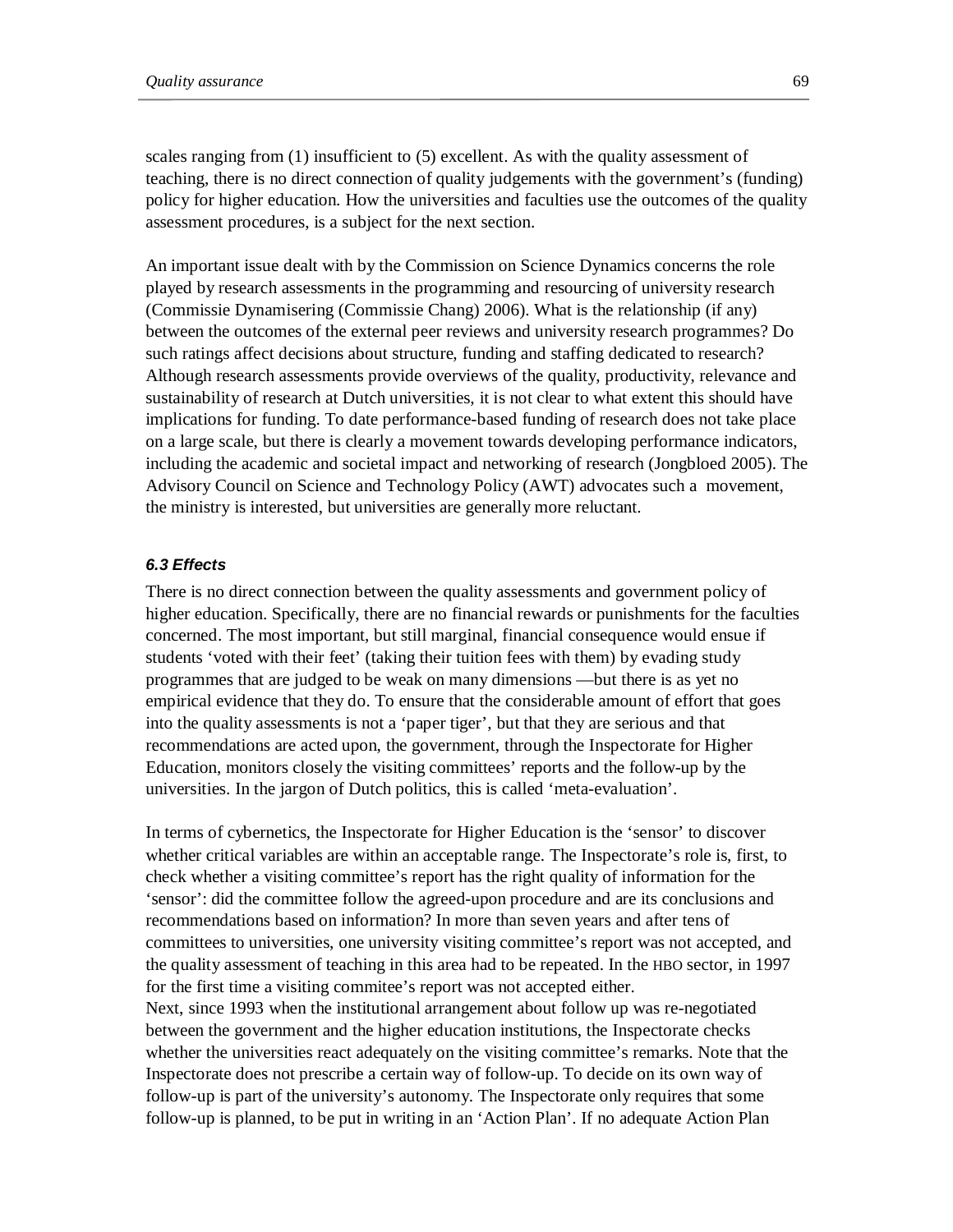scales ranging from (1) insufficient to (5) excellent. As with the quality assessment of teaching, there is no direct connection of quality judgements with the government's (funding) policy for higher education. How the universities and faculties use the outcomes of the quality assessment procedures, is a subject for the next section.

An important issue dealt with by the Commission on Science Dynamics concerns the role played by research assessments in the programming and resourcing of university research (Commissie Dynamisering (Commissie Chang) 2006). What is the relationship (if any) between the outcomes of the external peer reviews and university research programmes? Do such ratings affect decisions about structure, funding and staffing dedicated to research? Although research assessments provide overviews of the quality, productivity, relevance and sustainability of research at Dutch universities, it is not clear to what extent this should have implications for funding. To date performance-based funding of research does not take place on a large scale, but there is clearly a movement towards developing performance indicators, including the academic and societal impact and networking of research (Jongbloed 2005). The Advisory Council on Science and Technology Policy (AWT) advocates such a movement, the ministry is interested, but universities are generally more reluctant.

### *6.3 Effects*

There is no direct connection between the quality assessments and government policy of higher education. Specifically, there are no financial rewards or punishments for the faculties concerned. The most important, but still marginal, financial consequence would ensue if students 'voted with their feet' (taking their tuition fees with them) by evading study programmes that are judged to be weak on many dimensions —but there is as yet no empirical evidence that they do. To ensure that the considerable amount of effort that goes into the quality assessments is not a 'paper tiger', but that they are serious and that recommendations are acted upon, the government, through the Inspectorate for Higher Education, monitors closely the visiting committees' reports and the follow-up by the universities. In the jargon of Dutch politics, this is called 'meta-evaluation'.

In terms of cybernetics, the Inspectorate for Higher Education is the 'sensor' to discover whether critical variables are within an acceptable range. The Inspectorate's role is, first, to check whether a visiting committee's report has the right quality of information for the 'sensor': did the committee follow the agreed-upon procedure and are its conclusions and recommendations based on information? In more than seven years and after tens of committees to universities, one university visiting committee's report was not accepted, and the quality assessment of teaching in this area had to be repeated. In the HBO sector, in 1997 for the first time a visiting commitee's report was not accepted either.
Next, since 1993 when the institutional arrangement about follow up was re-negotiated between the government and the higher education institutions, the Inspectorate checks whether the universities react adequately on the visiting committee's remarks. Note that the Inspectorate does not prescribe a certain way of follow-up. To decide on its own way of follow-up is part of the university's autonomy. The Inspectorate only requires that some follow-up is planned, to be put in writing in an 'Action Plan'. If no adequate Action Plan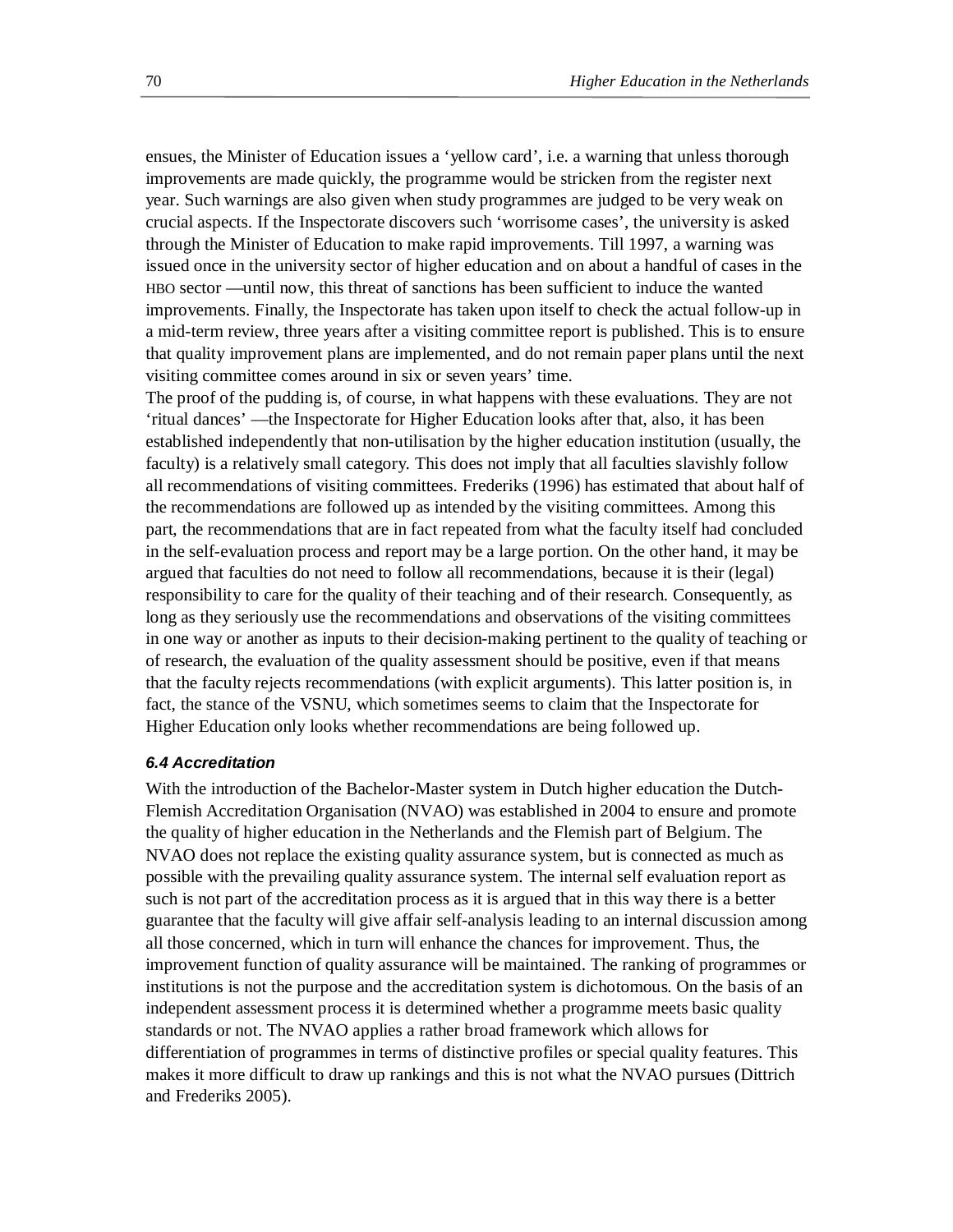ensues, the Minister of Education issues a 'yellow card', i.e. a warning that unless thorough improvements are made quickly, the programme would be stricken from the register next year. Such warnings are also given when study programmes are judged to be very weak on crucial aspects. If the Inspectorate discovers such 'worrisome cases', the university is asked through the Minister of Education to make rapid improvements. Till 1997, a warning was issued once in the university sector of higher education and on about a handful of cases in the HBO sector —until now, this threat of sanctions has been sufficient to induce the wanted improvements. Finally, the Inspectorate has taken upon itself to check the actual follow-up in a mid-term review, three years after a visiting committee report is published. This is to ensure that quality improvement plans are implemented, and do not remain paper plans until the next visiting committee comes around in six or seven years' time.

The proof of the pudding is, of course, in what happens with these evaluations. They are not 'ritual dances' —the Inspectorate for Higher Education looks after that, also, it has been established independently that non-utilisation by the higher education institution (usually, the faculty) is a relatively small category. This does not imply that all faculties slavishly follow all recommendations of visiting committees. Frederiks (1996) has estimated that about half of the recommendations are followed up as intended by the visiting committees. Among this part, the recommendations that are in fact repeated from what the faculty itself had concluded in the self-evaluation process and report may be a large portion. On the other hand, it may be argued that faculties do not need to follow all recommendations, because it is their (legal) responsibility to care for the quality of their teaching and of their research. Consequently, as long as they seriously use the recommendations and observations of the visiting committees in one way or another as inputs to their decision-making pertinent to the quality of teaching or of research, the evaluation of the quality assessment should be positive, even if that means that the faculty rejects recommendations (with explicit arguments). This latter position is, in fact, the stance of the VSNU, which sometimes seems to claim that the Inspectorate for Higher Education only looks whether recommendations are being followed up.

### *6.4 Accreditation*

With the introduction of the Bachelor-Master system in Dutch higher education the Dutch-Flemish Accreditation Organisation (NVAO) was established in 2004 to ensure and promote the quality of higher education in the Netherlands and the Flemish part of Belgium. The NVAO does not replace the existing quality assurance system, but is connected as much as possible with the prevailing quality assurance system. The internal self evaluation report as such is not part of the accreditation process as it is argued that in this way there is a better guarantee that the faculty will give affair self-analysis leading to an internal discussion among all those concerned, which in turn will enhance the chances for improvement. Thus, the improvement function of quality assurance will be maintained. The ranking of programmes or institutions is not the purpose and the accreditation system is dichotomous. On the basis of an independent assessment process it is determined whether a programme meets basic quality standards or not. The NVAO applies a rather broad framework which allows for differentiation of programmes in terms of distinctive profiles or special quality features. This makes it more difficult to draw up rankings and this is not what the NVAO pursues (Dittrich and Frederiks 2005).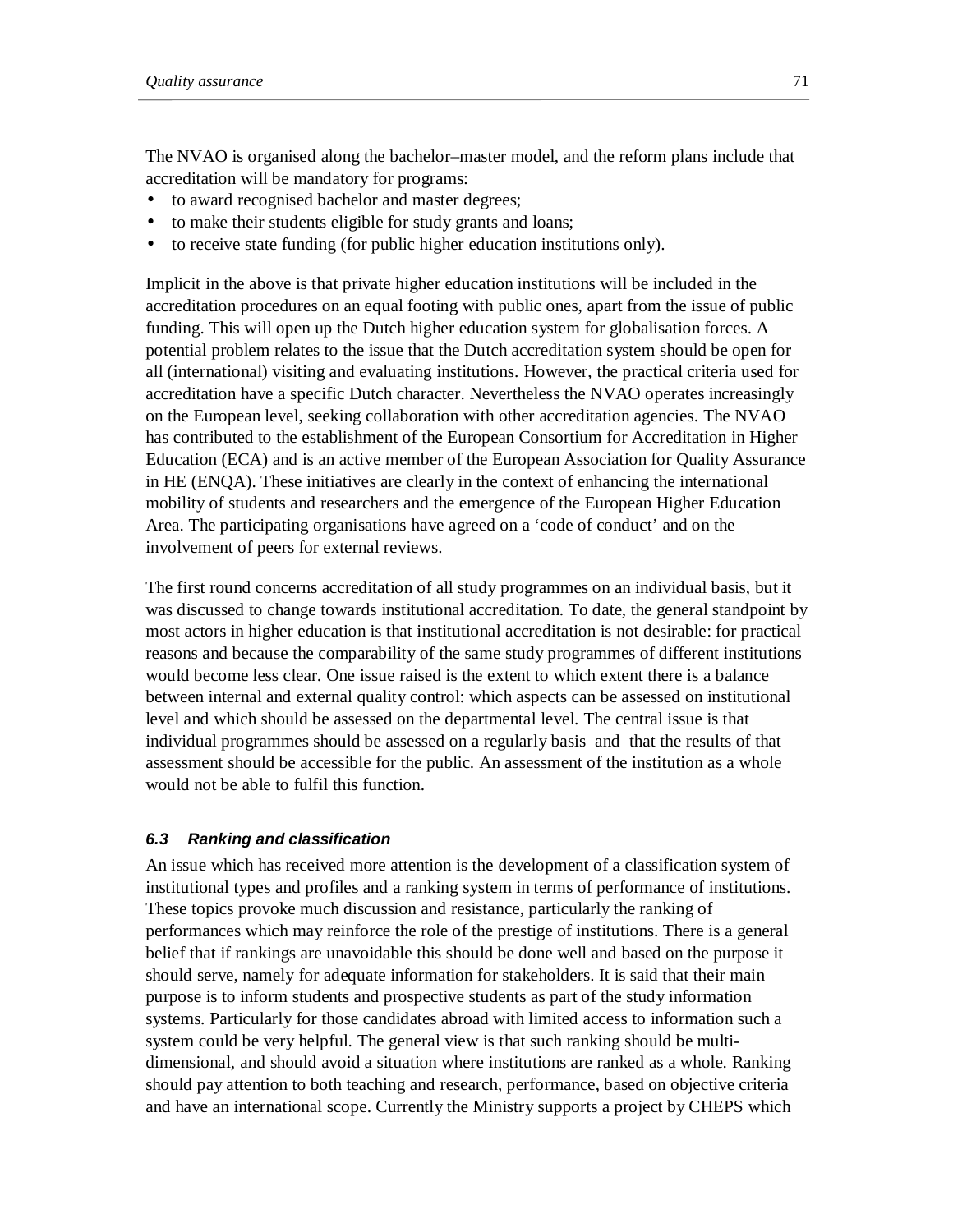The NVAO is organised along the bachelor–master model, and the reform plans include that accreditation will be mandatory for programs:

- to award recognised bachelor and master degrees;
- to make their students eligible for study grants and loans;
- to receive state funding (for public higher education institutions only).

Implicit in the above is that private higher education institutions will be included in the accreditation procedures on an equal footing with public ones, apart from the issue of public funding. This will open up the Dutch higher education system for globalisation forces. A potential problem relates to the issue that the Dutch accreditation system should be open for all (international) visiting and evaluating institutions. However, the practical criteria used for accreditation have a specific Dutch character. Nevertheless the NVAO operates increasingly on the European level, seeking collaboration with other accreditation agencies. The NVAO has contributed to the establishment of the European Consortium for Accreditation in Higher Education (ECA) and is an active member of the European Association for Quality Assurance in HE (ENQA). These initiatives are clearly in the context of enhancing the international mobility of students and researchers and the emergence of the European Higher Education Area. The participating organisations have agreed on a 'code of conduct' and on the involvement of peers for external reviews.

The first round concerns accreditation of all study programmes on an individual basis, but it was discussed to change towards institutional accreditation. To date, the general standpoint by most actors in higher education is that institutional accreditation is not desirable: for practical reasons and because the comparability of the same study programmes of different institutions would become less clear. One issue raised is the extent to which extent there is a balance between internal and external quality control: which aspects can be assessed on institutional level and which should be assessed on the departmental level. The central issue is that individual programmes should be assessed on a regularly basis and that the results of that assessment should be accessible for the public. An assessment of the institution as a whole would not be able to fulfil this function.

### 6.3 Ranking and classification

An issue which has received more attention is the development of a classification system of institutional types and profiles and a ranking system in terms of performance of institutions. These topics provoke much discussion and resistance, particularly the ranking of performances which may reinforce the role of the prestige of institutions. There is a general belief that if rankings are unavoidable this should be done well and based on the purpose it should serve, namely for adequate information for stakeholders. It is said that their main purpose is to inform students and prospective students as part of the study information systems. Particularly for those candidates abroad with limited access to information such a system could be very helpful. The general view is that such ranking should be multi-dimensional, and should avoid a situation where institutions are ranked as a whole. Ranking should pay attention to both teaching and research, performance, based on objective criteria and have an international scope. Currently the Ministry supports a project by CHEPS which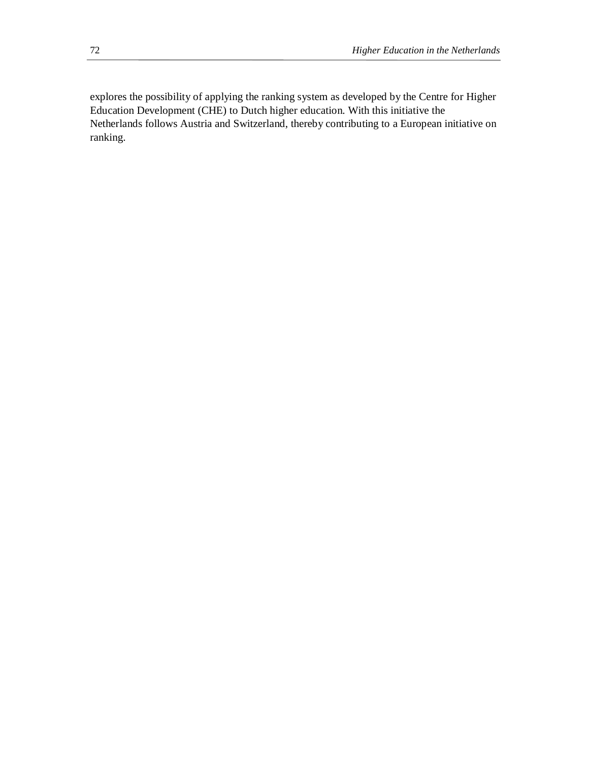explores the possibility of applying the ranking system as developed by the Centre for Higher Education Development (CHE) to Dutch higher education. With this initiative the Netherlands follows Austria and Switzerland, thereby contributing to a European initiative on ranking.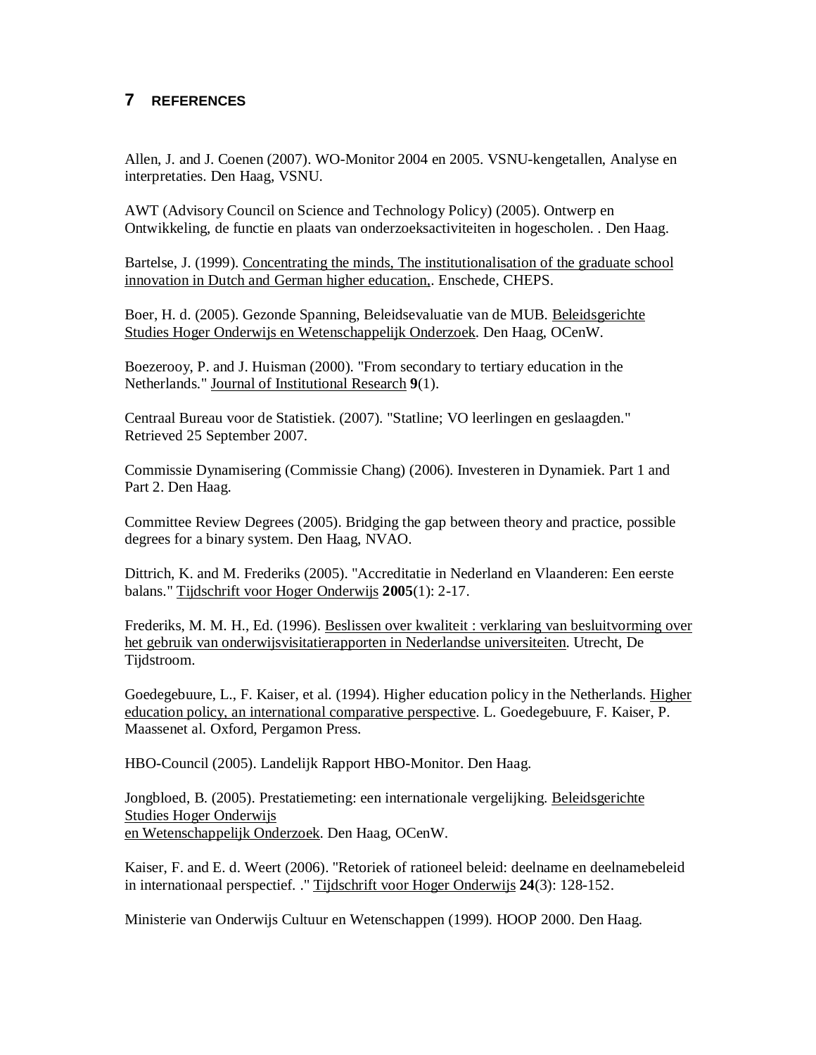## 7 REFERENCES

Allen, J. and J. Coenen (2007). WO-Monitor 2004 en 2005. VSNU-kengetallen, Analyse en interpretaties. Den Haag, VSNU.

AWT (Advisory Council on Science and Technology Policy) (2005). Ontwerp en Ontwikkeling, de functie en plaats van onderzoeksactiviteiten in hogescholen. . Den Haag.

Bartelse, J. (1999). Concentrating the minds, The institutionalisation of the graduate school innovation in Dutch and German higher education,. Enschede, CHEPS.

Boer, H. d. (2005). Gezonde Spanning, Beleidsevaluatie van de MUB. Beleidsgerichte Studies Hoger Onderwijs en Wetenschappelijk Onderzoek. Den Haag, OCenW.

Boezerooy, P. and J. Huisman (2000). "From secondary to tertiary education in the Netherlands." Journal of Institutional Research **9**(1).

Centraal Bureau voor de Statistiek. (2007). "Statline; VO leerlingen en geslaagden." Retrieved 25 September 2007.

Commissie Dynamisering (Commissie Chang) (2006). Investeren in Dynamiek. Part 1 and Part 2. Den Haag.

Committee Review Degrees (2005). Bridging the gap between theory and practice, possible degrees for a binary system. Den Haag, NVAO.

Dittrich, K. and M. Frederiks (2005). "Accreditatie in Nederland en Vlaanderen: Een eerste balans." Tijdschrift voor Hoger Onderwijs **2005**(1): 2-17.

Frederiks, M. M. H., Ed. (1996). Beslissen over kwaliteit : verklaring van besluitvorming over het gebruik van onderwijsvisitatierapporten in Nederlandse universiteiten. Utrecht, De Tijdstroom.

Goedegebuure, L., F. Kaiser, et al. (1994). Higher education policy in the Netherlands. Higher education policy, an international comparative perspective. L. Goedegebuure, F. Kaiser, P. Maassenet al. Oxford, Pergamon Press.

HBO-Council (2005). Landelijk Rapport HBO-Monitor. Den Haag.

Jongbloed, B. (2005). Prestatiemeting: een internationale vergelijking. Beleidsgerichte Studies Hoger Onderwijs en Wetenschappelijk Onderzoek. Den Haag, OCenW.

Kaiser, F. and E. d. Weert (2006). "Retoriek of rationeel beleid: deelname en deelnamebeleid in internationaal perspectief. ." Tijdschrift voor Hoger Onderwijs **24**(3): 128-152.

Ministerie van Onderwijs Cultuur en Wetenschappen (1999). HOOP 2000. Den Haag.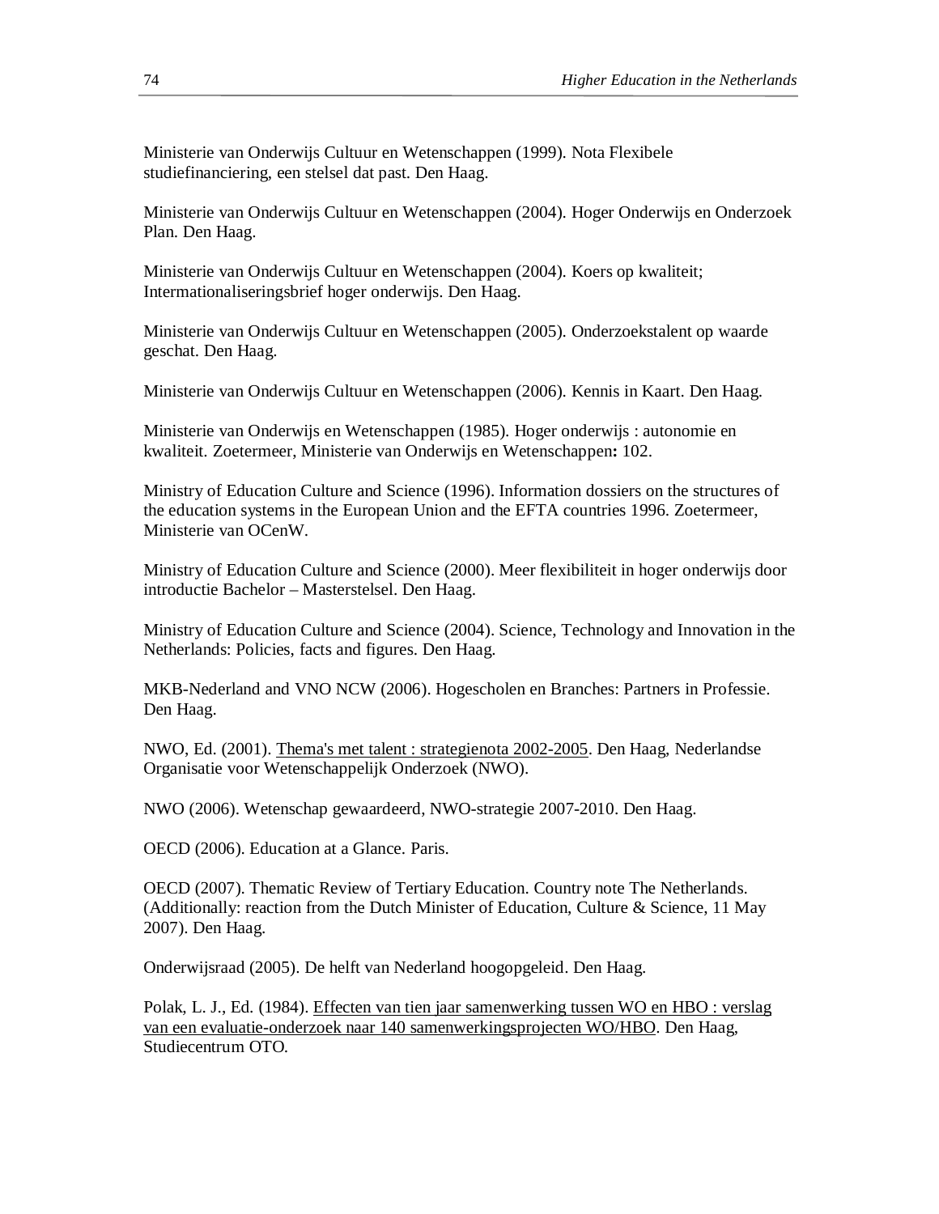Ministerie van Onderwijs Cultuur en Wetenschappen (1999). Nota Flexibele studiefinanciering, een stelsel dat past. Den Haag.

Ministerie van Onderwijs Cultuur en Wetenschappen (2004). Hoger Onderwijs en Onderzoek Plan. Den Haag.

Ministerie van Onderwijs Cultuur en Wetenschappen (2004). Koers op kwaliteit; Internationaliseringsbrief hoger onderwijs. Den Haag.

Ministerie van Onderwijs Cultuur en Wetenschappen (2005). Onderzoekstalent op waarde geschat. Den Haag.

Ministerie van Onderwijs Cultuur en Wetenschappen (2006). Kennis in Kaart. Den Haag.

Ministerie van Onderwijs en Wetenschappen (1985). Hoger onderwijs : autonomie en kwaliteit. Zoetermeer, Ministerie van Onderwijs en Wetenschappen**:** 102.

Ministry of Education Culture and Science (1996). Information dossiers on the structures of the education systems in the European Union and the EFTA countries 1996. Zoetermeer, Ministerie van OCenW.

Ministry of Education Culture and Science (2000). Meer flexibiliteit in hoger onderwijs door introductie Bachelor – Masterstelsel. Den Haag.

Ministry of Education Culture and Science (2004). Science, Technology and Innovation in the Netherlands: Policies, facts and figures. Den Haag.

MKB-Nederland and VNO NCW (2006). Hogescholen en Branches: Partners in Professie. Den Haag.

NWO, Ed. (2001). Thema's met talent : strategienota 2002-2005. Den Haag, Nederlandse Organisatie voor Wetenschappelijk Onderzoek (NWO).

NWO (2006). Wetenschap gewaardeerd, NWO-strategie 2007-2010. Den Haag.

OECD (2006). Education at a Glance. Paris.

OECD (2007). Thematic Review of Tertiary Education. Country note The Netherlands. (Additionally: reaction from the Dutch Minister of Education, Culture & Science, 11 May 2007). Den Haag.

Onderwijsraad (2005). De helft van Nederland hoogopgeleid. Den Haag.

Polak, L. J., Ed. (1984). Effecten van tien jaar samenwerking tussen WO en HBO : verslag van een evaluatie-onderzoek naar 140 samenwerkingsprojecten WO/HBO. Den Haag, Studiecentrum OTO.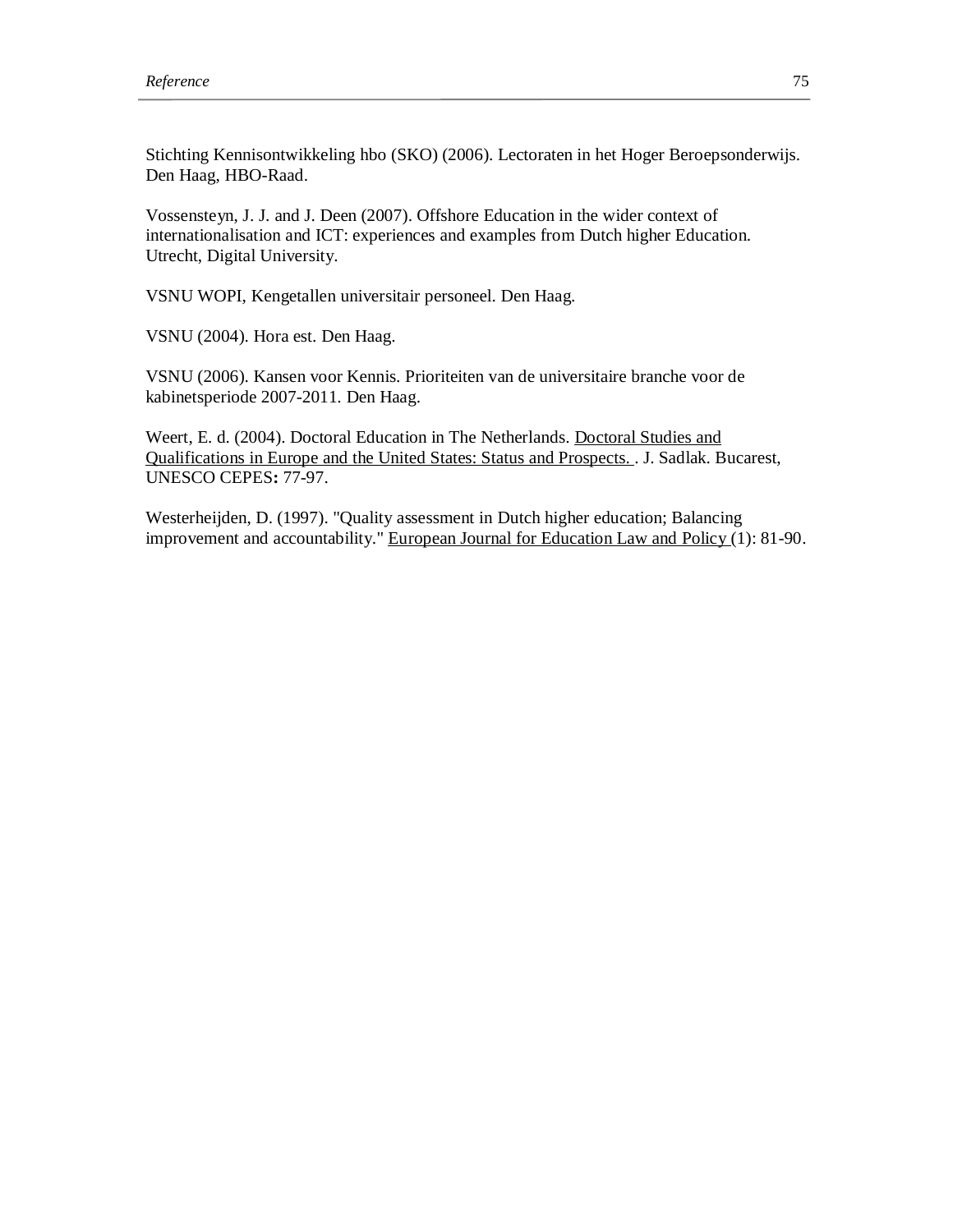Stichting Kennisontwikkeling hbo (SKO) (2006). Lectoraten in het Hoger Beroepsonderwijs. Den Haag, HBO-Raad.

Vossensteyn, J. J. and J. Deen (2007). Offshore Education in the wider context of internationalisation and ICT: experiences and examples from Dutch higher Education. Utrecht, Digital University.

VSNU WOPI, Kengetallen universitair personeel. Den Haag.

VSNU (2004). Hora est. Den Haag.

VSNU (2006). Kansen voor Kennis. Prioriteiten van de universitaire branche voor de kabinetsperiode 2007-2011. Den Haag.

Weert, E. d. (2004). Doctoral Education in The Netherlands. Doctoral Studies and Qualifications in Europe and the United States: Status and Prospects. . J. Sadlak. Bucarest, UNESCO CEPES**:** 77-97.

Westerheijden, D. (1997). "Quality assessment in Dutch higher education; Balancing improvement and accountability." European Journal for Education Law and Policy (1): 81-90.